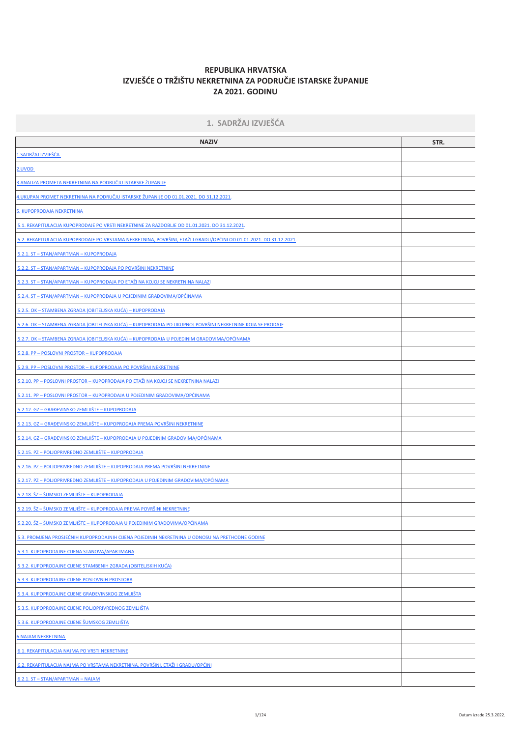# REPUBLIKA HRVATSKA
# IZVJEŠĆE O TRŽIŠTU NEKRETNINA ZA PODRUČJE ISTARSKE ŽUPANIJE
# ZA 2021. GODINU

## 1. SADRŽAJ IZVJEŠĆA

| NAZIV | STR. |
|---|---|
| 1.SADRŽAJ IZVJEŠĆA | |
| 2.UVOD | |
| 3.ANALIZA PROMETA NEKRETNINA NA PODRUČJU ISTARSKE ŽUPANIJE | |
| 4.UKUPAN PROMET NEKRETNINA NA PODRUČJU ISTARSKE ŽUPANIJE OD 01.01.2021. DO 31.12.2021. | |
| 5. KUPOPRODAJA NEKRETNINA | |
| 5.1. REKAPITULACIJA KUPOPRODAJE PO VRSTI NEKRETNINE ZA RAZDOBLJE OD 01.01.2021. DO 31.12.2021. | |
| 5.2. REKAPITULACIJA KUPOPRODAJE PO VRSTAMA NEKRETNINA, POVRŠINI, ETAŽI I GRADU/OPĆINI OD 01.01.2021. DO 31.12.2021. | |
| 5.2.1. ST – STAN/APARTMAN – KUPOPRODAJA | |
| 5.2.2. ST – STAN/APARTMAN – KUPOPRODAJA PO POVRŠINI NEKRETNINE | |
| 5.2.3. ST – STAN/APARTMAN – KUPOPRODAJA PO ETAŽI NA KOJOJ SE NEKRETNINA NALAZI | |
| 5.2.4. ST – STAN/APARTMAN – KUPOPRODAJA U POJEDINIM GRADOVIMA/OPĆINAMA | |
| 5.2.5. OK – STAMBENA ZGRADA (OBITELJSKA KUĆA) – KUPOPRODAJA | |
| 5.2.6. OK – STAMBENA ZGRADA (OBITELJSKA KUĆA) – KUPOPRODAJA PO UKUPNOJ POVRŠINI NEKRETNINE KOJA SE PRODAJE | |
| 5.2.7. OK – STAMBENA ZGRADA (OBITELJSKA KUĆA) – KUPOPRODAJA U POJEDINIM GRADOVIMA/OPĆINAMA | |
| 5.2.8. PP – POSLOVNI PROSTOR – KUPOPRODAJA | |
| 5.2.9. PP – POSLOVNI PROSTOR – KUPOPRODAJA PO POVRŠINI NEKRETNINE | |
| 5.2.10. PP – POSLOVNI PROSTOR – KUPOPRODAJA PO ETAŽI NA KOJOJ SE NEKRETNINA NALAZI | |
| 5.2.11. PP – POSLOVNI PROSTOR – KUPOPRODAJA U POJEDINIM GRADOVIMA/OPĆINAMA | |
| 5.2.12. GZ – GRAĐEVINSKO ZEMLJIŠTE – KUPOPRODAJA | |
| 5.2.13. GZ – GRAĐEVINSKO ZEMLJIŠTE – KUPOPRODAJA PREMA POVRŠINI NEKRETNINE | |
| 5.2.14. GZ – GRAĐEVINSKO ZEMLJIŠTE – KUPOPRODAJA U POJEDINIM GRADOVIMA/OPĆINAMA | |
| 5.2.15. PZ – POLJOPRIVREDNO ZEMLJIŠTE – KUPOPRODAJA | |
| 5.2.16. PZ – POLJOPRIVREDNO ZEMLJIŠTE – KUPOPRODAJA PREMA POVRŠINI NEKRETNINE | |
| 5.2.17. PZ – POLJOPRIVREDNO ZEMLJIŠTE – KUPOPRODAJA U POJEDINIM GRADOVIMA/OPĆINAMA | |
| 5.2.18. ŠZ – ŠUMSKO ZEMLJIŠTE – KUPOPRODAJA | |
| 5.2.19. ŠZ – ŠUMSKO ZEMLJIŠTE – KUPOPRODAJA PREMA POVRŠINI NEKRETNINE | |
| 5.2.20. ŠZ – ŠUMSKO ZEMLJIŠTE – KUPOPRODAJA U POJEDINIM GRADOVIMA/OPĆINAMA | |
| 5.3. PROMJENA PROSJEČNIH KUPOPRODAJNIH CIJENA POJEDINIH NEKRETNINA U ODNOSU NA PRETHODNE GODINE | |
| 5.3.1. KUPOPRODAJNE CIJENA STANOVA/APARTMANA | |
| 5.3.2. KUPOPRODAJNE CIJENE STAMBENIH ZGRADA (OBITELJSKIH KUĆA) | |
| 5.3.3. KUPOPRODAJNE CIJENE POSLOVNIH PROSTORA | |
| 5.3.4. KUPOPRODAJNE CIJENE GRAĐEVINSKOG ZEMLJIŠTA | |
| 5.3.5. KUPOPRODAJNE CIJENE POLJOPRIVREDNOG ZEMLJIŠTA | |
| 5.3.6. KUPOPRODAJNE CIJENE ŠUMSKOG ZEMLJIŠTA | |
| 6.NAJAM NEKRETNINA | |
| 6.1. REKAPITULACIJA NAJMA PO VRSTI NEKRETNINE | |
| 6.2. REKAPITULACIJA NAJMA PO VRSTAMA NEKRETNINA, POVRŠINI, ETAŽI I GRADU/OPĆINI | |
| 6.2.1. ST – STAN/APARTMAN – NAJAM | |

Datum izrade 25.3.2022.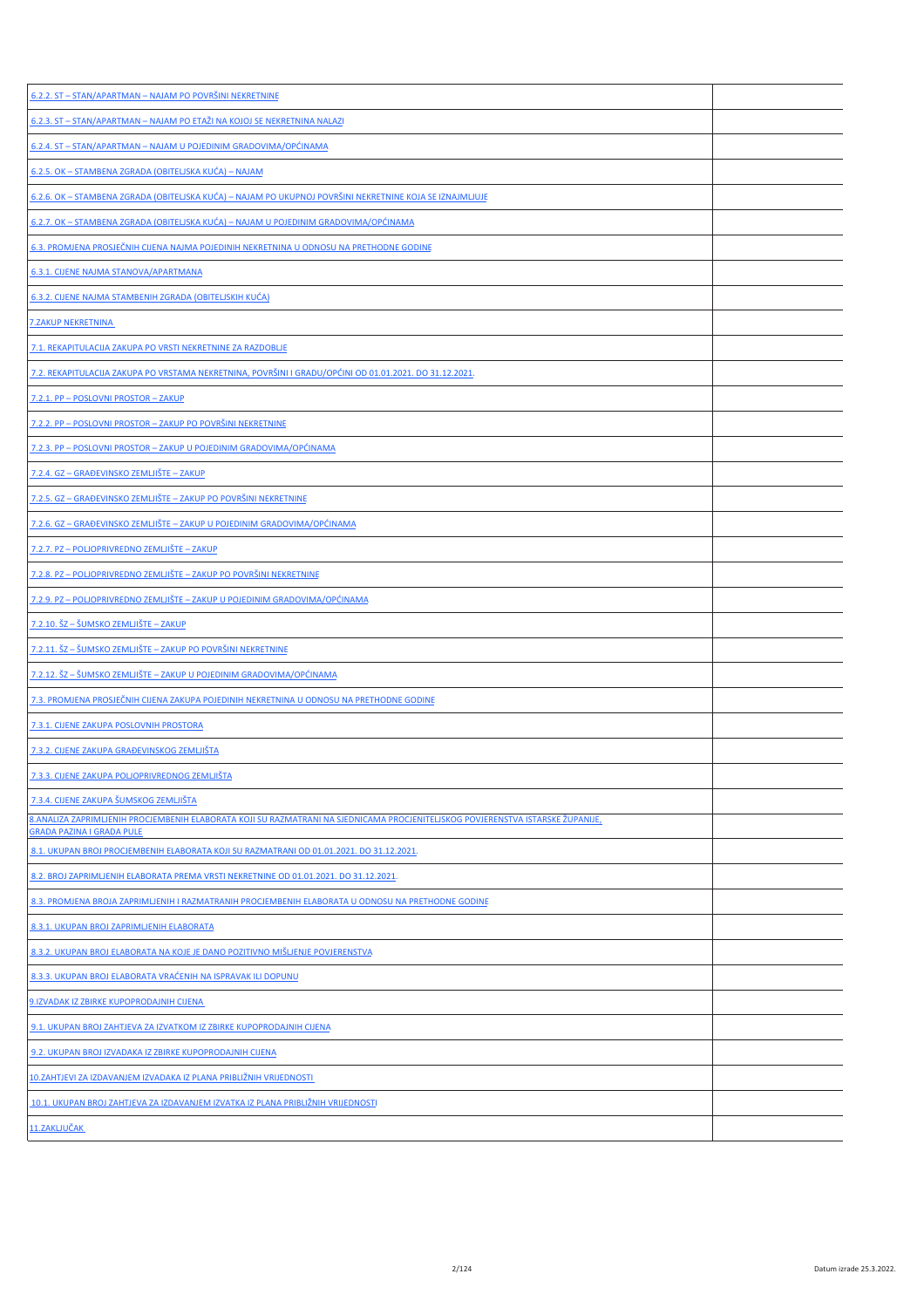| | |
|---|---|
| 6.2.2. ST – STAN/APARTMAN – NAJAM PO POVRŠINI NEKRETNINE | |
| 6.2.3. ST – STAN/APARTMAN – NAJAM PO ETAŽI NA KOJOJ SE NEKRETNINA NALAZI | |
| 6.2.4. ST – STAN/APARTMAN – NAJAM U POJEDINIM GRADOVIMA/OPĆINAMA | |
| 6.2.5. OK – STAMBENA ZGRADA (OBITELJSKA KUĆA) – NAJAM | |
| 6.2.6. OK – STAMBENA ZGRADA (OBITELJSKA KUĆA) – NAJAM PO UKUPNOJ POVRŠINI NEKRETNINE KOJA SE IZNAJMLJUJE | |
| 6.2.7. OK – STAMBENA ZGRADA (OBITELJSKA KUĆA) – NAJAM U POJEDINIM GRADOVIMA/OPĆINAMA | |
| 6.3. PROMJENA PROSJEČNIH CIJENA NAJMA POJEDINIH NEKRETNINA U ODNOSU NA PRETHODNE GODINE | |
| 6.3.1. CIJENE NAJMA STANOVA/APARTMANA | |
| 6.3.2. CIJENE NAJMA STAMBENIH ZGRADA (OBITELJSKIH KUĆA) | |
| 7.ZAKUP NEKRETNINA | |
| 7.1. REKAPITULACIJA ZAKUPA PO VRSTI NEKRETNINE ZA RAZDOBLJE | |
| 7.2. REKAPITULACIJA ZAKUPA PO VRSTAMA NEKRETNINA, POVRŠINI I GRADU/OPĆINI OD 01.01.2021. DO 31.12.2021. | |
| 7.2.1. PP – POSLOVNI PROSTOR – ZAKUP | |
| 7.2.2. PP – POSLOVNI PROSTOR – ZAKUP PO POVRŠINI NEKRETNINE | |
| 7.2.3. PP – POSLOVNI PROSTOR – ZAKUP U POJEDINIM GRADOVIMA/OPĆINAMA | |
| 7.2.4. GZ – GRAĐEVINSKO ZEMLJIŠTE – ZAKUP | |
| 7.2.5. GZ – GRAĐEVINSKO ZEMLJIŠTE – ZAKUP PO POVRŠINI NEKRETNINE | |
| 7.2.6. GZ – GRAĐEVINSKO ZEMLJIŠTE – ZAKUP U POJEDINIM GRADOVIMA/OPĆINAMA | |
| 7.2.7. PZ – POLJOPRIVREDNO ZEMLJIŠTE – ZAKUP | |
| 7.2.8. PZ – POLJOPRIVREDNO ZEMLJIŠTE – ZAKUP PO POVRŠINI NEKRETNINE | |
| 7.2.9. PZ – POLJOPRIVREDNO ZEMLJIŠTE – ZAKUP U POJEDINIM GRADOVIMA/OPĆINAMA | |
| 7.2.10. ŠZ – ŠUMSKO ZEMLJIŠTE – ZAKUP | |
| 7.2.11. ŠZ – ŠUMSKO ZEMLJIŠTE – ZAKUP PO POVRŠINI NEKRETNINE | |
| 7.2.12. ŠZ – ŠUMSKO ZEMLJIŠTE – ZAKUP U POJEDINIM GRADOVIMA/OPĆINAMA | |
| 7.3. PROMJENA PROSJEČNIH CIJENA ZAKUPA POJEDINIH NEKRETNINA U ODNOSU NA PRETHODNE GODINE | |
| 7.3.1. CIJENE ZAKUPA POSLOVNIH PROSTORA | |
| 7.3.2. CIJENE ZAKUPA GRAĐEVINSKOG ZEMLJIŠTA | |
| 7.3.3. CIJENE ZAKUPA POLJOPRIVREDNOG ZEMLJIŠTA | |
| 7.3.4. CIJENE ZAKUPA ŠUMSKOG ZEMLJIŠTA | |
| 8.ANALIZA ZAPRIMLJENIH PROCJEMBENIH ELABORATA KOJI SU RAZMATRANI NA SJEDNICAMA PROCJENITELJSKOG POVJERENSTVA ISTARSKE ŽUPANIJE, GRADA PAZINA I GRADA PULE | |
| 8.1. UKUPAN BROJ PROCJEMBENIH ELABORATA KOJI SU RAZMATRANI OD 01.01.2021. DO 31.12.2021. | |
| 8.2. BROJ ZAPRIMLJENIH ELABORATA PREMA VRSTI NEKRETNINE OD 01.01.2021. DO 31.12.2021. | |
| 8.3. PROMJENA BROJA ZAPRIMLJENIH I RAZMATRANIH PROCJEMBENIH ELABORATA U ODNOSU NA PRETHODNE GODINE | |
| 8.3.1. UKUPAN BROJ ZAPRIMLJENIH ELABORATA | |
| 8.3.2. UKUPAN BROJ ELABORATA NA KOJE JE DANO POZITIVNO MIŠLJENJE POVJERENSTVA | |
| 8.3.3. UKUPAN BROJ ELABORATA VRAĆENIH NA ISPRAVAK ILI DOPUNU | |
| 9.IZVADAK IZ ZBIRKE KUPOPRODAJNIH CIJENA | |
| 9.1. UKUPAN BROJ ZAHTJEVA ZA IZVATKOM IZ ZBIRKE KUPOPRODAJNIH CIJENA | |
| 9.2. UKUPAN BROJ IZVADAKA IZ ZBIRKE KUPOPRODAJNIH CIJENA | |
| 10.ZAHTJEVI ZA IZDAVANJEM IZVADAKA IZ PLANA PRIBLIŽNIH VRIJEDNOSTI | |
| 10.1. UKUPAN BROJ ZAHTJEVA ZA IZDAVANJEM IZVATKA IZ PLANA PRIBLIŽNIH VRIJEDNOSTI | |
| 11.ZAKLJUČAK | |

Datum izrade 25.3.2022.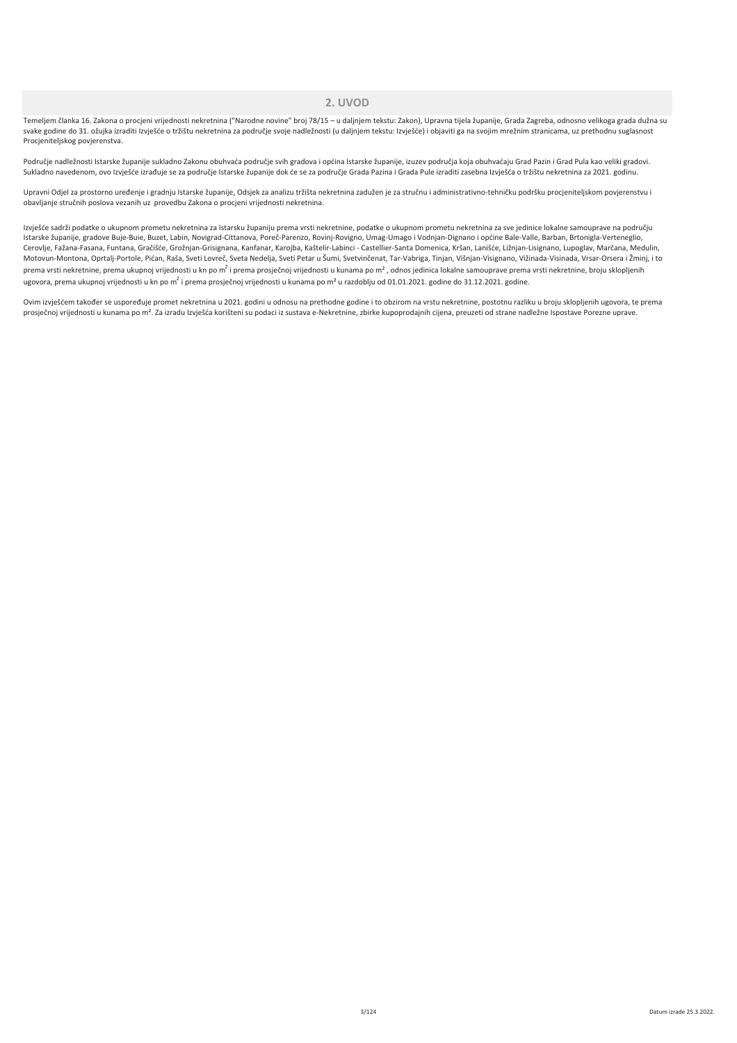## 2. UVOD

Temeljem članka 16. Zakona o procjeni vrijednosti nekretnina ("Narodne novine" broj 78/15 – u daljnjem tekstu: Zakon), Upravna tijela županije, Grada Zagreba, odnosno velikoga grada dužna su svake godine do 31. ožujka izraditi Izvješće o tržištu nekretnina za područje svoje nadležnosti (u daljnjem tekstu: Izvješće) i objaviti ga na svojim mrežnim stranicama, uz prethodnu suglasnost Procjeniteljskog povjerenstva.

Područje nadležnosti Istarske županije sukladno Zakonu obuhvaća područje svih gradova i općina Istarske županije, izuzev područja koja obuhvaćaju Grad Pazin i Grad Pula kao veliki gradovi. Sukladno navedenom, ovo Izvješće izrađuje se za područje Istarske županije dok će se za područje Grada Pazina i Grada Pule izraditi zasebna Izvješća o tržištu nekretnina za 2021. godinu.

Upravni Odjel za prostorno uređenje i gradnju Istarske županije, Odsjek za analizu tržišta nekretnina zadužen je za stručnu i administrativno-tehničku podršku procjeniteljskom povjerenstvu i obavljanje stručnih poslova vezanih uz provedbu Zakona o procjeni vrijednosti nekretnina.

Izvješće sadrži podatke o ukupnom prometu nekretnina za Istarsku županiju prema vrsti nekretnine, podatke o ukupnom prometu nekretnina za sve jedinice lokalne samouprave na području Istarske županije, gradove Buje-Buie, Buzet, Labin, Novigrad-Cittanova, Poreč-Parenzo, Rovinj-Rovigno, Umag-Umago i Vodnjan-Dignano i općine Bale-Valle, Barban, Brtonigla-Verteneglio, Cerovlje, Fažana-Fasana, Funtana, Gračišće, Grožnjan-Grisignana, Kanfanar, Karojba, Kaštelir-Labinci - Castellier-Santa Domenica, Kršan, Lanišće, Ližnjan-Lisignano, Lupoglav, Marčana, Medulin, Motovun-Montona, Oprtalj-Portole, Pićan, Raša, Sveti Lovreč, Sveta Nedelja, Sveti Petar u Šumi, Svetvinčenat, Tar-Vabriga, Tinjan, Višnjan-Visignano, Vižinada-Visinada, Vrsar-Orsera i Žminj, i to prema vrsti nekretnine, prema ukupnoj vrijednosti u kn po m$^2$ i prema prosječnoj vrijednosti u kunama po m$^2$ , odnos jedinica lokalne samouprave prema vrsti nekretnine, broju sklopljenih ugovora, prema ukupnoj vrijednosti u kn po m$^2$ i prema prosječnoj vrijednosti u kunama po m$^2$ u razdoblju od 01.01.2021. godine do 31.12.2021. godine.

Ovim izvješćem također se uspoređuje promet nekretnina u 2021. godini u odnosu na prethodne godine i to obzirom na vrstu nekretnine, postotnu razliku u broju sklopljenih ugovora, te prema prosječnoj vrijednosti u kunama po m$^2$. Za izradu Izvješća korišteni su podaci iz sustava e-Nekretnine, zbirke kupoprodajnih cijena, preuzeti od strane nadležne Ispostave Porezne uprave.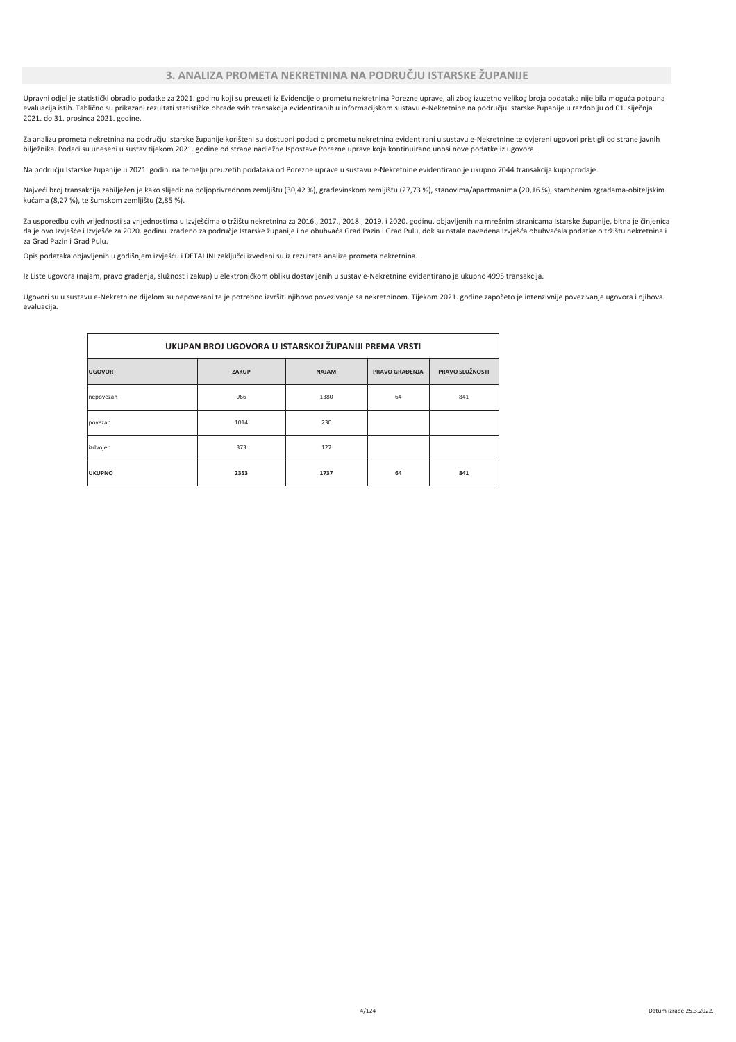# 3. ANALIZA PROMETA NEKRETNINA NA PODRUČJU ISTARSKE ŽUPANIJE

Upravni odjel je statistički obradio podatke za 2021. godinu koji su preuzeti iz Evidencije o prometu nekretnina Porezne uprave, ali zbog izuzetno velikog broja podataka nije bila moguća potpuna evaluacija istih. Tablično su prikazani rezultati statističke obrade svih transakcija evidentiranih u informacijskom sustavu e-Nekretnine na području Istarske županije u razdoblju od 01. siječnja 2021. do 31. prosinca 2021. godine.

Za analizu prometa nekretnina na području Istarske županije korišteni su dostupni podaci o prometu nekretnina evidentirani u sustavu e-Nekretnine te ovjereni ugovori pristigli od strane javnih bilježnika. Podaci su uneseni u sustav tijekom 2021. godine od strane nadležne Ispostave Porezne uprave koja kontinuirano unosi nove podatke iz ugovora.

Na području Istarske županije u 2021. godini na temelju preuzetih podataka od Porezne uprave u sustavu e-Nekretnine evidentirano je ukupno 7044 transakcija kupoprodaje.

Najveći broj transakcija zabilježen je kako slijedi: na poljoprivrednom zemljištu (30,42 %), građevinskom zemljištu (27,73 %), stanovima/apartmanima (20,16 %), stambenim zgradama-obiteljskim kućama (8,27 %), te šumskom zemljištu (2,85 %).

Za usporedbu ovih vrijednosti sa vrijednostima u Izvješćima o tržištu nekretnina za 2016., 2017., 2018., 2019. i 2020. godinu, objavljenih na mrežnim stranicama Istarske županije, bitna je činjenica da je ovo Izvješće i Izvješće za 2020. godinu izrađeno za područje Istarske županije i ne obuhvaća Grad Pazin i Grad Pulu, dok su ostala navedena Izvješća obuhvaćala podatke o tržištu nekretnina i za Grad Pazin i Grad Pulu.

Opis podataka objavljenih u godišnjem izvješću i DETALJNI zaključci izvedeni su iz rezultata analize prometa nekretnina.

Iz Liste ugovora (najam, pravo građenja, služnost i zakup) u elektroničkom obliku dostavljenih u sustav e-Nekretnine evidentirano je ukupno 4995 transakcija.

Ugovori su u sustavu e-Nekretnine dijelom su nepovezani te je potrebno izvršiti njihovo povezivanje sa nekretninom. Tijekom 2021. godine započeto je intenzivnije povezivanje ugovora i njihova evaluacija.

| UKUPAN BROJ UGOVORA U ISTARSKOJ ŽUPANIJI PREMA VRSTI | | | | |
|---|---|---|---|---|
| **UGOVOR** | **ZAKUP** | **NAJAM** | **PRAVO GRAĐENJA** | **PRAVO SLUŽNOSTI** |
| nepovezan | 966 | 1380 | 64 | 841 |
| povezan | 1014 | 230 | | |
| izdvojen | 373 | 127 | | |
| **UKUPNO** | **2353** | **1737** | **64** | **841** |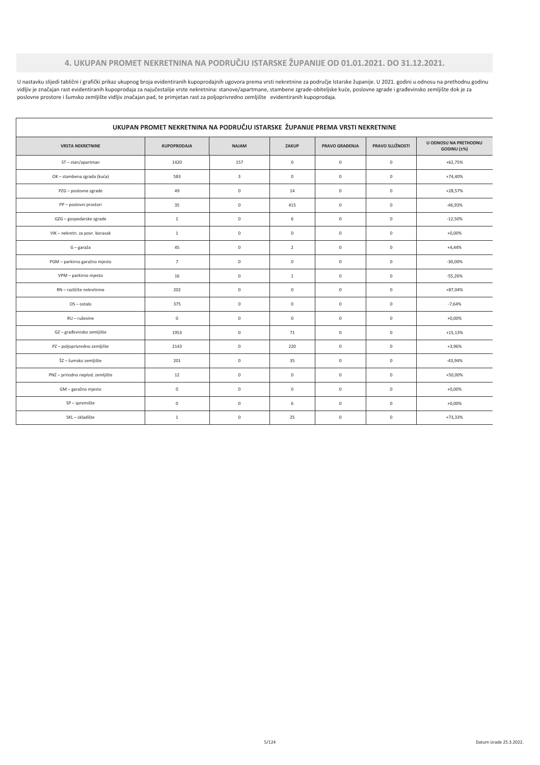## 4. UKUPAN PROMET NEKRETNINA NA PODRUČJU ISTARSKE ŽUPANIJE OD 01.01.2021. DO 31.12.2021.

U nastavku slijedi tablični i grafički prikaz ukupnog broja evidentiranih kupoprodajnih ugovora prema vrsti nekretnine za područje Istarske županije. U 2021. godini u odnosu na prethodnu godinu vidljiv je značajan rast evidentiranih kupoprodaja za najučestalije vrste nekretnina: stanove/apartmane, stambene zgrade-obiteljske kuće, poslovne zgrade i građevinsko zemljište dok je za poslovne prostore i šumsko zemljište vidljiv značajan pad, te primjetan rast za poljoprivredno zemljište evidentiranih kupoprodaja.

**UKUPAN PROMET NEKRETNINA NA PODRUČJU ISTARSKE ŽUPANIJE PREMA VRSTI NEKRETNINE**

| VRSTA NEKRETNINE | KUPOPRODAJA | NAJAM | ZAKUP | PRAVO GRAĐENJA | PRAVO SLUŽNOSTI | U ODNOSU NA PRETHODNU GODINU (±%) |
|---|---|---|---|---|---|---|
| ST – stan/apartman | 1420 | 157 | 0 | 0 | 0 | +62,75% |
| OK – stambena zgrada (kuća) | 583 | 3 | 0 | 0 | 0 | +74,40% |
| PZG – poslovne zgrade | 49 | 0 | 14 | 0 | 0 | +28,57% |
| PP – poslovni prostori | 35 | 0 | 415 | 0 | 0 | -46,93% |
| GZG – gospodarske zgrade | 1 | 0 | 6 | 0 | 0 | -12,50% |
| VIK – nekretn. za povr. boravak | 1 | 0 | 0 | 0 | 0 | +0,00% |
| G – garaža | 45 | 0 | 2 | 0 | 0 | +4,44% |
| PGM – parkirno garažno mjesto | 7 | 0 | 0 | 0 | 0 | -30,00% |
| VPM – parkirno mjesto | 16 | 0 | 1 | 0 | 0 | -55,26% |
| RN – različite nekretnine | 202 | 0 | 0 | 0 | 0 | +87,04% |
| OS – ostalo | 375 | 0 | 0 | 0 | 0 | -7,64% |
| RU – ruševine | 0 | 0 | 0 | 0 | 0 | +0,00% |
| GZ – građevinsko zemljište | 1953 | 0 | 71 | 0 | 0 | +15,13% |
| PZ – poljoprivredno zemljište | 2143 | 0 | 220 | 0 | 0 | +3,96% |
| ŠZ – šumsko zemljište | 201 | 0 | 35 | 0 | 0 | -43,94% |
| PNZ – prirodno neplod. zemljište | 12 | 0 | 0 | 0 | 0 | +50,00% |
| GM – garažno mjesto | 0 | 0 | 0 | 0 | 0 | +0,00% |
| SP – spremište | 0 | 0 | 6 | 0 | 0 | +0,00% |
| SKL – skladište | 1 | 0 | 25 | 0 | 0 | +73,33% |

Datum izrade 25.3.2022.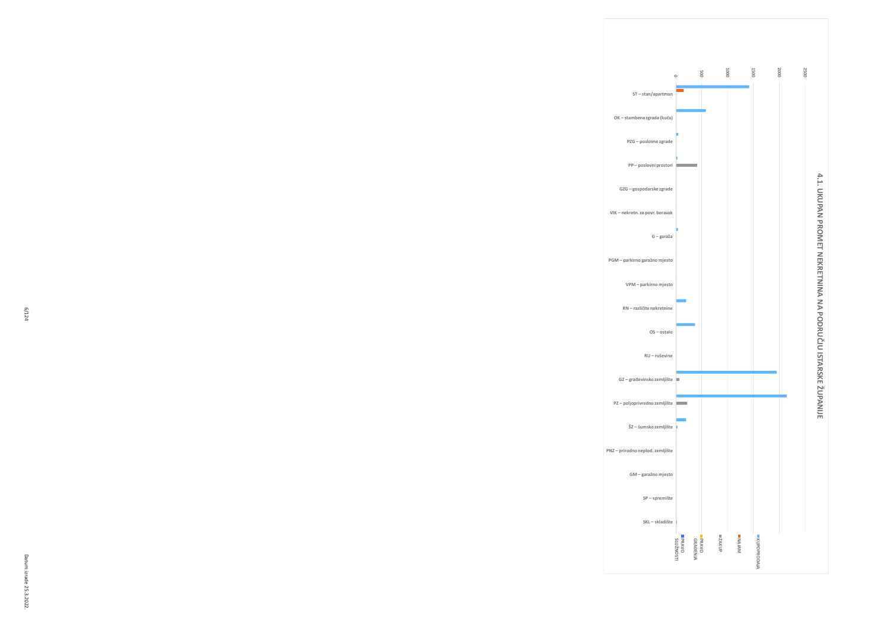# 4.1. UKUPAN PROMET NEKRETNINA NA PODRUČJU ISTARSKE ŽUPANIJE

0 500 1000 1500 2000 2500

ST – stan/apartman

OK – stambena zgrada (kuća)

PZG – poslovne zgrade

PP – poslovni prostori

GZG – gospodarske zgrade

VIK – nekretn. za povr. boravak

G – garaža

PGM – parkirno garažno mjesto

VPM – parkirno mjesto

RN – različite nekretnine

OS – ostalo

RU – ruševine

GZ – građevinsko zemljište

PZ – poljoprivredno zemljište

ŠZ – šumsko zemljište

PNZ – prirodno neplod. zemljište

GM – garažno mjesto

SP – spremište

SKL – skladište

PRAVO SLUŽNOSTI | PRAVO GRAĐENJA | ZAKUP | NAJAM | KUPOPRODAJA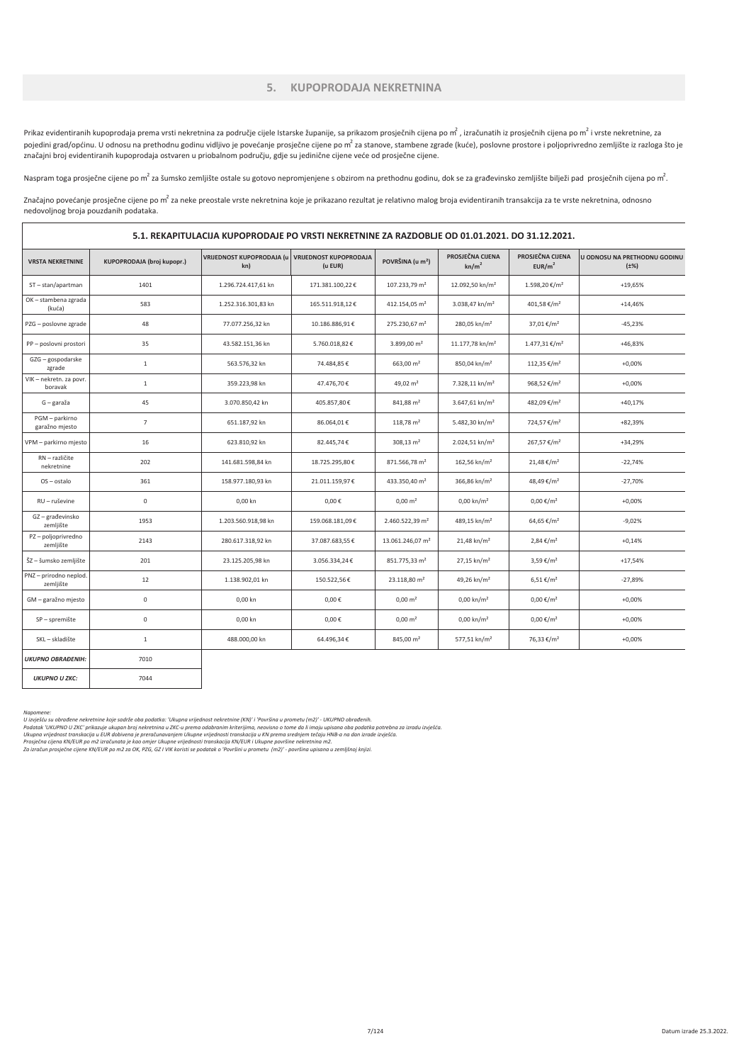# 5. KUPOPRODAJA NEKRETNINA

Prikaz evidentiranih kupoprodaja prema vrsti nekretnina za područje cijele Istarske županije, sa prikazom prosječnih cijena po $m^2$, izračunatih iz prosječnih cijena po $m^2$ i vrste nekretnine, za pojedini grad/općinu. U odnosu na prethodnu godinu vidljivo je povećanje prosječne cijene po $m^2$ za stanove, stambene zgrade (kuće), poslovne prostore i poljoprivredno zemljište iz razloga što je značajni broj evidentiranih kupoprodaja ostvaren u priobalnom području, gdje su jedinične cijene veće od prosječne cijene.

Naspram toga prosječne cijene po $m^2$ za šumsko zemljište ostale su gotovo nepromjenjene s obzirom na prethodnu godinu, dok se za građevinsko zemljište bilježi pad prosječnih cijena po $m^2$.

Značajno povećanje prosječne cijene po $m^2$ za neke preostale vrste nekretnina koje je prikazano rezultat je relativno malog broja evidentiranih transakcija za te vrste nekretnina, odnosno nedovoljnog broja pouzdanih podataka.

## 5.1. REKAPITULACIJA KUPOPRODAJE PO VRSTI NEKRETNINE ZA RAZDOBLJE OD 01.01.2021. DO 31.12.2021.

| VRSTA NEKRETNINE | KUPOPRODAJA (broj kupopr.) | VRIJEDNOST KUPOPRODAJA (u kn) | VRIJEDNOST KUPOPRODAJA (u EUR) | POVRŠINA (u m²) | PROSJEČNA CIJENA kn/m² | PROSJEČNA CIJENA EUR/m² | U ODNOSU NA PRETHODNU GODINU (±%) |
|---|---|---|---|---|---|---|---|
| ST – stan/apartman | 1401 | 1.296.724.417,61 kn | 171.381.100,22 € | 107.233,79 m² | 12.092,50 kn/m² | 1.598,20 €/m² | +19,65% |
| OK – stambena zgrada (kuća) | 583 | 1.252.316.301,83 kn | 165.511.918,12 € | 412.154,05 m² | 3.038,47 kn/m² | 401,58 €/m² | +14,46% |
| PZG – poslovne zgrade | 48 | 77.077.256,32 kn | 10.186.886,91 € | 275.230,67 m² | 280,05 kn/m² | 37,01 €/m² | -45,23% |
| PP – poslovni prostori | 35 | 43.582.151,36 kn | 5.760.018,82 € | 3.899,00 m² | 11.177,78 kn/m² | 1.477,31 €/m² | +46,83% |
| GZG – gospodarske zgrade | 1 | 563.576,32 kn | 74.484,85 € | 663,00 m² | 850,04 kn/m² | 112,35 €/m² | +0,00% |
| VIK – nekretn. za povr. boravak | 1 | 359.223,98 kn | 47.476,70 € | 49,02 m² | 7.328,11 kn/m² | 968,52 €/m² | +0,00% |
| G – garaža | 45 | 3.070.850,42 kn | 405.857,80 € | 841,88 m² | 3.647,61 kn/m² | 482,09 €/m² | +40,17% |
| PGM – parkirno garažno mjesto | 7 | 651.187,92 kn | 86.064,01 € | 118,78 m² | 5.482,30 kn/m² | 724,57 €/m² | +82,39% |
| VPM – parkirno mjesto | 16 | 623.810,92 kn | 82.445,74 € | 308,13 m² | 2.024,51 kn/m² | 267,57 €/m² | +34,29% |
| RN – različite nekretnine | 202 | 141.681.598,84 kn | 18.725.295,80 € | 871.566,78 m² | 162,56 kn/m² | 21,48 €/m² | -22,74% |
| OS – ostalo | 361 | 158.977.180,93 kn | 21.011.159,97 € | 433.350,40 m² | 366,86 kn/m² | 48,49 €/m² | -27,70% |
| RU – ruševine | 0 | 0,00 kn | 0,00 € | 0,00 m² | 0,00 kn/m² | 0,00 €/m² | +0,00% |
| GZ – građevinsko zemljište | 1953 | 1.203.560.918,98 kn | 159.068.181,09 € | 2.460.522,39 m² | 489,15 kn/m² | 64,65 €/m² | -9,02% |
| PZ – poljoprivredno zemljište | 2143 | 280.617.318,92 kn | 37.087.683,55 € | 13.061.246,07 m² | 21,48 kn/m² | 2,84 €/m² | +0,14% |
| ŠZ – šumsko zemljište | 201 | 23.125.205,98 kn | 3.056.334,24 € | 851.775,33 m² | 27,15 kn/m² | 3,59 €/m² | +17,54% |
| PNZ – prirodno neplod. zemljište | 12 | 1.138.902,01 kn | 150.522,56 € | 23.118,80 m² | 49,26 kn/m² | 6,51 €/m² | -27,89% |
| GM – garažno mjesto | 0 | 0,00 kn | 0,00 € | 0,00 m² | 0,00 kn/m² | 0,00 €/m² | +0,00% |
| SP – spremište | 0 | 0,00 kn | 0,00 € | 0,00 m² | 0,00 kn/m² | 0,00 €/m² | +0,00% |
| SKL – skladište | 1 | 488.000,00 kn | 64.496,34 € | 845,00 m² | 577,51 kn/m² | 76,33 €/m² | +0,00% |
| ***UKUPNO OBRAĐENIH:*** | 7010 | | | | | | |
| ***UKUPNO U ZKC:*** | 7044 | | | | | | |

*Napomene:*
*U izvješću su obrađene nekretnine koje sadrže oba podatka: 'Ukupna vrijednost nekretnine (KN)' i 'Površina u prometu (m2)' - UKUPNO obrađenih.*
*Podatak 'UKUPNO U ZKC' prikazuje ukupan broj nekretnina u ZKC-u prema odabranim kriterijima, neovisno o tome da li imaju upisana oba podatka potrebna za izradu izvješća.*
*Ukupna vrijednost transakcija u EUR dobivena je preračunavanjem Ukupne vrijednosti transakcija u KN prema srednjem tečaju HNB-a na dan izrade izvješća.*
*Prosječna cijena KN/EUR po m2 izračunata je kao omjer Ukupne vrijednosti transakcija KN/EUR i Ukupne površine nekretnina m2.*
*Za izračun prosječne cijene KN/EUR po m2 za OK, PZG, GZ i VIK koristi se podatak o 'Površini u prometu (m2)' - površina upisana u zemljišnoj knjizi.*

Datum izrade 25.3.2022.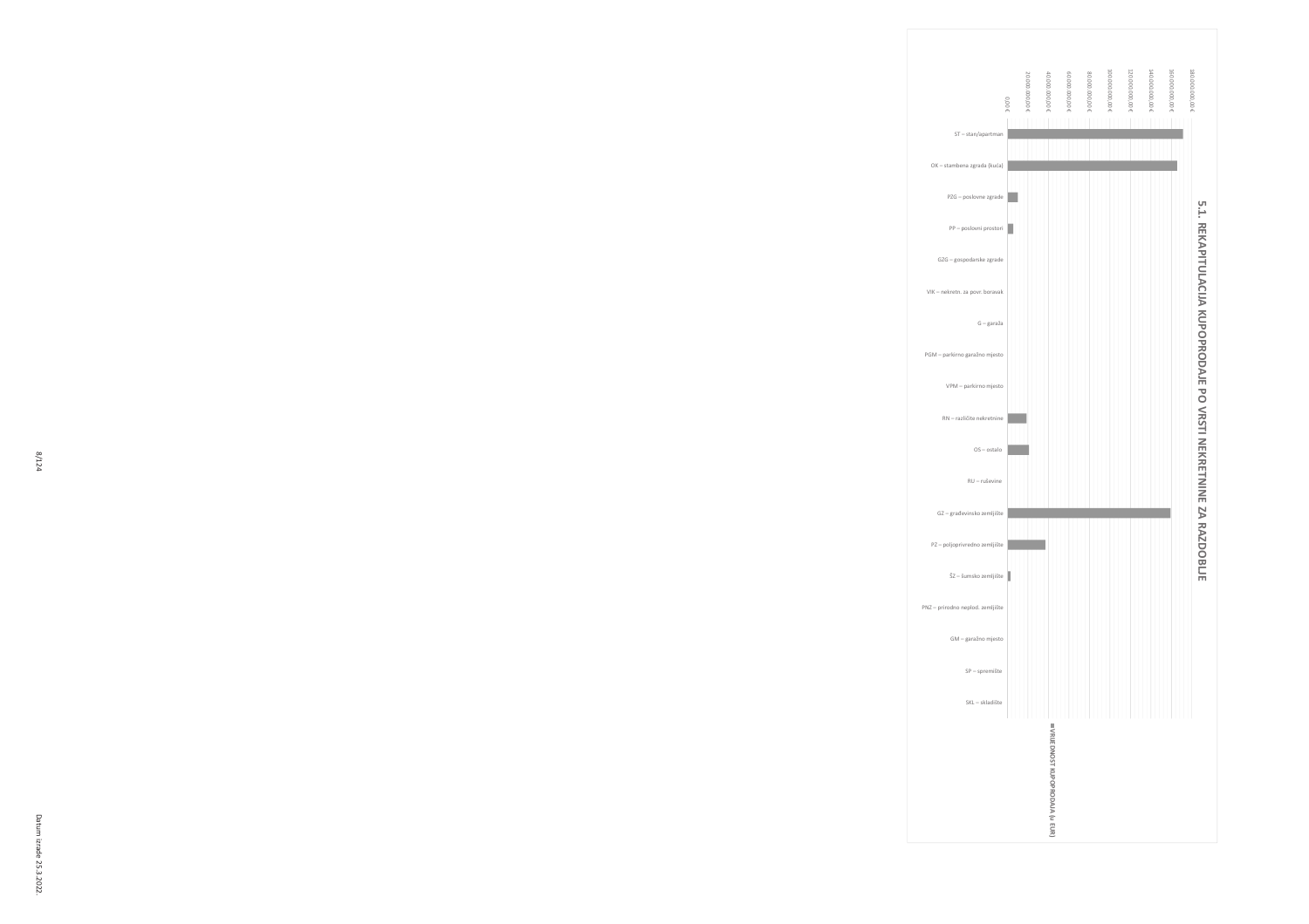## 5.1. REKAPITULACIJA KUPOPRODAJE PO VRSTI NEKRETNINE ZA RAZDOBLJE

0,00 €
20.000.000,00 €
40.000.000,00 €
60.000.000,00 €
80.000.000,00 €
100.000.000,00 €
120.000.000,00 €
140.000.000,00 €
160.000.000,00 €
180.000.000,00 €

ST – stan/apartman
OK – stambena zgrada (kuća)
PZG – poslovne zgrade
PP – poslovni prostori
GZG – gospodarske zgrade
VIK – nekretn. za povr. boravak
G – garaža
PGM – parkirno garažno mjesto
VPM – parkirno mjesto
RN – različite nekretnine
OS – ostalo
RU – ruševine
GZ – građevinsko zemljište
PZ – poljoprivredno zemljište
ŠZ – šumsko zemljište
PNZ – prirodno neplod. zemljište
GM – garažno mjesto
SP – spremište
SKL – skladište

■ VRIJEDNOST KUPOPRODAJA (u EUR)

Datum izrade 25.3.2022.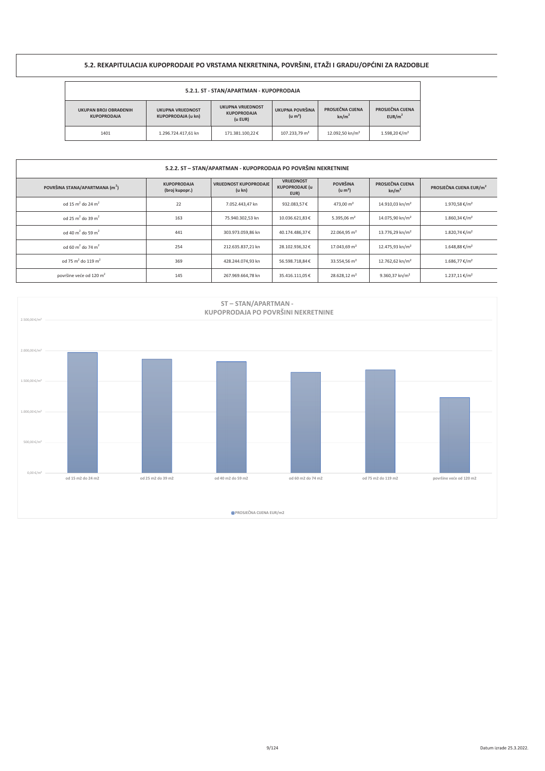## 5.2. REKAPITULACIJA KUPOPRODAJE PO VRSTAMA NEKRETNINA, POVRŠINI, ETAŽI I GRADU/OPĆINI ZA RAZDOBLJE

### 5.2.1. ST - STAN/APARTMAN - KUPOPRODAJA

| UKUPAN BROJ OBRAĐENIH KUPOPRODAJA | UKUPNA VRIJEDNOST KUPOPRODAJA (u kn) | UKUPNA VRIJEDNOST KUPOPRODAJA (u EUR) | UKUPNA POVRŠINA (u m²) | PROSJEČNA CIJENA kn/m² | PROSJEČNA CIJENA EUR/m² |
|---|---|---|---|---|---|
| 1401 | 1.296.724.417,61 kn | 171.381.100,22 € | 107.233,79 m² | 12.092,50 kn/m² | 1.598,20 €/m² |

### 5.2.2. ST – STAN/APARTMAN - KUPOPRODAJA PO POVRŠINI NEKRETNINE

| POVRŠINA STANA/APARTMANA (m²) | KUPOPRODAJA (broj kupopr.) | VRIJEDNOST KUPOPRODAJE (u kn) | VRIJEDNOST KUPOPRODAJE (u EUR) | POVRŠINA (u m²) | PROSJEČNA CIJENA kn/m² | PROSJEČNA CIJENA EUR/m² |
|---|---|---|---|---|---|---|
| od 15 m² do 24 m² | 22 | 7.052.443,47 kn | 932.083,57 € | 473,00 m² | 14.910,03 kn/m² | 1.970,58 €/m² |
| od 25 m² do 39 m² | 163 | 75.940.302,53 kn | 10.036.621,83 € | 5.395,06 m² | 14.075,90 kn/m² | 1.860,34 €/m² |
| od 40 m² do 59 m² | 441 | 303.973.059,86 kn | 40.174.486,37 € | 22.064,95 m² | 13.776,29 kn/m² | 1.820,74 €/m² |
| od 60 m² do 74 m² | 254 | 212.635.837,21 kn | 28.102.936,32 € | 17.043,69 m² | 12.475,93 kn/m² | 1.648,88 €/m² |
| od 75 m² do 119 m² | 369 | 428.244.074,93 kn | 56.598.718,84 € | 33.554,56 m² | 12.762,62 kn/m² | 1.686,77 €/m² |
| površine veće od 120 m² | 145 | 267.969.664,78 kn | 35.416.111,05 € | 28.628,12 m² | 9.360,37 kn/m² | 1.237,11 €/m² |

**ST – STAN/APARTMAN - KUPOPRODAJA PO POVRŠINI NEKRETNINE**

| Površina | PROSJEČNA CIJENA EUR/m2 |
|---|---|
| od 15 m2 do 24 m2 | 1.970,58 €/m² |
| od 25 m2 do 39 m2 | 1.860,34 €/m² |
| od 40 m2 do 59 m2 | 1.820,74 €/m² |
| od 60 m2 do 74 m2 | 1.648,88 €/m² |
| od 75 m2 do 119 m2 | 1.686,77 €/m² |
| površine veće od 120 m2 | 1.237,11 €/m² |

Datum izrade 25.3.2022.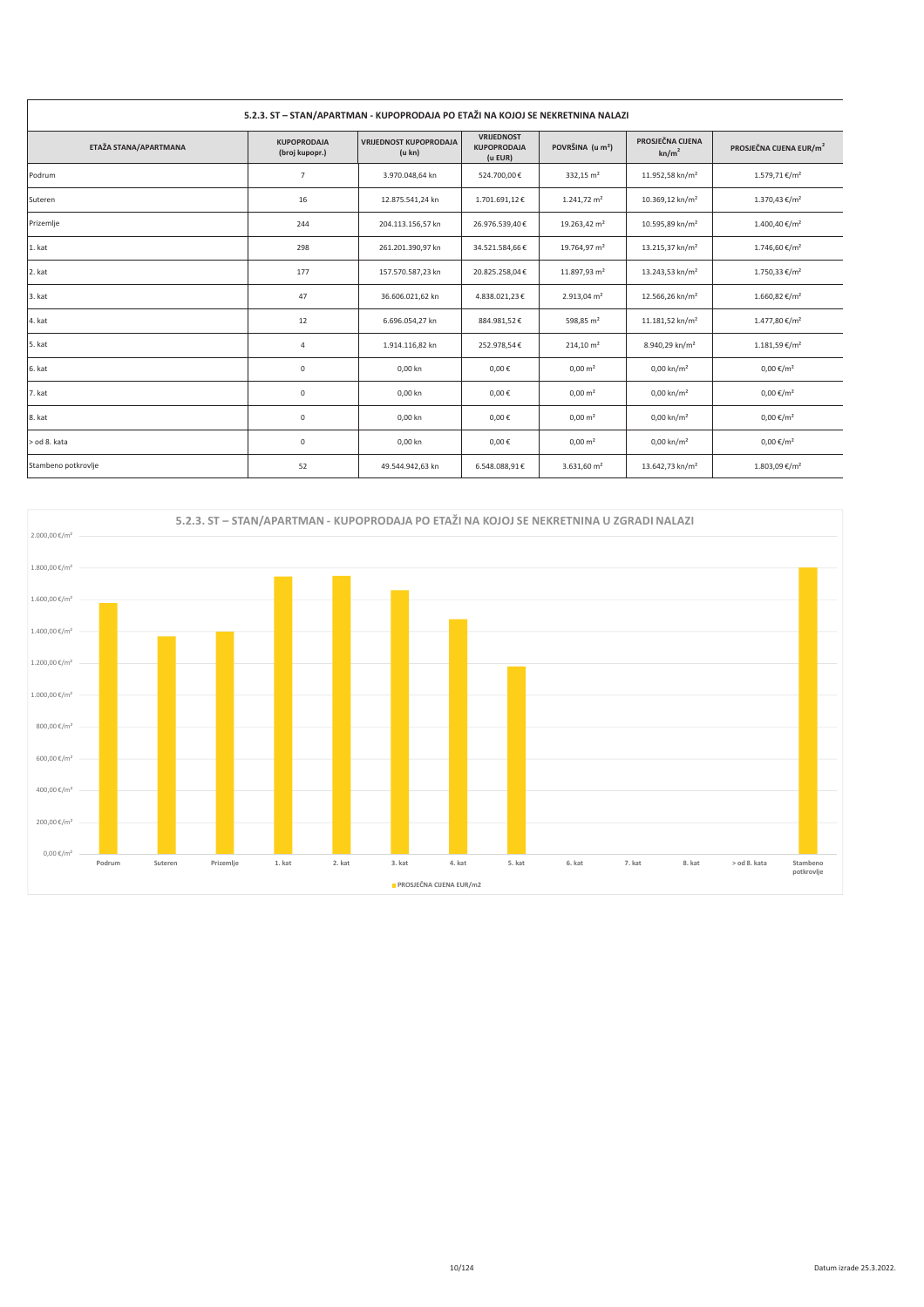### 5.2.3. ST – STAN/APARTMAN - KUPOPRODAJA PO ETAŽI NA KOJOJ SE NEKRETNINA NALAZI

| ETAŽA STANA/APARTMANA | KUPOPRODAJA (broj kupopr.) | VRIJEDNOST KUPOPRODAJA (u kn) | VRIJEDNOST KUPOPRODAJA (u EUR) | POVRŠINA (u m²) | PROSJEČNA CIJENA kn/m² | PROSJEČNA CIJENA EUR/m² |
|---|---|---|---|---|---|---|
| Podrum | 7 | 3.970.048,64 kn | 524.700,00 € | 332,15 m² | 11.952,58 kn/m² | 1.579,71 €/m² |
| Suteren | 16 | 12.875.541,24 kn | 1.701.691,12 € | 1.241,72 m² | 10.369,12 kn/m² | 1.370,43 €/m² |
| Prizemlje | 244 | 204.113.156,57 kn | 26.976.539,40 € | 19.263,42 m² | 10.595,89 kn/m² | 1.400,40 €/m² |
| 1. kat | 298 | 261.201.390,97 kn | 34.521.584,66 € | 19.764,97 m² | 13.215,37 kn/m² | 1.746,60 €/m² |
| 2. kat | 177 | 157.570.587,23 kn | 20.825.258,04 € | 11.897,93 m² | 13.243,53 kn/m² | 1.750,33 €/m² |
| 3. kat | 47 | 36.606.021,62 kn | 4.838.021,23 € | 2.913,04 m² | 12.566,26 kn/m² | 1.660,82 €/m² |
| 4. kat | 12 | 6.696.054,27 kn | 884.981,52 € | 598,85 m² | 11.181,52 kn/m² | 1.477,80 €/m² |
| 5. kat | 4 | 1.914.116,82 kn | 252.978,54 € | 214,10 m² | 8.940,29 kn/m² | 1.181,59 €/m² |
| 6. kat | 0 | 0,00 kn | 0,00 € | 0,00 m² | 0,00 kn/m² | 0,00 €/m² |
| 7. kat | 0 | 0,00 kn | 0,00 € | 0,00 m² | 0,00 kn/m² | 0,00 €/m² |
| 8. kat | 0 | 0,00 kn | 0,00 € | 0,00 m² | 0,00 kn/m² | 0,00 €/m² |
| > od 8. kata | 0 | 0,00 kn | 0,00 € | 0,00 m² | 0,00 kn/m² | 0,00 €/m² |
| Stambeno potkrovlje | 52 | 49.544.942,63 kn | 6.548.088,91 € | 3.631,60 m² | 13.642,73 kn/m² | 1.803,09 €/m² |

### 5.2.3. ST – STAN/APARTMAN - KUPOPRODAJA PO ETAŽI NA KOJOJ SE NEKRETNINA U ZGRADI NALAZI

PROSJEČNA CIJENA EUR/m2

Datum izrade 25.3.2022.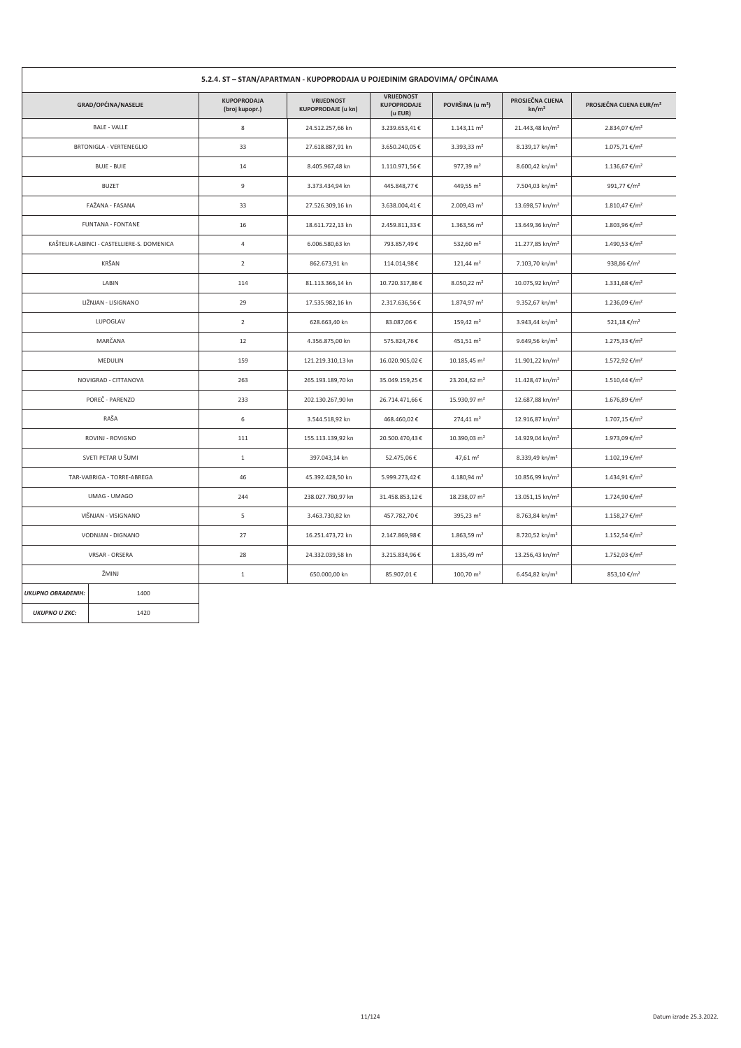### 5.2.4. ST – STAN/APARTMAN - KUPOPRODAJA U POJEDINIM GRADOVIMA/ OPĆINAMA

| GRAD/OPĆINA/NASELJE | KUPOPRODAJA (broj kupopr.) | VRIJEDNOST KUPOPRODAJE (u kn) | VRIJEDNOST KUPOPRODAJE (u EUR) | POVRŠINA (u m²) | PROSJEČNA CIJENA kn/m² | PROSJEČNA CIJENA EUR/m² |
|---|---|---|---|---|---|---|
| BALE - VALLE | 8 | 24.512.257,66 kn | 3.239.653,41 € | 1.143,11 m² | 21.443,48 kn/m² | 2.834,07 €/m² |
| BRTONIGLA - VERTENEGLIO | 33 | 27.618.887,91 kn | 3.650.240,05 € | 3.393,33 m² | 8.139,17 kn/m² | 1.075,71 €/m² |
| BUJE - BUIE | 14 | 8.405.967,48 kn | 1.110.971,56 € | 977,39 m² | 8.600,42 kn/m² | 1.136,67 €/m² |
| BUZET | 9 | 3.373.434,94 kn | 445.848,77 € | 449,55 m² | 7.504,03 kn/m² | 991,77 €/m² |
| FAŽANA - FASANA | 33 | 27.526.309,16 kn | 3.638.004,41 € | 2.009,43 m² | 13.698,57 kn/m² | 1.810,47 €/m² |
| FUNTANA - FONTANE | 16 | 18.611.722,13 kn | 2.459.811,33 € | 1.363,56 m² | 13.649,36 kn/m² | 1.803,96 €/m² |
| KAŠTELIR-LABINCI - CASTELLIERE-S. DOMENICA | 4 | 6.006.580,63 kn | 793.857,49 € | 532,60 m² | 11.277,85 kn/m² | 1.490,53 €/m² |
| KRŠAN | 2 | 862.673,91 kn | 114.014,98 € | 121,44 m² | 7.103,70 kn/m² | 938,86 €/m² |
| LABIN | 114 | 81.113.366,14 kn | 10.720.317,86 € | 8.050,22 m² | 10.075,92 kn/m² | 1.331,68 €/m² |
| LIŽNJAN - LISIGNANO | 29 | 17.535.982,16 kn | 2.317.636,56 € | 1.874,97 m² | 9.352,67 kn/m² | 1.236,09 €/m² |
| LUPOGLAV | 2 | 628.663,40 kn | 83.087,06 € | 159,42 m² | 3.943,44 kn/m² | 521,18 €/m² |
| MARČANA | 12 | 4.356.875,00 kn | 575.824,76 € | 451,51 m² | 9.649,56 kn/m² | 1.275,33 €/m² |
| MEDULIN | 159 | 121.219.310,13 kn | 16.020.905,02 € | 10.185,45 m² | 11.901,22 kn/m² | 1.572,92 €/m² |
| NOVIGRAD - CITTANOVA | 263 | 265.193.189,70 kn | 35.049.159,25 € | 23.204,62 m² | 11.428,47 kn/m² | 1.510,44 €/m² |
| POREČ - PARENZO | 233 | 202.130.267,90 kn | 26.714.471,66 € | 15.930,97 m² | 12.687,88 kn/m² | 1.676,89 €/m² |
| RAŠA | 6 | 3.544.518,92 kn | 468.460,02 € | 274,41 m² | 12.916,87 kn/m² | 1.707,15 €/m² |
| ROVINJ - ROVIGNO | 111 | 155.113.139,92 kn | 20.500.470,43 € | 10.390,03 m² | 14.929,04 kn/m² | 1.973,09 €/m² |
| SVETI PETAR U ŠUMI | 1 | 397.043,14 kn | 52.475,06 € | 47,61 m² | 8.339,49 kn/m² | 1.102,19 €/m² |
| TAR-VABRIGA - TORRE-ABREGA | 46 | 45.392.428,50 kn | 5.999.273,42 € | 4.180,94 m² | 10.856,99 kn/m² | 1.434,91 €/m² |
| UMAG - UMAGO | 244 | 238.027.780,97 kn | 31.458.853,12 € | 18.238,07 m² | 13.051,15 kn/m² | 1.724,90 €/m² |
| VIŠNJAN - VISIGNANO | 5 | 3.463.730,82 kn | 457.782,70 € | 395,23 m² | 8.763,84 kn/m² | 1.158,27 €/m² |
| VODNJAN - DIGNANO | 27 | 16.251.473,72 kn | 2.147.869,98 € | 1.863,59 m² | 8.720,52 kn/m² | 1.152,54 €/m² |
| VRSAR - ORSERA | 28 | 24.332.039,58 kn | 3.215.834,96 € | 1.835,49 m² | 13.256,43 kn/m² | 1.752,03 €/m² |
| ŽMINJ | 1 | 650.000,00 kn | 85.907,01 € | 100,70 m² | 6.454,82 kn/m² | 853,10 €/m² |

| | |
|---|---|
| *UKUPNO OBRAĐENIH:* | 1400 |
| *UKUPNO U ZKC:* | 1420 |

Datum izrade 25.3.2022.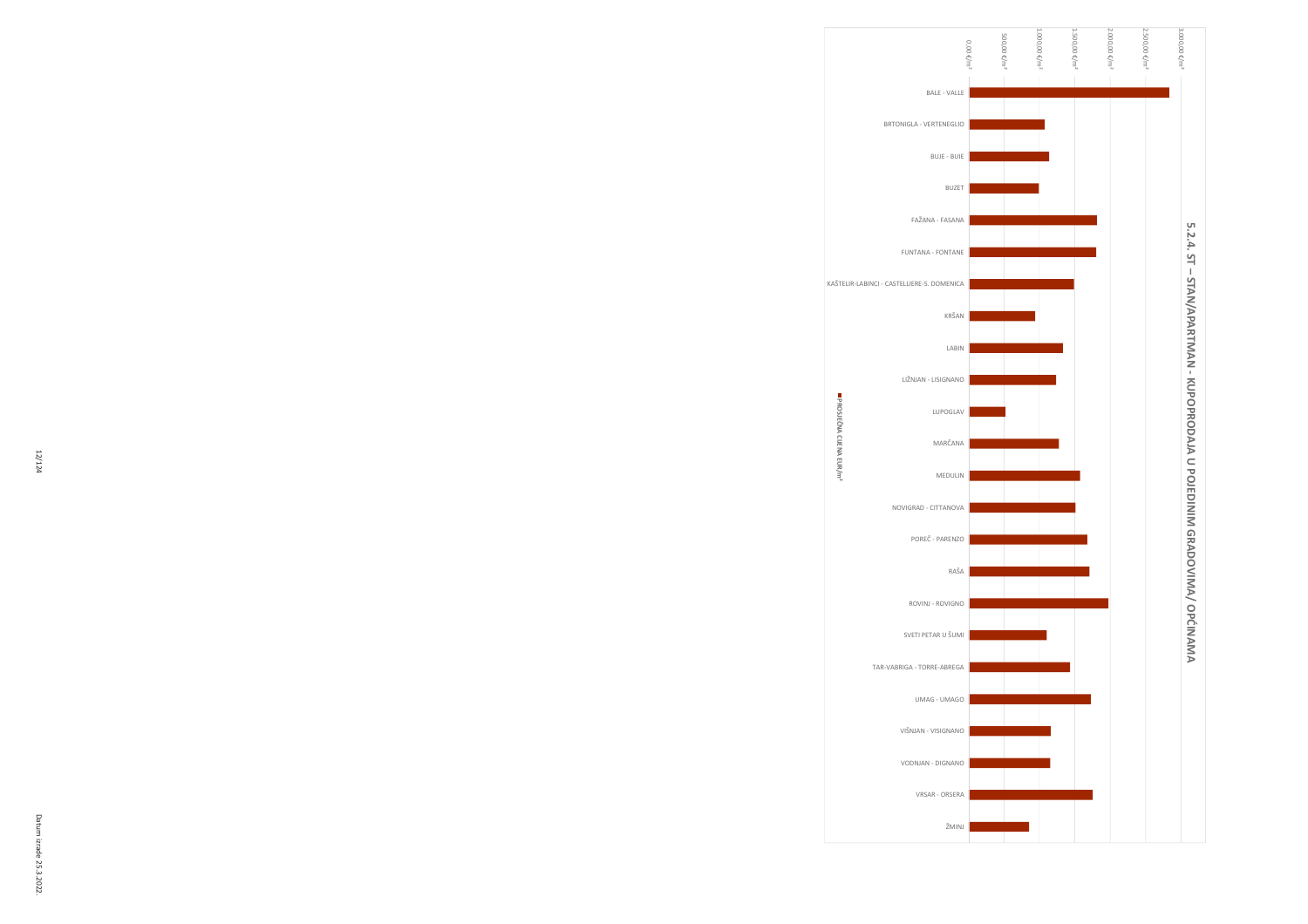## 5.2.4. ST – STAN/APARTMAN - KUPOPRODAJA U POJEDINIM GRADOVIMA/ OPĆINAMA

| Grad/Općina | PROSJEČNA CIJENA EUR/m² |
|---|---|
| BALE - VALLE | |
| BRTONIGLA - VERTENEGLIO | |
| BUJE - BUIE | |
| BUZET | |
| FAŽANA - FASANA | |
| FUNTANA - FONTANE | |
| KAŠTELIR-LABINCI - CASTELLIERE-S. DOMENICA | |
| KRŠAN | |
| LABIN | |
| LIŽNJAN - LISIGNANO | |
| LUPOGLAV | |
| MARČANA | |
| MEDULIN | |
| NOVIGRAD - CITTANOVA | |
| POREČ - PARENZO | |
| RAŠA | |
| ROVINJ - ROVIGNO | |
| SVETI PETAR U ŠUMI | |
| TAR-VABRIGA - TORRE-ABREGA | |
| UMAG - UMAGO | |
| VIŠNJAN - VISIGNANO | |
| VODNJAN - DIGNANO | |
| VRSAR - ORSERA | |
| ŽMINJ | |

Os: 0,00 €/m², 500,00 €/m², 1.000,00 €/m², 1.500,00 €/m², 2.000,00 €/m², 2.500,00 €/m², 3.000,00 €/m²

■ PROSJEČNA CIJENA EUR/m²

Datum izrade 25.3.2022.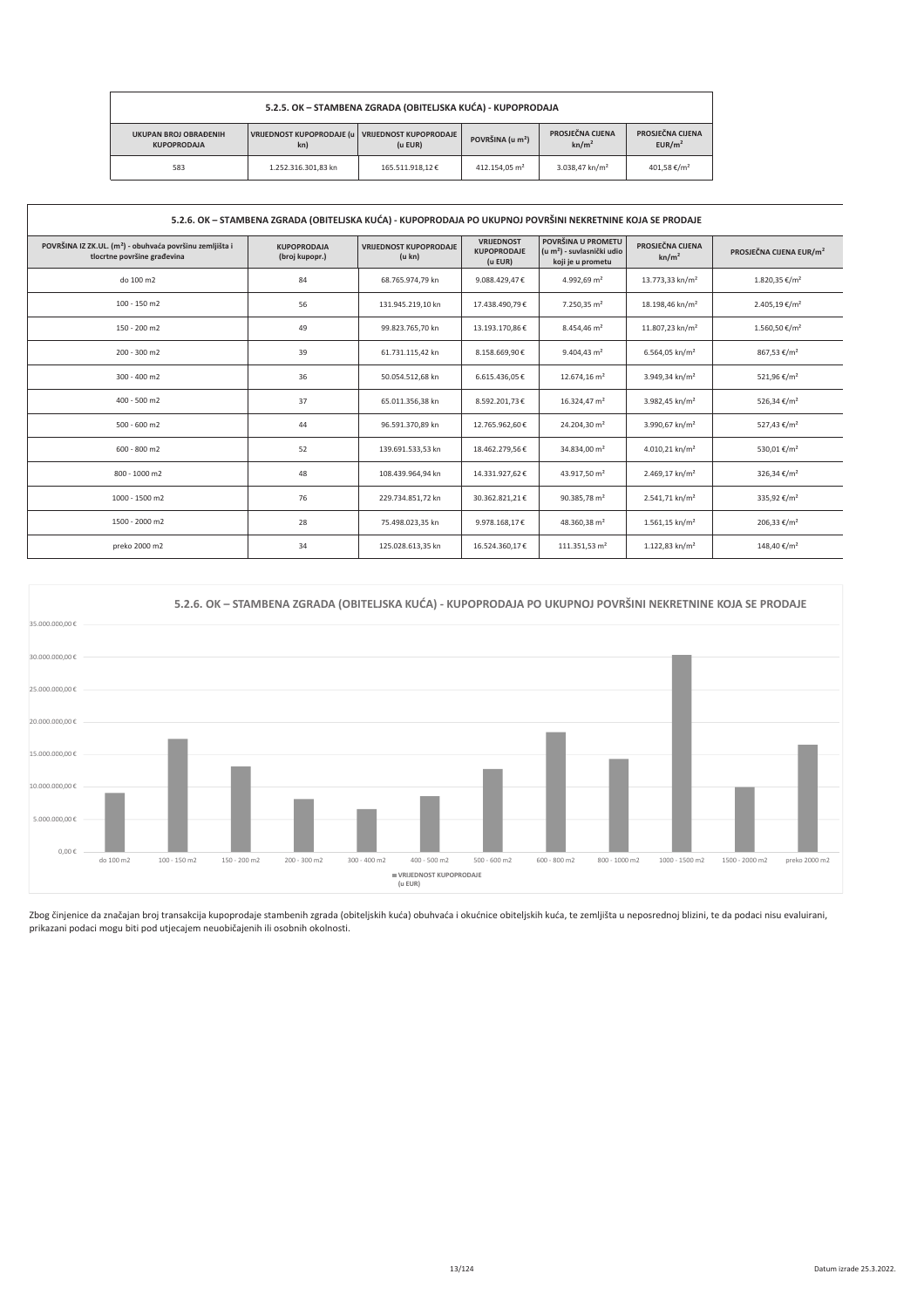## 5.2.5. OK – STAMBENA ZGRADA (OBITELJSKA KUĆA) - KUPOPRODAJA

| UKUPAN BROJ OBRAĐENIH KUPOPRODAJA | VRIJEDNOST KUPOPRODAJE (u kn) | VRIJEDNOST KUPOPRODAJE (u EUR) | POVRŠINA (u m²) | PROSJEČNA CIJENA kn/m² | PROSJEČNA CIJENA EUR/m² |
|---|---|---|---|---|---|
| 583 | 1.252.316.301,83 kn | 165.511.918,12 € | 412.154,05 m² | 3.038,47 kn/m² | 401,58 €/m² |

## 5.2.6. OK – STAMBENA ZGRADA (OBITELJSKA KUĆA) - KUPOPRODAJA PO UKUPNOJ POVRŠINI NEKRETNINE KOJA SE PRODAJE

| POVRŠINA IZ ZK.UL. (m²) - obuhvaća površinu zemljišta i tlocrtne površine građevina | KUPOPRODAJA (broj kupopr.) | VRIJEDNOST KUPOPRODAJE (u kn) | VRIJEDNOST KUPOPRODAJE (u EUR) | POVRŠINA U PROMETU (u m²) - suvlasnički udio koji je u prometu | PROSJEČNA CIJENA kn/m² | PROSJEČNA CIJENA EUR/m² |
|---|---|---|---|---|---|---|
| do 100 m2 | 84 | 68.765.974,79 kn | 9.088.429,47 € | 4.992,69 m² | 13.773,33 kn/m² | 1.820,35 €/m² |
| 100 - 150 m2 | 56 | 131.945.219,10 kn | 17.438.490,79 € | 7.250,35 m² | 18.198,46 kn/m² | 2.405,19 €/m² |
| 150 - 200 m2 | 49 | 99.823.765,70 kn | 13.193.170,86 € | 8.454,46 m² | 11.807,23 kn/m² | 1.560,50 €/m² |
| 200 - 300 m2 | 39 | 61.731.115,42 kn | 8.158.669,90 € | 9.404,43 m² | 6.564,05 kn/m² | 867,53 €/m² |
| 300 - 400 m2 | 36 | 50.054.512,68 kn | 6.615.436,05 € | 12.674,16 m² | 3.949,34 kn/m² | 521,96 €/m² |
| 400 - 500 m2 | 37 | 65.011.356,38 kn | 8.592.201,73 € | 16.324,47 m² | 3.982,45 kn/m² | 526,34 €/m² |
| 500 - 600 m2 | 44 | 96.591.370,89 kn | 12.765.962,60 € | 24.204,30 m² | 3.990,67 kn/m² | 527,43 €/m² |
| 600 - 800 m2 | 52 | 139.691.533,53 kn | 18.462.279,56 € | 34.834,00 m² | 4.010,21 kn/m² | 530,01 €/m² |
| 800 - 1000 m2 | 48 | 108.439.964,94 kn | 14.331.927,62 € | 43.917,50 m² | 2.469,17 kn/m² | 326,34 €/m² |
| 1000 - 1500 m2 | 76 | 229.734.851,72 kn | 30.362.821,21 € | 90.385,78 m² | 2.541,71 kn/m² | 335,92 €/m² |
| 1500 - 2000 m2 | 28 | 75.498.023,35 kn | 9.978.168,17 € | 48.360,38 m² | 1.561,15 kn/m² | 206,33 €/m² |
| preko 2000 m2 | 34 | 125.028.613,35 kn | 16.524.360,17 € | 111.351,53 m² | 1.122,83 kn/m² | 148,40 €/m² |

### 5.2.6. OK – STAMBENA ZGRADA (OBITELJSKA KUĆA) - KUPOPRODAJA PO UKUPNOJ POVRŠINI NEKRETNINE KOJA SE PRODAJE

VRIJEDNOST KUPOPRODAJE (u EUR)

Zbog činjenice da značajan broj transakcija kupoprodaje stambenih zgrada (obiteljskih kuća) obuhvaća i okućnice obiteljskih kuća, te zemljišta u neposrednoj blizini, te da podaci nisu evaluirani, prikazani podaci mogu biti pod utjecajem neuobičajenih ili osobnih okolnosti.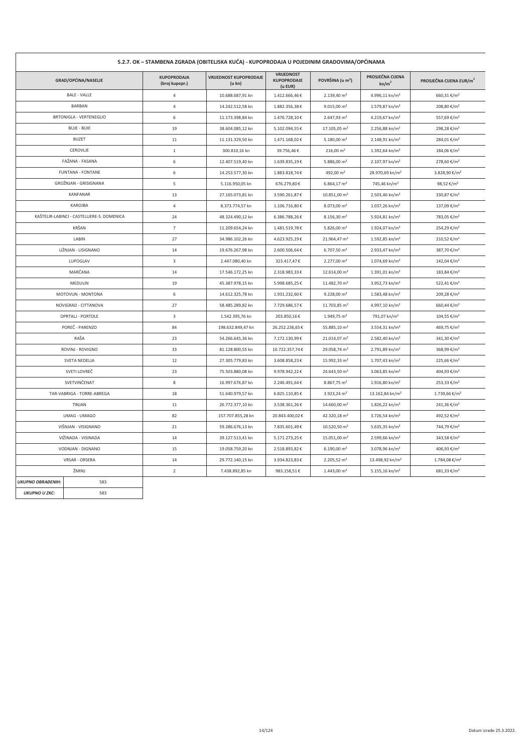## 5.2.7. OK – STAMBENA ZGRADA (OBITELJSKA KUĆA) - KUPOPRODAJA U POJEDINIM GRADOVIMA/OPĆINAMA

| GRAD/OPĆINA/NASELJE | KUPOPRODAJA (broj kupopr.) | VRIJEDNOST KUPOPRODAJE (u kn) | VRIJEDNOST KUPOPRODAJE (u EUR) | POVRŠINA (u m²) | PROSJEČNA CIJENA kn/m² | PROSJEČNA CIJENA EUR/m² |
|---|---|---|---|---|---|---|
| BALE - VALLE | 4 | 10.688.687,91 kn | 1.412.666,46 € | 2.139,40 m² | 4.996,11 kn/m² | 660,31 €/m² |
| BARBAN | 4 | 14.242.512,58 kn | 1.882.356,38 € | 9.015,00 m² | 1.579,87 kn/m² | 208,80 €/m² |
| BRTONIGLA - VERTENEGLIO | 6 | 11.173.398,84 kn | 1.476.728,10 € | 2.647,93 m² | 4.219,67 kn/m² | 557,69 €/m² |
| BUJE - BUIE | 19 | 38.604.085,12 kn | 5.102.094,55 € | 17.105,05 m² | 2.256,88 kn/m² | 298,28 €/m² |
| BUZET | 11 | 11.131.329,50 kn | 1.471.168,02 € | 5.180,00 m² | 2.148,91 kn/m² | 284,01 €/m² |
| CEROVLJE | 1 | 300.810,16 kn | 39.756,46 € | 216,00 m² | 1.392,64 kn/m² | 184,06 €/m² |
| FAŽANA - FASANA | 6 | 12.407.519,40 kn | 1.639.835,19 € | 5.886,00 m² | 2.107,97 kn/m² | 278,60 €/m² |
| FUNTANA - FONTANE | 6 | 14.253.577,30 kn | 1.883.818,74 € | 492,00 m² | 28.970,69 kn/m² | 3.828,90 €/m² |
| GROŽNJAN - GRISIGNANA | 5 | 5.116.950,05 kn | 676.279,80 € | 6.864,17 m² | 745,46 kn/m² | 98,52 €/m² |
| KANFANAR | 13 | 27.165.073,81 kn | 3.590.261,87 € | 10.851,00 m² | 2.503,46 kn/m² | 330,87 €/m² |
| KAROJBA | 4 | 8.373.774,57 kn | 1.106.716,80 € | 8.073,00 m² | 1.037,26 kn/m² | 137,09 €/m² |
| KAŠTELIR-LABINCI - CASTELLIERE-S. DOMENICA | 24 | 48.324.490,12 kn | 6.386.788,26 € | 8.156,30 m² | 5.924,81 kn/m² | 783,05 €/m² |
| KRŠAN | 7 | 11.209.654,24 kn | 1.481.519,78 € | 5.826,00 m² | 1.924,07 kn/m² | 254,29 €/m² |
| LABIN | 27 | 34.986.102,26 kn | 4.623.925,19 € | 21.964,47 m² | 1.592,85 kn/m² | 210,52 €/m² |
| LIŽNJAN - LISIGNANO | 14 | 19.676.267,98 kn | 2.600.506,64 € | 6.707,50 m² | 2.933,47 kn/m² | 387,70 €/m² |
| LUPOGLAV | 3 | 2.447.080,40 kn | 323.417,47 € | 2.277,00 m² | 1.074,69 kn/m² | 142,04 €/m² |
| MARČANA | 14 | 17.546.172,25 kn | 2.318.983,33 € | 12.614,00 m² | 1.391,01 kn/m² | 183,84 €/m² |
| MEDULIN | 19 | 45.387.978,15 kn | 5.998.685,25 € | 11.482,70 m² | 3.952,73 kn/m² | 522,41 €/m² |
| MOTOVUN - MONTONA | 6 | 14.612.325,78 kn | 1.931.232,60 € | 9.228,00 m² | 1.583,48 kn/m² | 209,28 €/m² |
| NOVIGRAD - CITTANOVA | 27 | 58.485.289,82 kn | 7.729.686,57 € | 11.703,85 m² | 4.997,10 kn/m² | 660,44 €/m² |
| OPRTALJ - PORTOLE | 3 | 1.542.395,76 kn | 203.850,16 € | 1.949,75 m² | 791,07 kn/m² | 104,55 €/m² |
| POREČ - PARENZO | 84 | 198.632.849,47 kn | 26.252.236,65 € | 55.885,10 m² | 3.554,31 kn/m² | 469,75 €/m² |
| RAŠA | 23 | 54.266.645,36 kn | 7.172.130,99 € | 21.014,07 m² | 2.582,40 kn/m² | 341,30 €/m² |
| ROVINJ - ROVIGNO | 33 | 81.128.800,55 kn | 10.722.357,74 € | 29.058,74 m² | 2.791,89 kn/m² | 368,99 €/m² |
| SVETA NEDELJA | 12 | 27.305.779,83 kn | 3.608.858,23 € | 15.992,33 m² | 1.707,43 kn/m² | 225,66 €/m² |
| SVETI LOVREČ | 23 | 75.503.880,08 kn | 9.978.942,22 € | 24.643,50 m² | 3.063,85 kn/m² | 404,93 €/m² |
| SVETVINČENAT | 8 | 16.997.676,87 kn | 2.246.491,64 € | 8.867,75 m² | 1.916,80 kn/m² | 253,33 €/m² |
| TAR-VABRIGA - TORRE-ABREGA | 18 | 51.640.979,57 kn | 6.825.110,85 € | 3.923,24 m² | 13.162,84 kn/m² | 1.739,66 €/m² |
| TINJAN | 11 | 26.772.377,10 kn | 3.538.361,26 € | 14.660,00 m² | 1.826,22 kn/m² | 241,36 €/m² |
| UMAG - UMAGO | 82 | 157.707.855,28 kn | 20.843.400,02 € | 42.320,18 m² | 3.726,54 kn/m² | 492,52 €/m² |
| VIŠNJAN - VISIGNANO | 21 | 59.286.676,13 kn | 7.835.601,49 € | 10.520,50 m² | 5.635,35 kn/m² | 744,79 €/m² |
| VIŽINADA - VISINADA | 14 | 39.127.513,41 kn | 5.171.273,25 € | 15.051,00 m² | 2.599,66 kn/m² | 343,58 €/m² |
| VODNJAN - DIGNANO | 15 | 19.058.759,20 kn | 2.518.893,82 € | 6.190,00 m² | 3.078,96 kn/m² | 406,93 €/m² |
| VRSAR - ORSERA | 14 | 29.772.140,15 kn | 3.934.823,83 € | 2.205,52 m² | 13.498,92 kn/m² | 1.784,08 €/m² |
| ŽMINJ | 2 | 7.438.892,85 kn | 983.158,51 € | 1.443,00 m² | 5.155,16 kn/m² | 681,33 €/m² |

| | |
|---|---|
| ***UKUPNO OBRAĐENIH:*** | 583 |
| ***UKUPNO U ZKC:*** | 583 |

Datum izrade 25.3.2022.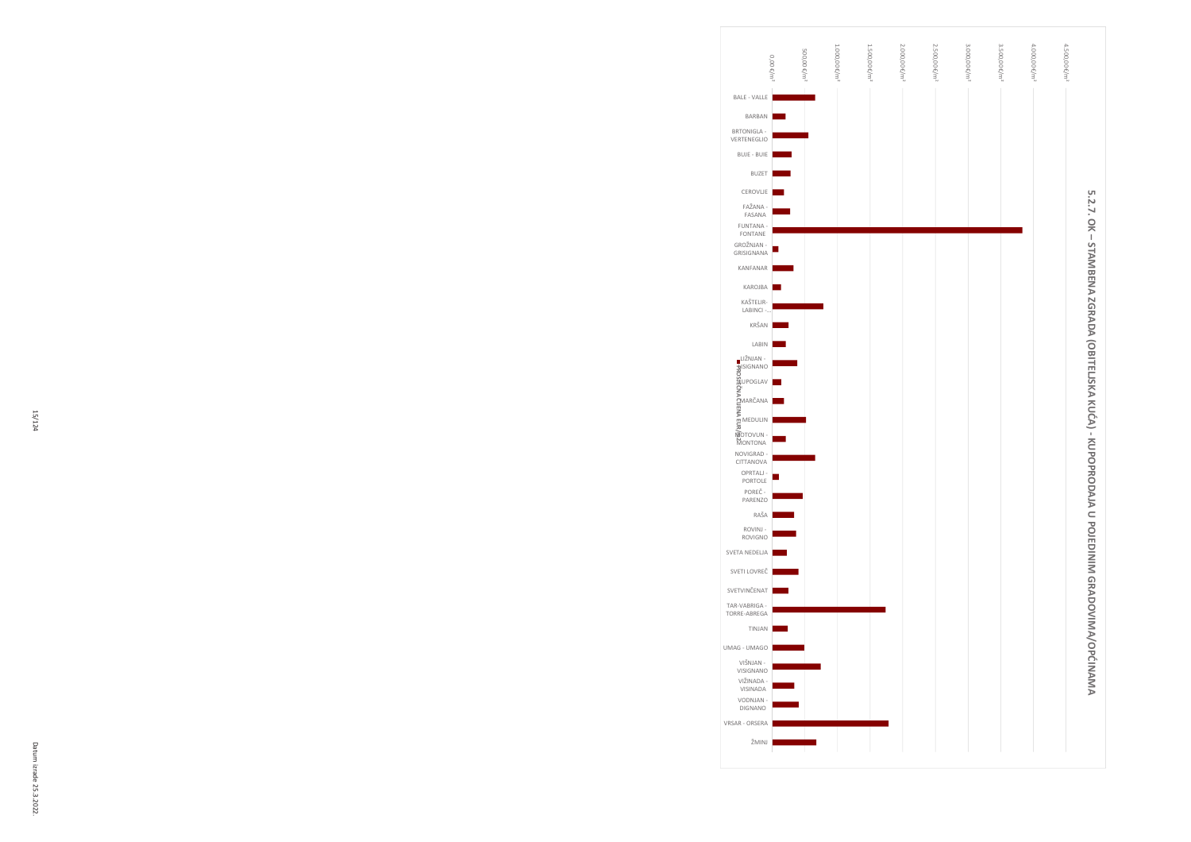## 5.2.7. OK – STAMBENA ZGRADA (OBITELJSKA KUĆA) - KUPOPRODAJA U POJEDINIM GRADOVIMA/OPĆINAMA

Legend: PROSJEČNA CIJENA EUR/m²

Axis: 0,00 €/m² · 500,00 €/m² · 1.000,00 €/m² · 1.500,00 €/m² · 2.000,00 €/m² · 2.500,00 €/m² · 3.000,00 €/m² · 3.500,00 €/m² · 4.000,00 €/m² · 4.500,00 €/m²

Categories: BALE - VALLE, BARBAN, BRTONIGLA - VERTENEGLIO, BUJE - BUIE, BUZET, CEROVLJE, FAŽANA - FASANA, FUNTANA - FONTANE, GROŽNJAN - GRISIGNANA, KANFANAR, KAROJBA, KAŠTELIR-LABINCI -..., KRŠAN, LABIN, LIŽNJAN - LISIGNANO, LUPOGLAV, MARČANA, MEDULIN, MOTOVUN - MONTONA, NOVIGRAD - CITTANOVA, OPRTALJ - PORTOLE, POREČ - PARENZO, RAŠA, ROVINJ - ROVIGNO, SVETA NEDELJA, SVETI LOVREČ, SVETVINČENAT, TAR-VABRIGA - TORRE-ABREGA, TINJAN, UMAG - UMAGO, VIŠNJAN - VISIGNANO, VIŽINADA - VISINADA, VODNJAN - DIGNANO, VRSAR - ORSERA, ŽMINJ

Datum izrade 25.3.2022.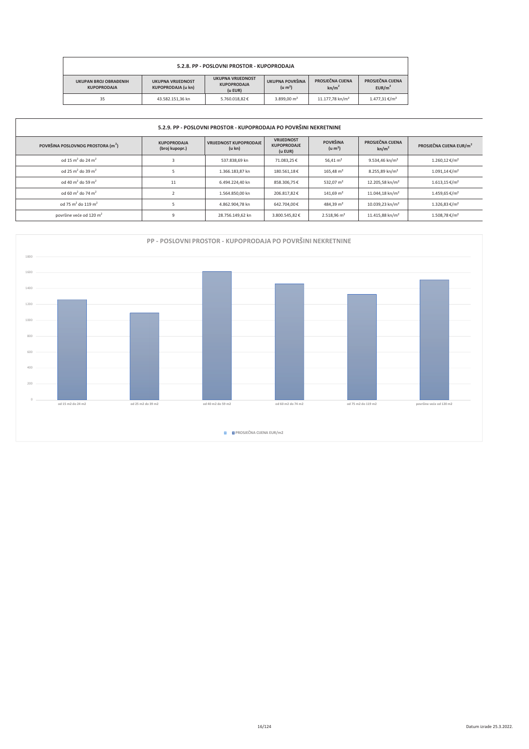### 5.2.8. PP - POSLOVNI PROSTOR - KUPOPRODAJA

| UKUPAN BROJ OBRAĐENIH KUPOPRODAJA | UKUPNA VRIJEDNOST KUPOPRODAJA (u kn) | UKUPNA VRIJEDNOST KUPOPRODAJA (u EUR) | UKUPNA POVRŠINA (u m²) | PROSJEČNA CIJENA kn/m² | PROSJEČNA CIJENA EUR/m² |
|---|---|---|---|---|---|
| 35 | 43.582.151,36 kn | 5.760.018,82 € | 3.899,00 m² | 11.177,78 kn/m² | 1.477,31 €/m² |

### 5.2.9. PP - POSLOVNI PROSTOR - KUPOPRODAJA PO POVRŠINI NEKRETNINE

| POVRŠINA POSLOVNOG PROSTORA (m²) | KUPOPRODAJA (broj kupopr.) | VRIJEDNOST KUPOPRODAJE (u kn) | VRIJEDNOST KUPOPRODAJE (u EUR) | POVRŠINA (u m²) | PROSJEČNA CIJENA kn/m² | PROSJEČNA CIJENA EUR/m² |
|---|---|---|---|---|---|---|
| od 15 m² do 24 m² | 3 | 537.838,69 kn | 71.083,25 € | 56,41 m² | 9.534,46 kn/m² | 1.260,12 €/m² |
| od 25 m² do 39 m² | 5 | 1.366.183,87 kn | 180.561,18 € | 165,48 m² | 8.255,89 kn/m² | 1.091,14 €/m² |
| od 40 m² do 59 m² | 11 | 6.494.224,40 kn | 858.306,75 € | 532,07 m² | 12.205,58 kn/m² | 1.613,15 €/m² |
| od 60 m² do 74 m² | 2 | 1.564.850,00 kn | 206.817,82 € | 141,69 m² | 11.044,18 kn/m² | 1.459,65 €/m² |
| od 75 m² do 119 m² | 5 | 4.862.904,78 kn | 642.704,00 € | 484,39 m² | 10.039,23 kn/m² | 1.326,83 €/m² |
| površine veće od 120 m² | 9 | 28.756.149,62 kn | 3.800.545,82 € | 2.518,96 m² | 11.415,88 kn/m² | 1.508,78 €/m² |

PP - POSLOVNI PROSTOR - KUPOPRODAJA PO POVRŠINI NEKRETNINE

| | PROSJEČNA CIJENA EUR/m2 |
|---|---|
| od 15 m2 do 24 m2 | 1260,12 |
| od 25 m2 do 39 m2 | 1091,14 |
| od 40 m2 do 59 m2 | 1613,15 |
| od 60 m2 do 74 m2 | 1459,65 |
| od 75 m2 do 119 m2 | 1326,83 |
| površine veće od 120 m2 | 1508,78 |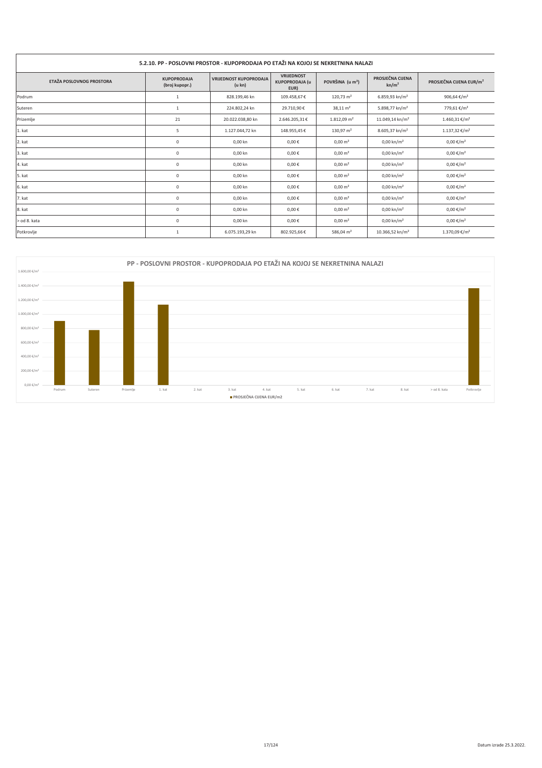## 5.2.10. PP - POSLOVNI PROSTOR - KUPOPRODAJA PO ETAŽI NA KOJOJ SE NEKRETNINA NALAZI

| ETAŽA POSLOVNOG PROSTORA | KUPOPRODAJA (broj kupopr.) | VRIJEDNOST KUPOPRODAJA (u kn) | VRIJEDNOST KUPOPRODAJA (u EUR) | POVRŠINA (u m²) | PROSJEČNA CIJENA kn/m² | PROSJEČNA CIJENA EUR/m² |
|---|---|---|---|---|---|---|
| Podrum | 1 | 828.199,46 kn | 109.458,67 € | 120,73 m² | 6.859,93 kn/m² | 906,64 €/m² |
| Suteren | 1 | 224.802,24 kn | 29.710,90 € | 38,11 m² | 5.898,77 kn/m² | 779,61 €/m² |
| Prizemlje | 21 | 20.022.038,80 kn | 2.646.205,31 € | 1.812,09 m² | 11.049,14 kn/m² | 1.460,31 €/m² |
| 1. kat | 5 | 1.127.044,72 kn | 148.955,45 € | 130,97 m² | 8.605,37 kn/m² | 1.137,32 €/m² |
| 2. kat | 0 | 0,00 kn | 0,00 € | 0,00 m² | 0,00 kn/m² | 0,00 €/m² |
| 3. kat | 0 | 0,00 kn | 0,00 € | 0,00 m² | 0,00 kn/m² | 0,00 €/m² |
| 4. kat | 0 | 0,00 kn | 0,00 € | 0,00 m² | 0,00 kn/m² | 0,00 €/m² |
| 5. kat | 0 | 0,00 kn | 0,00 € | 0,00 m² | 0,00 kn/m² | 0,00 €/m² |
| 6. kat | 0 | 0,00 kn | 0,00 € | 0,00 m² | 0,00 kn/m² | 0,00 €/m² |
| 7. kat | 0 | 0,00 kn | 0,00 € | 0,00 m² | 0,00 kn/m² | 0,00 €/m² |
| 8. kat | 0 | 0,00 kn | 0,00 € | 0,00 m² | 0,00 kn/m² | 0,00 €/m² |
| > od 8. kata | 0 | 0,00 kn | 0,00 € | 0,00 m² | 0,00 kn/m² | 0,00 €/m² |
| Potkrovlje | 1 | 6.075.193,29 kn | 802.925,66 € | 586,04 m² | 10.366,52 kn/m² | 1.370,09 €/m² |

### PP - POSLOVNI PROSTOR - KUPOPRODAJA PO ETAŽI NA KOJOJ SE NEKRETNINA NALAZI

■ PROSJEČNA CIJENA EUR/m2

Datum izrade 25.3.2022.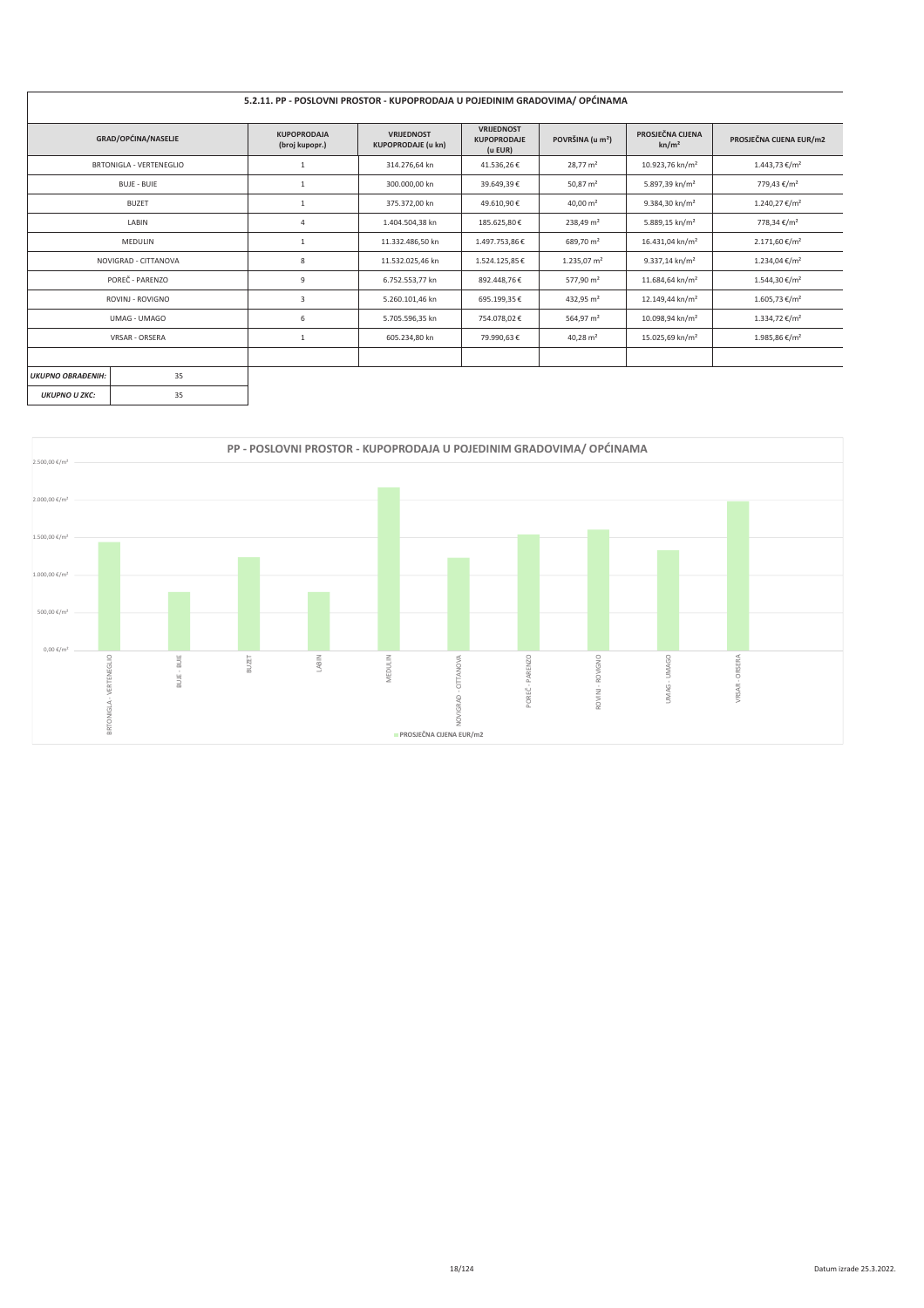## 5.2.11. PP - POSLOVNI PROSTOR - KUPOPRODAJA U POJEDINIM GRADOVIMA/ OPĆINAMA

| GRAD/OPĆINA/NASELJE | KUPOPRODAJA (broj kupopr.) | VRIJEDNOST KUPOPRODAJE (u kn) | VRIJEDNOST KUPOPRODAJE (u EUR) | POVRŠINA (u m²) | PROSJEČNA CIJENA kn/m² | PROSJEČNA CIJENA EUR/m2 |
|---|---|---|---|---|---|---|
| BRTONIGLA - VERTENEGLIO | 1 | 314.276,64 kn | 41.536,26 € | 28,77 m² | 10.923,76 kn/m² | 1.443,73 €/m² |
| BUJE - BUIE | 1 | 300.000,00 kn | 39.649,39 € | 50,87 m² | 5.897,39 kn/m² | 779,43 €/m² |
| BUZET | 1 | 375.372,00 kn | 49.610,90 € | 40,00 m² | 9.384,30 kn/m² | 1.240,27 €/m² |
| LABIN | 4 | 1.404.504,38 kn | 185.625,80 € | 238,49 m² | 5.889,15 kn/m² | 778,34 €/m² |
| MEDULIN | 1 | 11.332.486,50 kn | 1.497.753,86 € | 689,70 m² | 16.431,04 kn/m² | 2.171,60 €/m² |
| NOVIGRAD - CITTANOVA | 8 | 11.532.025,46 kn | 1.524.125,85 € | 1.235,07 m² | 9.337,14 kn/m² | 1.234,04 €/m² |
| POREČ - PARENZO | 9 | 6.752.553,77 kn | 892.448,76 € | 577,90 m² | 11.684,64 kn/m² | 1.544,30 €/m² |
| ROVINJ - ROVIGNO | 3 | 5.260.101,46 kn | 695.199,35 € | 432,95 m² | 12.149,44 kn/m² | 1.605,73 €/m² |
| UMAG - UMAGO | 6 | 5.705.596,35 kn | 754.078,02 € | 564,97 m² | 10.098,94 kn/m² | 1.334,72 €/m² |
| VRSAR - ORSERA | 1 | 605.234,80 kn | 79.990,63 € | 40,28 m² | 15.025,69 kn/m² | 1.985,86 €/m² |

| | |
|---|---|
| *UKUPNO OBRAĐENIH:* | 35 |
| *UKUPNO U ZKC:* | 35 |

### PP - POSLOVNI PROSTOR - KUPOPRODAJA U POJEDINIM GRADOVIMA/ OPĆINAMA

| GRAD/OPĆINA | PROSJEČNA CIJENA EUR/m2 |
|---|---|
| BRTONIGLA - VERTENEGLIO | 1.443,73 €/m² |
| BUJE - BUIE | 779,43 €/m² |
| BUZET | 1.240,27 €/m² |
| LABIN | 778,34 €/m² |
| MEDULIN | 2.171,60 €/m² |
| NOVIGRAD - CITTANOVA | 1.234,04 €/m² |
| POREČ - PARENZO | 1.544,30 €/m² |
| ROVINJ - ROVIGNO | 1.605,73 €/m² |
| UMAG - UMAGO | 1.334,72 €/m² |
| VRSAR - ORSERA | 1.985,86 €/m² |

Datum izrade 25.3.2022.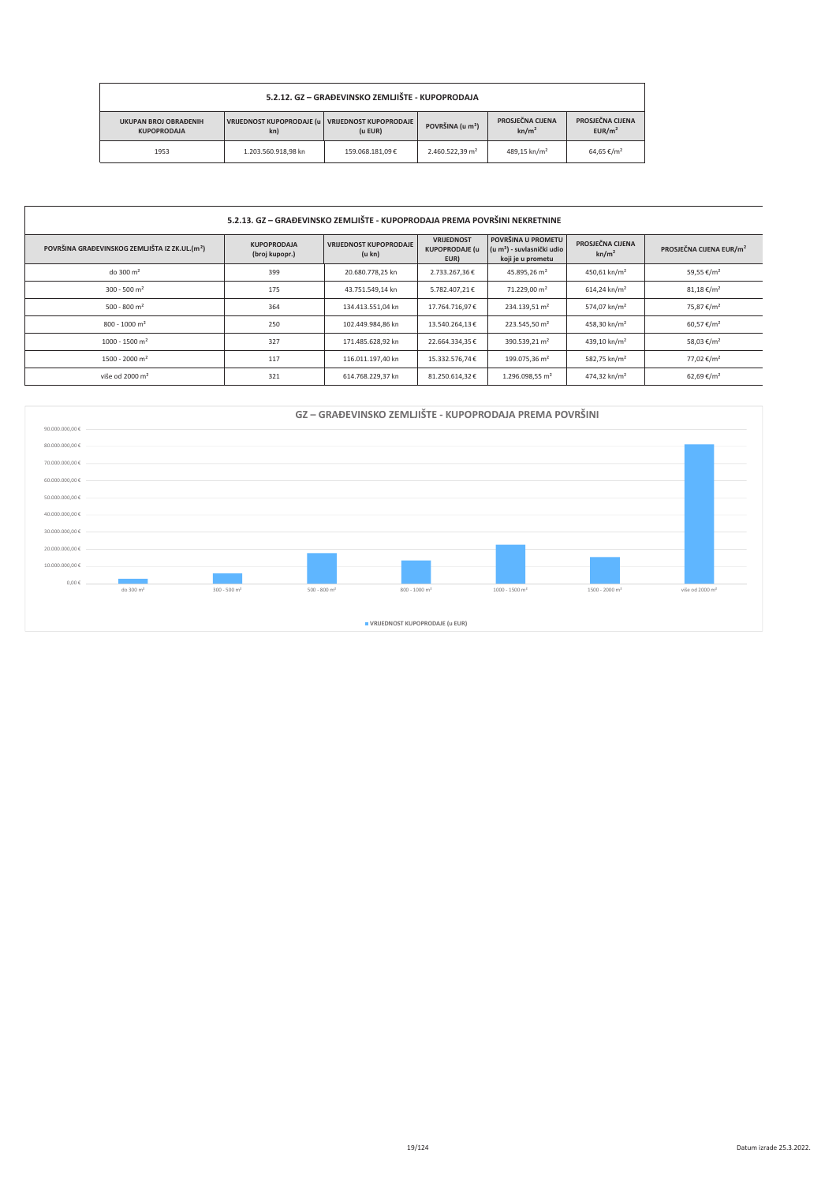| 5.2.12. GZ – GRAĐEVINSKO ZEMLJIŠTE - KUPOPRODAJA | | | | | |
|---|---|---|---|---|---|
| UKUPAN BROJ OBRAĐENIH KUPOPRODAJA | VRIJEDNOST KUPOPRODAJE (u kn) | VRIJEDNOST KUPOPRODAJE (u EUR) | POVRŠINA (u m²) | PROSJEČNA CIJENA kn/m² | PROSJEČNA CIJENA EUR/m² |
| 1953 | 1.203.560.918,98 kn | 159.068.181,09 € | 2.460.522,39 m² | 489,15 kn/m² | 64,65 €/m² |

| 5.2.13. GZ – GRAĐEVINSKO ZEMLJIŠTE - KUPOPRODAJA PREMA POVRŠINI NEKRETNINE | | | | | | |
|---|---|---|---|---|---|---|
| POVRŠINA GRAĐEVINSKOG ZEMLJIŠTA IZ ZK.UL.(m²) | KUPOPRODAJA (broj kupopr.) | VRIJEDNOST KUPOPRODAJE (u kn) | VRIJEDNOST KUPOPRODAJE (u EUR) | POVRŠINA U PROMETU (u m²) - suvlasnički udio koji je u prometu | PROSJEČNA CIJENA kn/m² | PROSJEČNA CIJENA EUR/m² |
| do 300 m² | 399 | 20.680.778,25 kn | 2.733.267,36 € | 45.895,26 m² | 450,61 kn/m² | 59,55 €/m² |
| 300 - 500 m² | 175 | 43.751.549,14 kn | 5.782.407,21 € | 71.229,00 m² | 614,24 kn/m² | 81,18 €/m² |
| 500 - 800 m² | 364 | 134.413.551,04 kn | 17.764.716,97 € | 234.139,51 m² | 574,07 kn/m² | 75,87 €/m² |
| 800 - 1000 m² | 250 | 102.449.984,86 kn | 13.540.264,13 € | 223.545,50 m² | 458,30 kn/m² | 60,57 €/m² |
| 1000 - 1500 m² | 327 | 171.485.628,92 kn | 22.664.334,35 € | 390.539,21 m² | 439,10 kn/m² | 58,03 €/m² |
| 1500 - 2000 m² | 117 | 116.011.197,40 kn | 15.332.576,74 € | 199.075,36 m² | 582,75 kn/m² | 77,02 €/m² |
| više od 2000 m² | 321 | 614.768.229,37 kn | 81.250.614,32 € | 1.296.098,55 m² | 474,32 kn/m² | 62,69 €/m² |

**GZ – GRAĐEVINSKO ZEMLJIŠTE - KUPOPRODAJA PREMA POVRŠINI**

| Površina | VRIJEDNOST KUPOPRODAJE (u EUR) |
|---|---|
| do 300 m² | 2.733.267,36 € |
| 300 - 500 m² | 5.782.407,21 € |
| 500 - 800 m² | 17.764.716,97 € |
| 800 - 1000 m² | 13.540.264,13 € |
| 1000 - 1500 m² | 22.664.334,35 € |
| 1500 - 2000 m² | 15.332.576,74 € |
| više od 2000 m² | 81.250.614,32 € |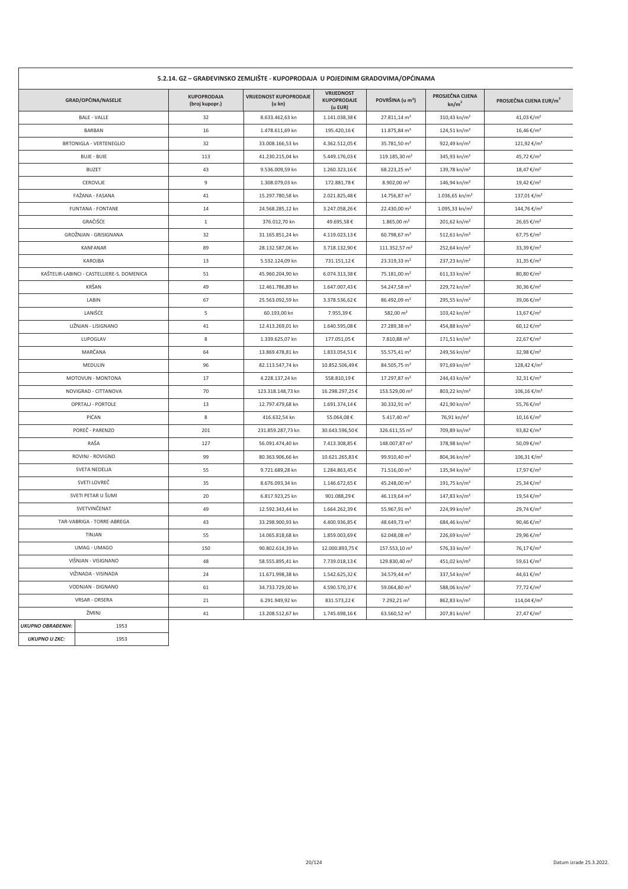## 5.2.14. GZ – GRAĐEVINSKO ZEMLJIŠTE - KUPOPRODAJA U POJEDINIM GRADOVIMA/OPĆINAMA

| GRAD/OPĆINA/NASELJE | KUPOPRODAJA (broj kupopr.) | VRIJEDNOST KUPOPRODAJE (u kn) | VRIJEDNOST KUPOPRODAJE (u EUR) | POVRŠINA (u m²) | PROSJEČNA CIJENA kn/m² | PROSJEČNA CIJENA EUR/m² |
|---|---|---|---|---|---|---|
| BALE - VALLE | 32 | 8.633.462,63 kn | 1.141.038,38 € | 27.811,14 m² | 310,43 kn/m² | 41,03 €/m² |
| BARBAN | 16 | 1.478.611,69 kn | 195.420,16 € | 11.875,84 m² | 124,51 kn/m² | 16,46 €/m² |
| BRTONIGLA - VERTENEGLIO | 32 | 33.008.166,53 kn | 4.362.512,05 € | 35.781,50 m² | 922,49 kn/m² | 121,92 €/m² |
| BUJE - BUIE | 113 | 41.230.215,04 kn | 5.449.176,03 € | 119.185,30 m² | 345,93 kn/m² | 45,72 €/m² |
| BUZET | 43 | 9.536.009,59 kn | 1.260.323,16 € | 68.223,25 m² | 139,78 kn/m² | 18,47 €/m² |
| CEROVLJE | 9 | 1.308.079,03 kn | 172.881,78 € | 8.902,00 m² | 146,94 kn/m² | 19,42 €/m² |
| FAŽANA - FASANA | 41 | 15.297.780,58 kn | 2.021.825,48 € | 14.756,87 m² | 1.036,65 kn/m² | 137,01 €/m² |
| FUNTANA - FONTANE | 14 | 24.568.285,12 kn | 3.247.058,26 € | 22.430,00 m² | 1.095,33 kn/m² | 144,76 €/m² |
| GRAČIŠĆE | 1 | 376.012,70 kn | 49.695,58 € | 1.865,00 m² | 201,62 kn/m² | 26,65 €/m² |
| GROŽNJAN - GRISIGNANA | 32 | 31.165.851,24 kn | 4.119.023,13 € | 60.798,67 m² | 512,61 kn/m² | 67,75 €/m² |
| KANFANAR | 89 | 28.132.587,06 kn | 3.718.132,90 € | 111.352,57 m² | 252,64 kn/m² | 33,39 €/m² |
| KAROJBA | 13 | 5.532.124,09 kn | 731.151,12 € | 23.319,33 m² | 237,23 kn/m² | 31,35 €/m² |
| KAŠTELIR-LABINCI - CASTELLIERE-S. DOMENICA | 51 | 45.960.204,90 kn | 6.074.313,38 € | 75.181,00 m² | 611,33 kn/m² | 80,80 €/m² |
| KRŠAN | 49 | 12.461.786,89 kn | 1.647.007,43 € | 54.247,58 m² | 229,72 kn/m² | 30,36 €/m² |
| LABIN | 67 | 25.563.092,59 kn | 3.378.536,62 € | 86.492,09 m² | 295,55 kn/m² | 39,06 €/m² |
| LANIŠĆE | 5 | 60.193,00 kn | 7.955,39 € | 582,00 m² | 103,42 kn/m² | 13,67 €/m² |
| LIŽNJAN - LISIGNANO | 41 | 12.413.269,01 kn | 1.640.595,08 € | 27.289,38 m² | 454,88 kn/m² | 60,12 €/m² |
| LUPOGLAV | 8 | 1.339.625,07 kn | 177.051,05 € | 7.810,88 m² | 171,51 kn/m² | 22,67 €/m² |
| MARČANA | 64 | 13.869.478,81 kn | 1.833.054,51 € | 55.575,41 m² | 249,56 kn/m² | 32,98 €/m² |
| MEDULIN | 96 | 82.113.547,74 kn | 10.852.506,49 € | 84.505,75 m² | 971,69 kn/m² | 128,42 €/m² |
| MOTOVUN - MONTONA | 17 | 4.228.137,24 kn | 558.810,19 € | 17.297,87 m² | 244,43 kn/m² | 32,31 €/m² |
| NOVIGRAD - CITTANOVA | 70 | 123.318.148,73 kn | 16.298.297,25 € | 153.529,00 m² | 803,22 kn/m² | 106,16 €/m² |
| OPRTALJ - PORTOLE | 13 | 12.797.479,68 kn | 1.691.374,14 € | 30.332,91 m² | 421,90 kn/m² | 55,76 €/m² |
| PIĆAN | 8 | 416.632,54 kn | 55.064,08 € | 5.417,40 m² | 76,91 kn/m² | 10,16 €/m² |
| POREČ - PARENZO | 201 | 231.859.287,73 kn | 30.643.596,50 € | 326.611,55 m² | 709,89 kn/m² | 93,82 €/m² |
| RAŠA | 127 | 56.091.474,40 kn | 7.413.308,85 € | 148.007,87 m² | 378,98 kn/m² | 50,09 €/m² |
| ROVINJ - ROVIGNO | 99 | 80.363.906,66 kn | 10.621.265,83 € | 99.910,40 m² | 804,36 kn/m² | 106,31 €/m² |
| SVETA NEDELJA | 55 | 9.721.689,28 kn | 1.284.863,45 € | 71.516,00 m² | 135,94 kn/m² | 17,97 €/m² |
| SVETI LOVREČ | 35 | 8.676.093,34 kn | 1.146.672,65 € | 45.248,00 m² | 191,75 kn/m² | 25,34 €/m² |
| SVETI PETAR U ŠUMI | 20 | 6.817.923,25 kn | 901.088,29 € | 46.119,64 m² | 147,83 kn/m² | 19,54 €/m² |
| SVETVINČENAT | 49 | 12.592.343,44 kn | 1.664.262,39 € | 55.967,91 m² | 224,99 kn/m² | 29,74 €/m² |
| TAR-VABRIGA - TORRE-ABREGA | 43 | 33.298.900,93 kn | 4.400.936,85 € | 48.649,73 m² | 684,46 kn/m² | 90,46 €/m² |
| TINJAN | 55 | 14.065.818,68 kn | 1.859.003,69 € | 62.048,08 m² | 226,69 kn/m² | 29,96 €/m² |
| UMAG - UMAGO | 150 | 90.802.614,39 kn | 12.000.893,75 € | 157.553,10 m² | 576,33 kn/m² | 76,17 €/m² |
| VIŠNJAN - VISIGNANO | 48 | 58.555.895,41 kn | 7.739.018,13 € | 129.830,40 m² | 451,02 kn/m² | 59,61 €/m² |
| VIŽINADA - VISINADA | 24 | 11.671.998,38 kn | 1.542.625,32 € | 34.579,44 m² | 337,54 kn/m² | 44,61 €/m² |
| VODNJAN - DIGNANO | 61 | 34.733.729,00 kn | 4.590.570,37 € | 59.064,80 m² | 588,06 kn/m² | 77,72 €/m² |
| VRSAR - ORSERA | 21 | 6.291.949,92 kn | 831.573,22 € | 7.292,21 m² | 862,83 kn/m² | 114,04 €/m² |
| ŽMINJ | 41 | 13.208.512,67 kn | 1.745.698,16 € | 63.560,52 m² | 207,81 kn/m² | 27,47 €/m² |

| | |
|---|---|
| *UKUPNO OBRAĐENIH:* | 1953 |
| *UKUPNO U ZKC:* | 1953 |

Datum izrade 25.3.2022.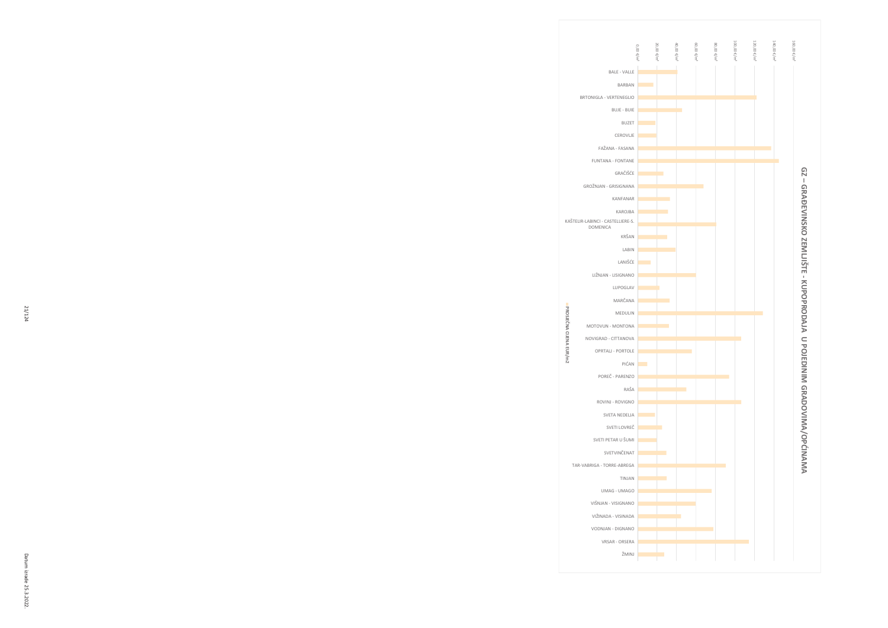## GZ – GRAĐEVINSKO ZEMLJIŠTE - KUPOPRODAJA U POJEDINIM GRADOVIMA/OPĆINAMA

0,00 €/m² | 20,00 €/m² | 40,00 €/m² | 60,00 €/m² | 80,00 €/m² | 100,00 €/m² | 120,00 €/m² | 140,00 €/m² | 160,00 €/m²

- BALE - VALLE
- BARBAN
- BRTONIGLA - VERTENEGLIO
- BUJE - BUIE
- BUZET
- CEROVLJE
- FAŽANA - FASANA
- FUNTANA - FONTANE
- GRAČIŠĆE
- GROŽNJAN - GRISIGNANA
- KANFANAR
- KAROJBA
- KAŠTELIR-LABINCI - CASTELLIERE-S. DOMENICA
- KRŠAN
- LABIN
- LANIŠĆE
- LIŽNJAN - LISIGNANO
- LUPOGLAV
- MARČANA
- MEDULIN
- MOTOVUN - MONTONA
- NOVIGRAD - CITTANOVA
- OPRTALJ - PORTOLE
- PIĆAN
- POREČ - PARENZO
- RAŠA
- ROVINJ - ROVIGNO
- SVETA NEDELJA
- SVETI LOVREČ
- SVETI PETAR U ŠUMI
- SVETVINČENAT
- TAR-VABRIGA - TORRE-ABREGA
- TINJAN
- UMAG - UMAGO
- VIŠNJAN - VISIGNANO
- VIŽINADA - VISINADA
- VODNJAN - DIGNANO
- VRSAR - ORSERA
- ŽMINJ

PROSJEČNA CIJENA EUR/m2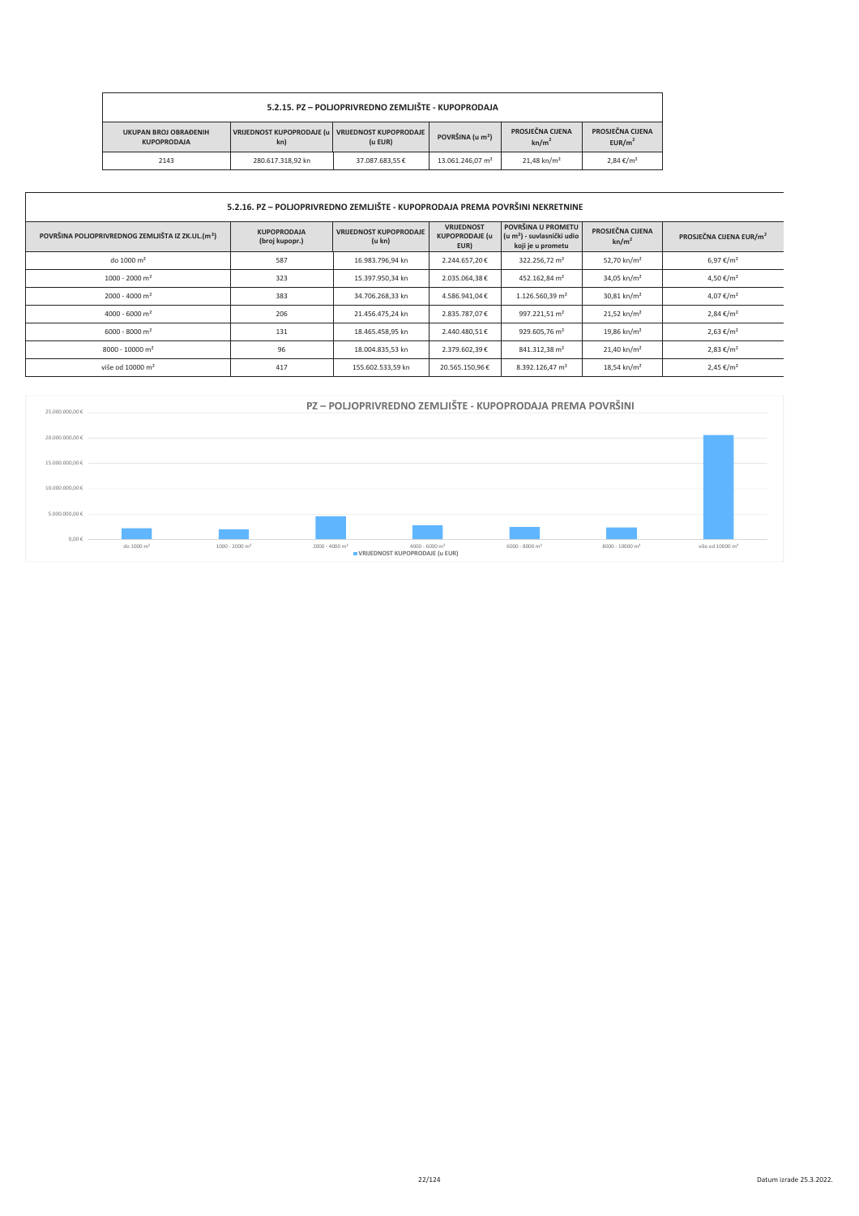## 5.2.15. PZ – POLJOPRIVREDNO ZEMLJIŠTE - KUPOPRODAJA

| UKUPAN BROJ OBRAĐENIH KUPOPRODAJA | VRIJEDNOST KUPOPRODAJE (u kn) | VRIJEDNOST KUPOPRODAJE (u EUR) | POVRŠINA (u m²) | PROSJEČNA CIJENA kn/m² | PROSJEČNA CIJENA EUR/m² |
|---|---|---|---|---|---|
| 2143 | 280.617.318,92 kn | 37.087.683,55 € | 13.061.246,07 m² | 21,48 kn/m² | 2,84 €/m² |

## 5.2.16. PZ – POLJOPRIVREDNO ZEMLJIŠTE - KUPOPRODAJA PREMA POVRŠINI NEKRETNINE

| POVRŠINA POLJOPRIVREDNOG ZEMLJIŠTA IZ ZK.UL.(m²) | KUPOPRODAJA (broj kupopr.) | VRIJEDNOST KUPOPRODAJE (u kn) | VRIJEDNOST KUPOPRODAJE (u EUR) | POVRŠINA U PROMETU (u m²) - suvlasnički udio koji je u prometu | PROSJEČNA CIJENA kn/m² | PROSJEČNA CIJENA EUR/m² |
|---|---|---|---|---|---|---|
| do 1000 m² | 587 | 16.983.796,94 kn | 2.244.657,20 € | 322.256,72 m² | 52,70 kn/m² | 6,97 €/m² |
| 1000 - 2000 m² | 323 | 15.397.950,34 kn | 2.035.064,38 € | 452.162,84 m² | 34,05 kn/m² | 4,50 €/m² |
| 2000 - 4000 m² | 383 | 34.706.268,33 kn | 4.586.941,04 € | 1.126.560,39 m² | 30,81 kn/m² | 4,07 €/m² |
| 4000 - 6000 m² | 206 | 21.456.475,24 kn | 2.835.787,07 € | 997.221,51 m² | 21,52 kn/m² | 2,84 €/m² |
| 6000 - 8000 m² | 131 | 18.465.458,95 kn | 2.440.480,51 € | 929.605,76 m² | 19,86 kn/m² | 2,63 €/m² |
| 8000 - 10000 m² | 96 | 18.004.835,53 kn | 2.379.602,39 € | 841.312,38 m² | 21,40 kn/m² | 2,83 €/m² |
| više od 10000 m² | 417 | 155.602.533,59 kn | 20.565.150,96 € | 8.392.126,47 m² | 18,54 kn/m² | 2,45 €/m² |

PZ – POLJOPRIVREDNO ZEMLJIŠTE - KUPOPRODAJA PREMA POVRŠINI

VRIJEDNOST KUPOPRODAJE (u EUR)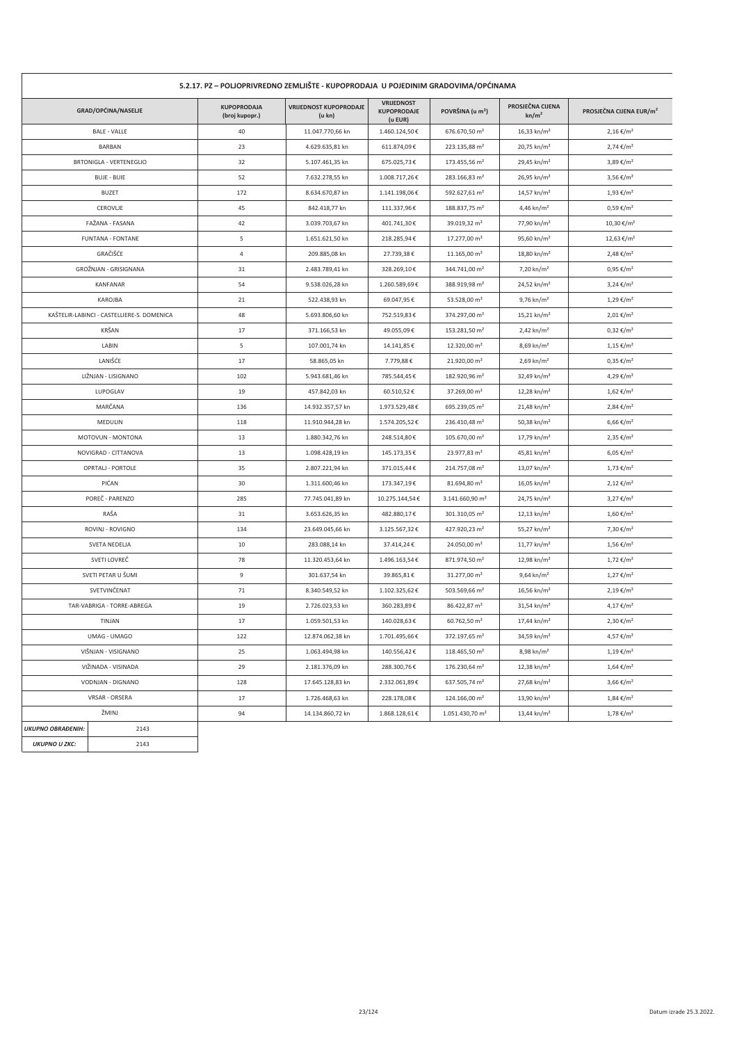## 5.2.17. PZ – POLJOPRIVREDNO ZEMLJIŠTE - KUPOPRODAJA U POJEDINIM GRADOVIMA/OPĆINAMA

| GRAD/OPĆINA/NASELJE | KUPOPRODAJA (broj kupopr.) | VRIJEDNOST KUPOPRODAJE (u kn) | VRIJEDNOST KUPOPRODAJE (u EUR) | POVRŠINA (u m²) | PROSJEČNA CIJENA kn/m² | PROSJEČNA CIJENA EUR/m² |
|---|---|---|---|---|---|---|
| BALE - VALLE | 40 | 11.047.770,66 kn | 1.460.124,50 € | 676.670,50 m² | 16,33 kn/m² | 2,16 €/m² |
| BARBAN | 23 | 4.629.635,81 kn | 611.874,09 € | 223.135,88 m² | 20,75 kn/m² | 2,74 €/m² |
| BRTONIGLA - VERTENEGLIO | 32 | 5.107.461,35 kn | 675.025,73 € | 173.455,56 m² | 29,45 kn/m² | 3,89 €/m² |
| BUJE - BUIE | 52 | 7.632.278,55 kn | 1.008.717,26 € | 283.166,83 m² | 26,95 kn/m² | 3,56 €/m² |
| BUZET | 172 | 8.634.670,87 kn | 1.141.198,06 € | 592.627,61 m² | 14,57 kn/m² | 1,93 €/m² |
| CEROVLJE | 45 | 842.418,77 kn | 111.337,96 € | 188.837,75 m² | 4,46 kn/m² | 0,59 €/m² |
| FAŽANA - FASANA | 42 | 3.039.703,67 kn | 401.741,30 € | 39.019,32 m² | 77,90 kn/m² | 10,30 €/m² |
| FUNTANA - FONTANE | 5 | 1.651.621,50 kn | 218.285,94 € | 17.277,00 m² | 95,60 kn/m² | 12,63 €/m² |
| GRAČIŠĆE | 4 | 209.885,08 kn | 27.739,38 € | 11.165,00 m² | 18,80 kn/m² | 2,48 €/m² |
| GROŽNJAN - GRISIGNANA | 31 | 2.483.789,41 kn | 328.269,10 € | 344.741,00 m² | 7,20 kn/m² | 0,95 €/m² |
| KANFANAR | 54 | 9.538.026,28 kn | 1.260.589,69 € | 388.919,98 m² | 24,52 kn/m² | 3,24 €/m² |
| KAROJBA | 21 | 522.438,93 kn | 69.047,95 € | 53.528,00 m² | 9,76 kn/m² | 1,29 €/m² |
| KAŠTELIR-LABINCI - CASTELLIERE-S. DOMENICA | 48 | 5.693.806,60 kn | 752.519,83 € | 374.297,00 m² | 15,21 kn/m² | 2,01 €/m² |
| KRŠAN | 17 | 371.166,53 kn | 49.055,09 € | 153.281,50 m² | 2,42 kn/m² | 0,32 €/m² |
| LABIN | 5 | 107.001,74 kn | 14.141,85 € | 12.320,00 m² | 8,69 kn/m² | 1,15 €/m² |
| LANIŠĆE | 17 | 58.865,05 kn | 7.779,88 € | 21.920,00 m² | 2,69 kn/m² | 0,35 €/m² |
| LIŽNJAN - LISIGNANO | 102 | 5.943.681,46 kn | 785.544,45 € | 182.920,96 m² | 32,49 kn/m² | 4,29 €/m² |
| LUPOGLAV | 19 | 457.842,03 kn | 60.510,52 € | 37.269,00 m² | 12,28 kn/m² | 1,62 €/m² |
| MARČANA | 136 | 14.932.357,57 kn | 1.973.529,48 € | 695.239,05 m² | 21,48 kn/m² | 2,84 €/m² |
| MEDULIN | 118 | 11.910.944,28 kn | 1.574.205,52 € | 236.410,48 m² | 50,38 kn/m² | 6,66 €/m² |
| MOTOVUN - MONTONA | 13 | 1.880.342,76 kn | 248.514,80 € | 105.670,00 m² | 17,79 kn/m² | 2,35 €/m² |
| NOVIGRAD - CITTANOVA | 13 | 1.098.428,19 kn | 145.173,35 € | 23.977,83 m² | 45,81 kn/m² | 6,05 €/m² |
| OPRTALJ - PORTOLE | 35 | 2.807.221,94 kn | 371.015,44 € | 214.757,08 m² | 13,07 kn/m² | 1,73 €/m² |
| PIĆAN | 30 | 1.311.600,46 kn | 173.347,19 € | 81.694,80 m² | 16,05 kn/m² | 2,12 €/m² |
| POREČ - PARENZO | 285 | 77.745.041,89 kn | 10.275.144,54 € | 3.141.660,90 m² | 24,75 kn/m² | 3,27 €/m² |
| RAŠA | 31 | 3.653.626,35 kn | 482.880,17 € | 301.310,05 m² | 12,13 kn/m² | 1,60 €/m² |
| ROVINJ - ROVIGNO | 134 | 23.649.045,66 kn | 3.125.567,32 € | 427.920,23 m² | 55,27 kn/m² | 7,30 €/m² |
| SVETA NEDELJA | 10 | 283.088,14 kn | 37.414,24 € | 24.050,00 m² | 11,77 kn/m² | 1,56 €/m² |
| SVETI LOVREČ | 78 | 11.320.453,64 kn | 1.496.163,54 € | 871.974,50 m² | 12,98 kn/m² | 1,72 €/m² |
| SVETI PETAR U ŠUMI | 9 | 301.637,54 kn | 39.865,81 € | 31.277,00 m² | 9,64 kn/m² | 1,27 €/m² |
| SVETVINČENAT | 71 | 8.340.549,52 kn | 1.102.325,62 € | 503.569,66 m² | 16,56 kn/m² | 2,19 €/m² |
| TAR-VABRIGA - TORRE-ABREGA | 19 | 2.726.023,53 kn | 360.283,89 € | 86.422,87 m² | 31,54 kn/m² | 4,17 €/m² |
| TINJAN | 17 | 1.059.501,53 kn | 140.028,63 € | 60.762,50 m² | 17,44 kn/m² | 2,30 €/m² |
| UMAG - UMAGO | 122 | 12.874.062,38 kn | 1.701.495,66 € | 372.197,65 m² | 34,59 kn/m² | 4,57 €/m² |
| VIŠNJAN - VISIGNANO | 25 | 1.063.494,98 kn | 140.556,42 € | 118.465,50 m² | 8,98 kn/m² | 1,19 €/m² |
| VIŽINADA - VISINADA | 29 | 2.181.376,09 kn | 288.300,76 € | 176.230,64 m² | 12,38 kn/m² | 1,64 €/m² |
| VODNJAN - DIGNANO | 128 | 17.645.128,83 kn | 2.332.061,89 € | 637.505,74 m² | 27,68 kn/m² | 3,66 €/m² |
| VRSAR - ORSERA | 17 | 1.726.468,63 kn | 228.178,08 € | 124.166,00 m² | 13,90 kn/m² | 1,84 €/m² |
| ŽMINJ | 94 | 14.134.860,72 kn | 1.868.128,61 € | 1.051.430,70 m² | 13,44 kn/m² | 1,78 €/m² |

| | |
|---|---|
| ***UKUPNO OBRAĐENIH:*** | 2143 |
| ***UKUPNO U ZKC:*** | 2143 |

Datum izrade 25.3.2022.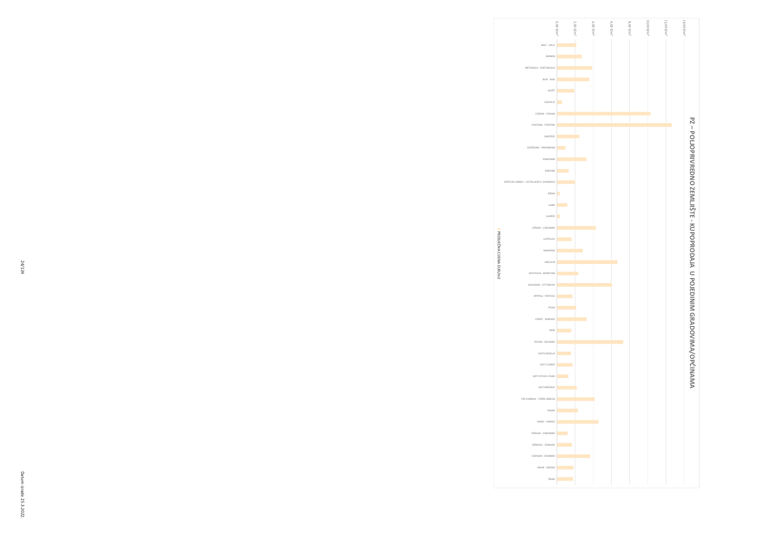# PZ – POLJOPRIVREDNO ZEMLJIŠTE - KUPOPRODAJA U POJEDINIM GRADOVIMA/OPĆINAMA

PROSJEČNA CIJENA EUR/m2

| Grad/Općina | Prosječna cijena EUR/m2 (približno) |
|---|---|
| BALE - VALLE | 2,10 |
| BARBAN | 2,70 |
| BRTONIGLA - VERTENEGLIO | 3,90 |
| BUJE - BUIE | 3,50 |
| BUZET | 1,90 |
| CEROVLJE | 0,50 |
| FAŽANA - FASANA | 10,30 |
| FUNTANA - FONTANE | 12,60 |
| GRAČIŠĆE | 2,40 |
| GROŽNJAN - GRISIGNANA | 0,90 |
| KANFANAR | 3,20 |
| KAROJBA | 1,20 |
| KAŠTELIR-LABINCI - CASTELLIERE-S. DOMENICA | 1,90 |
| KRŠAN | 0,30 |
| LABIN | 1,10 |
| LANIŠĆE | 0,30 |
| LIŽNJAN - LISIGNANO | 4,20 |
| LUPOGLAV | 1,60 |
| MARČANA | 2,80 |
| MEDULIN | 6,60 |
| MOTOVUN - MONTONA | 2,30 |
| NOVIGRAD - CITTANOVA | 6,00 |
| OPRTALJ - PORTOLE | 1,70 |
| PIĆAN | 2,00 |
| POREČ - PARENZO | 3,20 |
| RAŠA | 1,50 |
| ROVINJ - ROVIGNO | 7,30 |
| SVETA NEDELJA | 1,50 |
| SVETI LOVREČ | 1,70 |
| SVETI PETAR U ŠUMI | 1,20 |
| SVETVINČENAT | 2,10 |
| TAR-VABRIGA - TORRE-ABREGA | 4,10 |
| TINJAN | 2,30 |
| UMAG - UMAGO | 4,60 |
| VIŠNJAN - VISIGNANO | 1,10 |
| VIŽINADA - VISINADA | 1,60 |
| VODNJAN - DIGNANO | 3,60 |
| VRSAR - ORSERA | 1,80 |
| ŽMINJ | 1,70 |

Datum izrade 25.3.2022.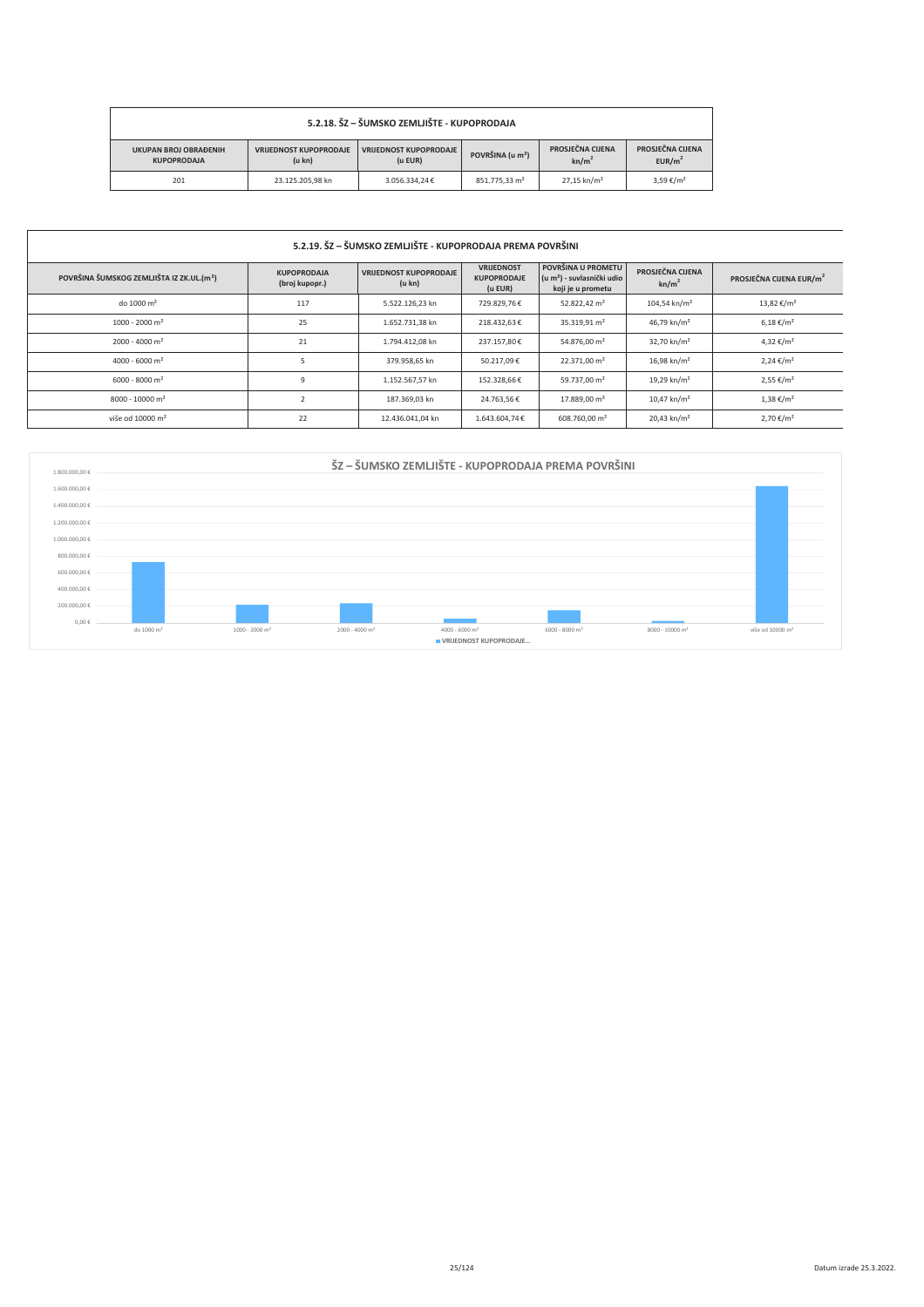## 5.2.18. ŠZ – ŠUMSKO ZEMLJIŠTE - KUPOPRODAJA

| UKUPAN BROJ OBRAĐENIH KUPOPRODAJA | VRIJEDNOST KUPOPRODAJE (u kn) | VRIJEDNOST KUPOPRODAJE (u EUR) | POVRŠINA (u m²) | PROSJEČNA CIJENA kn/m² | PROSJEČNA CIJENA EUR/m² |
|---|---|---|---|---|---|
| 201 | 23.125.205,98 kn | 3.056.334,24 € | 851.775,33 m² | 27,15 kn/m² | 3,59 €/m² |

## 5.2.19. ŠZ – ŠUMSKO ZEMLJIŠTE - KUPOPRODAJA PREMA POVRŠINI

| POVRŠINA ŠUMSKOG ZEMLJIŠTA IZ ZK.UL.(m²) | KUPOPRODAJA (broj kupopr.) | VRIJEDNOST KUPOPRODAJE (u kn) | VRIJEDNOST KUPOPRODAJE (u EUR) | POVRŠINA U PROMETU (u m²) - suvlasnički udio koji je u prometu | PROSJEČNA CIJENA kn/m² | PROSJEČNA CIJENA EUR/m² |
|---|---|---|---|---|---|---|
| do 1000 m² | 117 | 5.522.126,23 kn | 729.829,76 € | 52.822,42 m² | 104,54 kn/m² | 13,82 €/m² |
| 1000 - 2000 m² | 25 | 1.652.731,38 kn | 218.432,63 € | 35.319,91 m² | 46,79 kn/m² | 6,18 €/m² |
| 2000 - 4000 m² | 21 | 1.794.412,08 kn | 237.157,80 € | 54.876,00 m² | 32,70 kn/m² | 4,32 €/m² |
| 4000 - 6000 m² | 5 | 379.958,65 kn | 50.217,09 € | 22.371,00 m² | 16,98 kn/m² | 2,24 €/m² |
| 6000 - 8000 m² | 9 | 1.152.567,57 kn | 152.328,66 € | 59.737,00 m² | 19,29 kn/m² | 2,55 €/m² |
| 8000 - 10000 m² | 2 | 187.369,03 kn | 24.763,56 € | 17.889,00 m² | 10,47 kn/m² | 1,38 €/m² |
| više od 10000 m² | 22 | 12.436.041,04 kn | 1.643.604,74 € | 608.760,00 m² | 20,43 kn/m² | 2,70 €/m² |

### ŠZ – ŠUMSKO ZEMLJIŠTE - KUPOPRODAJA PREMA POVRŠINI

| Površina | VRIJEDNOST KUPOPRODAJE... |
|---|---|
| do 1000 m² | 729.829,76 € |
| 1000 - 2000 m² | 218.432,63 € |
| 2000 - 4000 m² | 237.157,80 € |
| 4000 - 6000 m² | 50.217,09 € |
| 6000 - 8000 m² | 152.328,66 € |
| 8000 - 10000 m² | 24.763,56 € |
| više od 10000 m² | 1.643.604,74 € |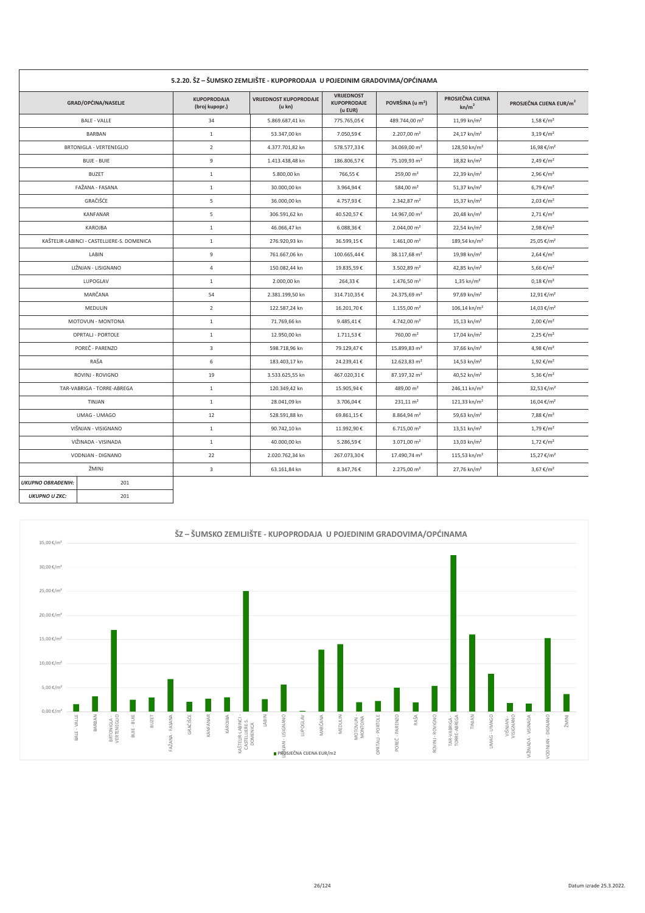## 5.2.20. ŠZ – ŠUMSKO ZEMLJIŠTE - KUPOPRODAJA U POJEDINIM GRADOVIMA/OPĆINAMA

| GRAD/OPĆINA/NASELJE | KUPOPRODAJA (broj kupopr.) | VRIJEDNOST KUPOPRODAJE (u kn) | VRIJEDNOST KUPOPRODAJE (u EUR) | POVRŠINA (u m²) | PROSJEČNA CIJENA kn/m² | PROSJEČNA CIJENA EUR/m² |
|---|---|---|---|---|---|---|
| BALE - VALLE | 34 | 5.869.687,41 kn | 775.765,05 € | 489.744,00 m² | 11,99 kn/m² | 1,58 €/m² |
| BARBAN | 1 | 53.347,00 kn | 7.050,59 € | 2.207,00 m² | 24,17 kn/m² | 3,19 €/m² |
| BRTONIGLA - VERTENEGLIO | 2 | 4.377.701,82 kn | 578.577,33 € | 34.069,00 m² | 128,50 kn/m² | 16,98 €/m² |
| BUJE - BUIE | 9 | 1.413.438,48 kn | 186.806,57 € | 75.109,93 m² | 18,82 kn/m² | 2,49 €/m² |
| BUZET | 1 | 5.800,00 kn | 766,55 € | 259,00 m² | 22,39 kn/m² | 2,96 €/m² |
| FAŽANA - FASANA | 1 | 30.000,00 kn | 3.964,94 € | 584,00 m² | 51,37 kn/m² | 6,79 €/m² |
| GRAČIŠĆE | 5 | 36.000,00 kn | 4.757,93 € | 2.342,87 m² | 15,37 kn/m² | 2,03 €/m² |
| KANFANAR | 5 | 306.591,62 kn | 40.520,57 € | 14.967,00 m² | 20,48 kn/m² | 2,71 €/m² |
| KAROJBA | 1 | 46.066,47 kn | 6.088,36 € | 2.044,00 m² | 22,54 kn/m² | 2,98 €/m² |
| KAŠTELIR-LABINCI - CASTELLIERE-S. DOMENICA | 1 | 276.920,93 kn | 36.599,15 € | 1.461,00 m² | 189,54 kn/m² | 25,05 €/m² |
| LABIN | 9 | 761.667,06 kn | 100.665,44 € | 38.117,68 m² | 19,98 kn/m² | 2,64 €/m² |
| LIŽNJAN - LISIGNANO | 4 | 150.082,44 kn | 19.835,59 € | 3.502,89 m² | 42,85 kn/m² | 5,66 €/m² |
| LUPOGLAV | 1 | 2.000,00 kn | 264,33 € | 1.476,50 m² | 1,35 kn/m² | 0,18 €/m² |
| MARČANA | 54 | 2.381.199,50 kn | 314.710,35 € | 24.375,69 m² | 97,69 kn/m² | 12,91 €/m² |
| MEDULIN | 2 | 122.587,24 kn | 16.201,70 € | 1.155,00 m² | 106,14 kn/m² | 14,03 €/m² |
| MOTOVUN - MONTONA | 1 | 71.769,66 kn | 9.485,41 € | 4.742,00 m² | 15,13 kn/m² | 2,00 €/m² |
| OPRTALJ - PORTOLE | 1 | 12.950,00 kn | 1.711,53 € | 760,00 m² | 17,04 kn/m² | 2,25 €/m² |
| POREČ - PARENZO | 3 | 598.718,96 kn | 79.129,47 € | 15.899,83 m² | 37,66 kn/m² | 4,98 €/m² |
| RAŠA | 6 | 183.403,17 kn | 24.239,41 € | 12.623,83 m² | 14,53 kn/m² | 1,92 €/m² |
| ROVINJ - ROVIGNO | 19 | 3.533.625,55 kn | 467.020,31 € | 87.197,32 m² | 40,52 kn/m² | 5,36 €/m² |
| TAR-VABRIGA - TORRE-ABREGA | 1 | 120.349,42 kn | 15.905,94 € | 489,00 m² | 246,11 kn/m² | 32,53 €/m² |
| TINJAN | 1 | 28.041,09 kn | 3.706,04 € | 231,11 m² | 121,33 kn/m² | 16,04 €/m² |
| UMAG - UMAGO | 12 | 528.591,88 kn | 69.861,15 € | 8.864,94 m² | 59,63 kn/m² | 7,88 €/m² |
| VIŠNJAN - VISIGNANO | 1 | 90.742,10 kn | 11.992,90 € | 6.715,00 m² | 13,51 kn/m² | 1,79 €/m² |
| VIŽINADA - VISINADA | 1 | 40.000,00 kn | 5.286,59 € | 3.071,00 m² | 13,03 kn/m² | 1,72 €/m² |
| VODNJAN - DIGNANO | 22 | 2.020.762,34 kn | 267.073,30 € | 17.490,74 m² | 115,53 kn/m² | 15,27 €/m² |
| ŽMINJ | 3 | 63.161,84 kn | 8.347,76 € | 2.275,00 m² | 27,76 kn/m² | 3,67 €/m² |

| | |
|---|---|
| ***UKUPNO OBRAĐENIH:*** | 201 |
| ***UKUPNO U ZKC:*** | 201 |

### ŠZ – ŠUMSKO ZEMLJIŠTE - KUPOPRODAJA U POJEDINIM GRADOVIMA/OPĆINAMA

■ PROSJEČNA CIJENA EUR/m2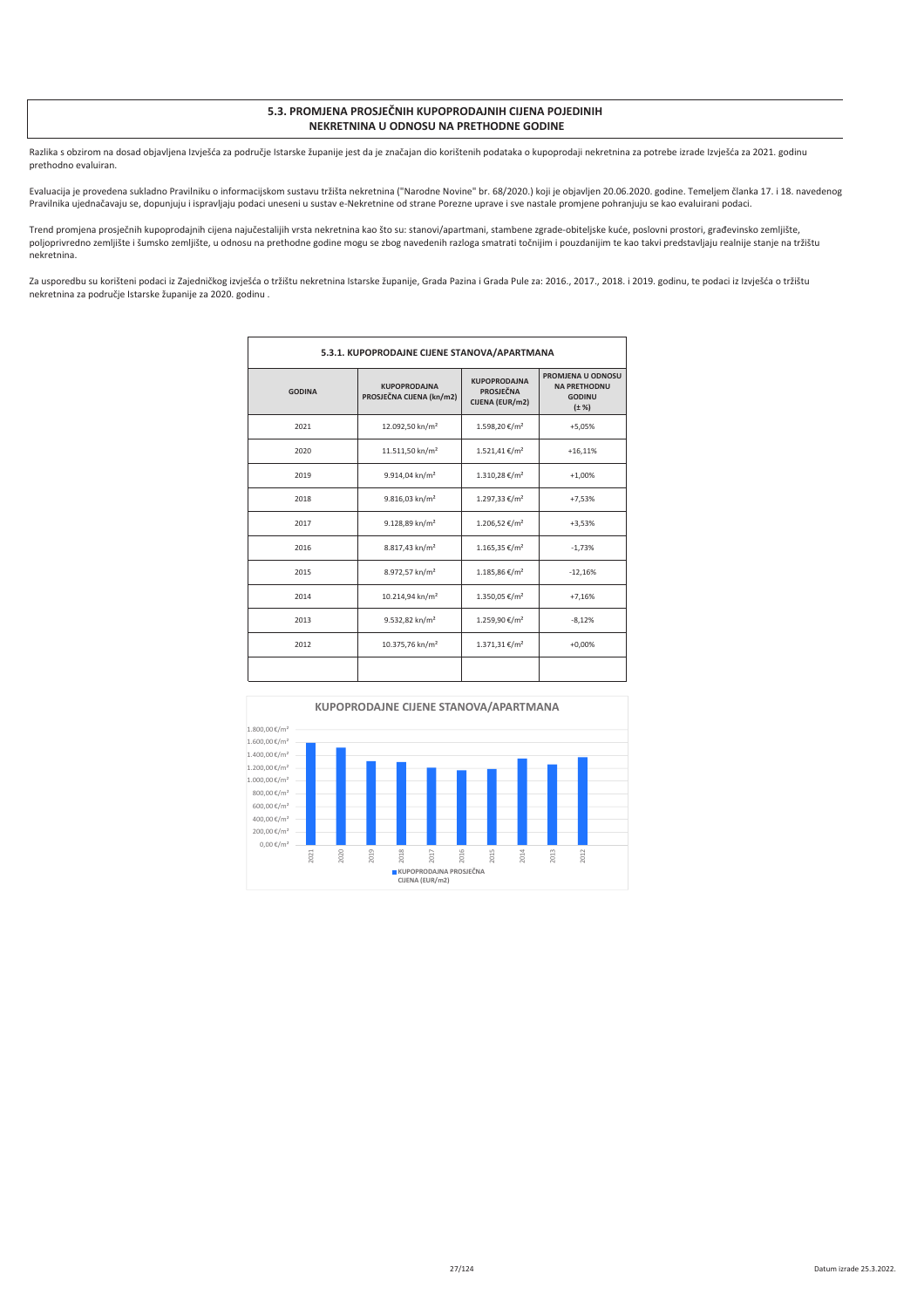## 5.3. PROMJENA PROSJEČNIH KUPOPRODAJNIH CIJENA POJEDINIH NEKRETNINA U ODNOSU NA PRETHODNE GODINE

Razlika s obzirom na dosad objavljena Izvješća za područje Istarske županije jest da je značajan dio korištenih podataka o kupoprodaji nekretnina za potrebe izrade Izvješća za 2021. godinu prethodno evaluiran.

Evaluacija je provedena sukladno Pravilniku o informacijskom sustavu tržišta nekretnina ("Narodne Novine" br. 68/2020.) koji je objavljen 20.06.2020. godine. Temeljem članka 17. i 18. navedenog Pravilnika ujednačavaju se, dopunjuju i ispravljaju podaci uneseni u sustav e-Nekretnine od strane Porezne uprave i sve nastale promjene pohranjuju se kao evaluirani podaci.

Trend promjena prosječnih kupoprodajnih cijena najučestalijih vrsta nekretnina kao što su: stanovi/apartmani, stambene zgrade-obiteljske kuće, poslovni prostori, građevinsko zemljište, poljoprivredno zemljište i šumsko zemljište, u odnosu na prethodne godine mogu se zbog navedenih razloga smatrati točnijim i pouzdanijim te kao takvi predstavljaju realnije stanje na tržištu nekretnina.

Za usporedbu su korišteni podaci iz Zajedničkog izvješća o tržištu nekretnina Istarske županije, Grada Pazina i Grada Pule za: 2016., 2017., 2018. i 2019. godinu, te podaci iz Izvješća o tržištu nekretnina za područje Istarske županije za 2020. godinu .

### 5.3.1. KUPOPRODAJNE CIJENE STANOVA/APARTMANA

| GODINA | KUPOPRODAJNA PROSJEČNA CIJENA (kn/m2) | KUPOPRODAJNA PROSJEČNA CIJENA (EUR/m2) | PROMJENA U ODNOSU NA PRETHODNU GODINU (± %) |
|---|---|---|---|
| 2021 | 12.092,50 kn/m² | 1.598,20 €/m² | +5,05% |
| 2020 | 11.511,50 kn/m² | 1.521,41 €/m² | +16,11% |
| 2019 | 9.914,04 kn/m² | 1.310,28 €/m² | +1,00% |
| 2018 | 9.816,03 kn/m² | 1.297,33 €/m² | +7,53% |
| 2017 | 9.128,89 kn/m² | 1.206,52 €/m² | +3,53% |
| 2016 | 8.817,43 kn/m² | 1.165,35 €/m² | -1,73% |
| 2015 | 8.972,57 kn/m² | 1.185,86 €/m² | -12,16% |
| 2014 | 10.214,94 kn/m² | 1.350,05 €/m² | +7,16% |
| 2013 | 9.532,82 kn/m² | 1.259,90 €/m² | -8,12% |
| 2012 | 10.375,76 kn/m² | 1.371,31 €/m² | +0,00% |
| | | | |

**KUPOPRODAJNE CIJENE STANOVA/APARTMANA**

[Grafikon: KUPOPRODAJNA PROSJEČNA CIJENA (EUR/m2), 2021–2012]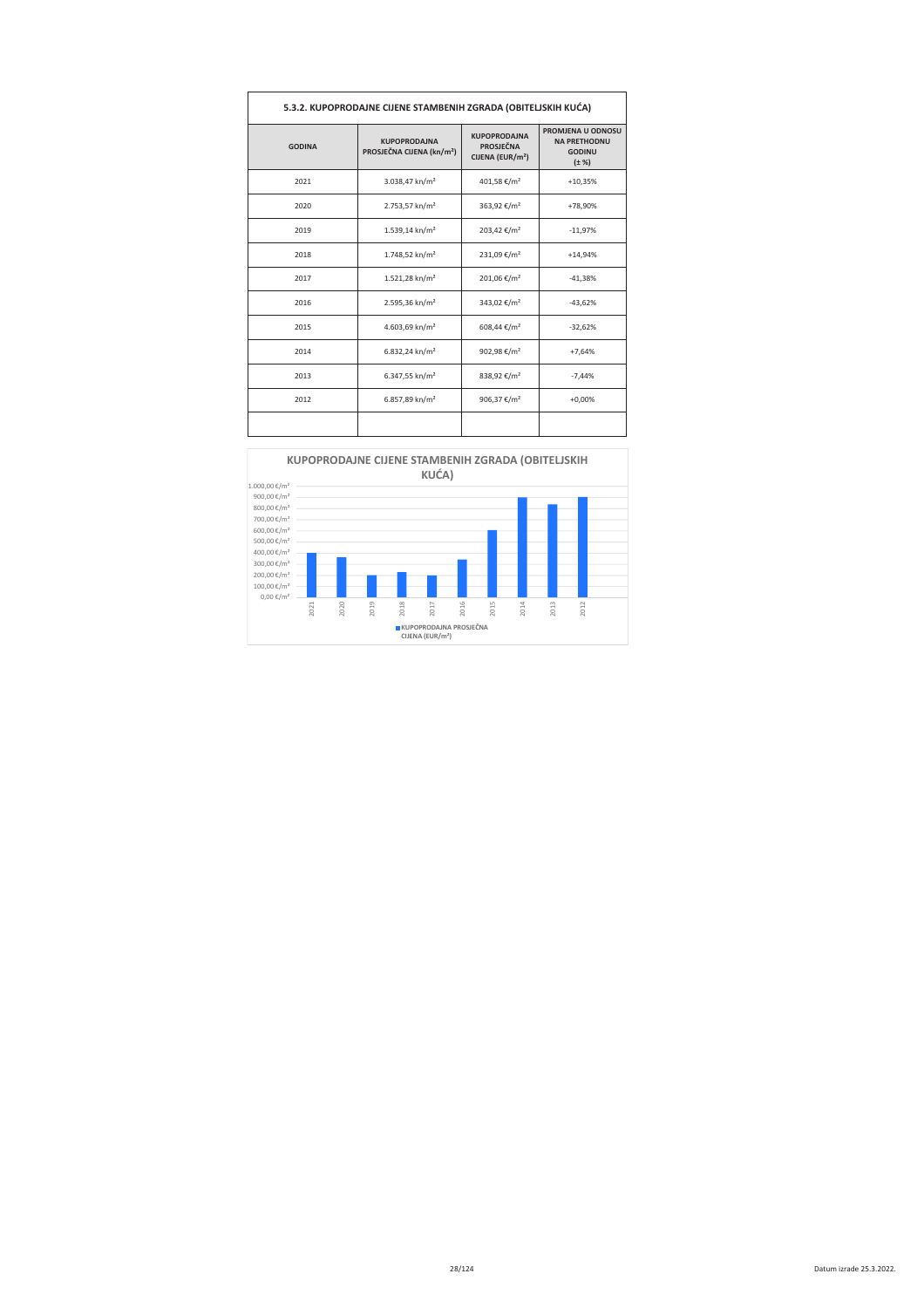### 5.3.2. KUPOPRODAJNE CIJENE STAMBENIH ZGRADA (OBITELJSKIH KUĆA)

| GODINA | KUPOPRODAJNA PROSJEČNA CIJENA (kn/m²) | KUPOPRODAJNA PROSJEČNA CIJENA (EUR/m²) | PROMJENA U ODNOSU NA PRETHODNU GODINU (± %) |
|---|---|---|---|
| 2021 | 3.038,47 kn/m² | 401,58 €/m² | +10,35% |
| 2020 | 2.753,57 kn/m² | 363,92 €/m² | +78,90% |
| 2019 | 1.539,14 kn/m² | 203,42 €/m² | -11,97% |
| 2018 | 1.748,52 kn/m² | 231,09 €/m² | +14,94% |
| 2017 | 1.521,28 kn/m² | 201,06 €/m² | -41,38% |
| 2016 | 2.595,36 kn/m² | 343,02 €/m² | -43,62% |
| 2015 | 4.603,69 kn/m² | 608,44 €/m² | -32,62% |
| 2014 | 6.832,24 kn/m² | 902,98 €/m² | +7,64% |
| 2013 | 6.347,55 kn/m² | 838,92 €/m² | -7,44% |
| 2012 | 6.857,89 kn/m² | 906,37 €/m² | +0,00% |
| | | | |

**KUPOPRODAJNE CIJENE STAMBENIH ZGRADA (OBITELJSKIH KUĆA)**

Datum izrade 25.3.2022.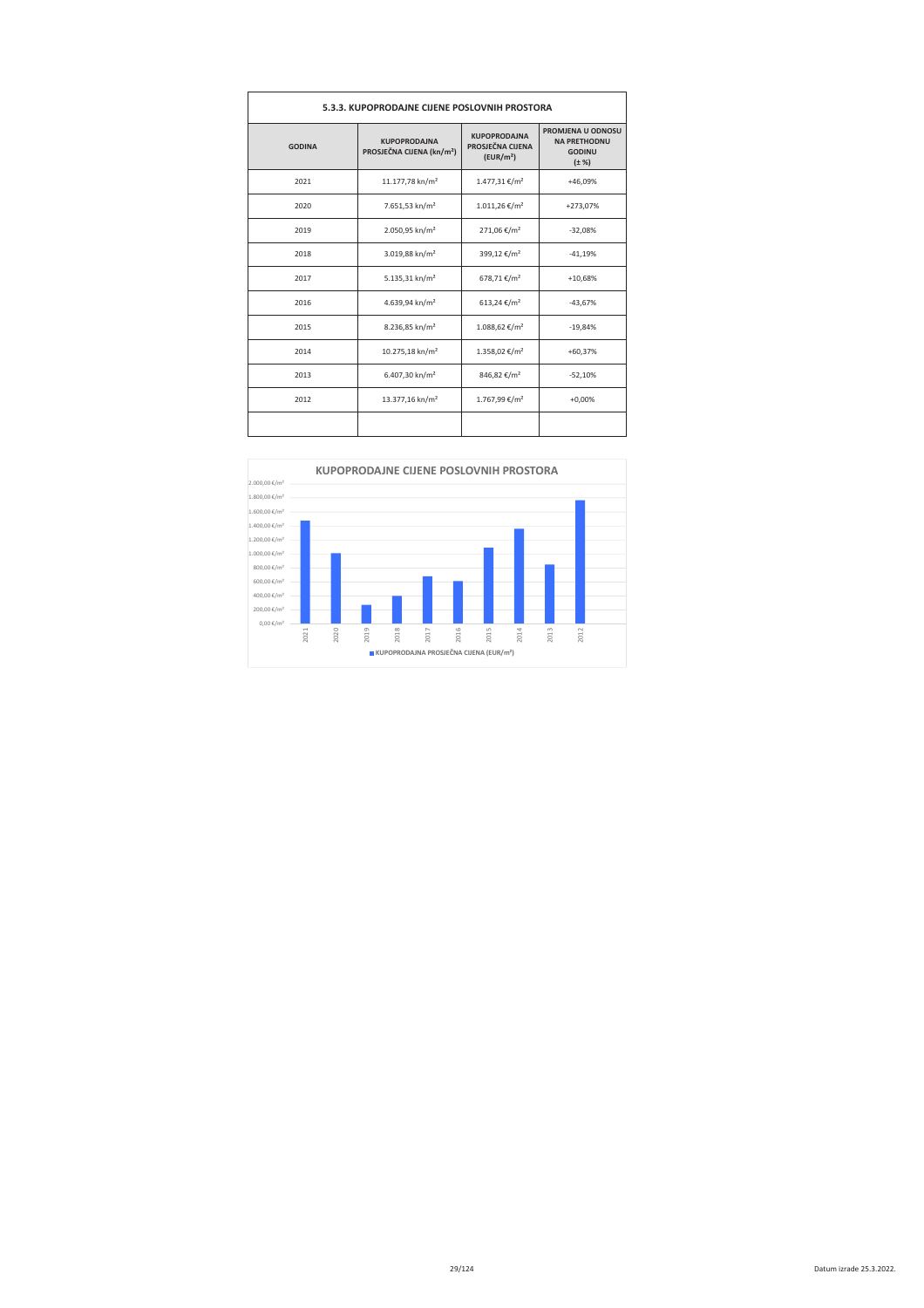| 5.3.3. KUPOPRODAJNE CIJENE POSLOVNIH PROSTORA | | | |
|---|---|---|---|
| **GODINA** | **KUPOPRODAJNA PROSJEČNA CIJENA (kn/m²)** | **KUPOPRODAJNA PROSJEČNA CIJENA (EUR/m²)** | **PROMJENA U ODNOSU NA PRETHODNU GODINU (± %)** |
| 2021 | 11.177,78 kn/m² | 1.477,31 €/m² | +46,09% |
| 2020 | 7.651,53 kn/m² | 1.011,26 €/m² | +273,07% |
| 2019 | 2.050,95 kn/m² | 271,06 €/m² | -32,08% |
| 2018 | 3.019,88 kn/m² | 399,12 €/m² | -41,19% |
| 2017 | 5.135,31 kn/m² | 678,71 €/m² | +10,68% |
| 2016 | 4.639,94 kn/m² | 613,24 €/m² | -43,67% |
| 2015 | 8.236,85 kn/m² | 1.088,62 €/m² | -19,84% |
| 2014 | 10.275,18 kn/m² | 1.358,02 €/m² | +60,37% |
| 2013 | 6.407,30 kn/m² | 846,82 €/m² | -52,10% |
| 2012 | 13.377,16 kn/m² | 1.767,99 €/m² | +0,00% |
| | | | |

**KUPOPRODAJNE CIJENE POSLOVNIH PROSTORA**

KUPOPRODAJNA PROSJEČNA CIJENA (EUR/m²)

Datum izrade 25.3.2022.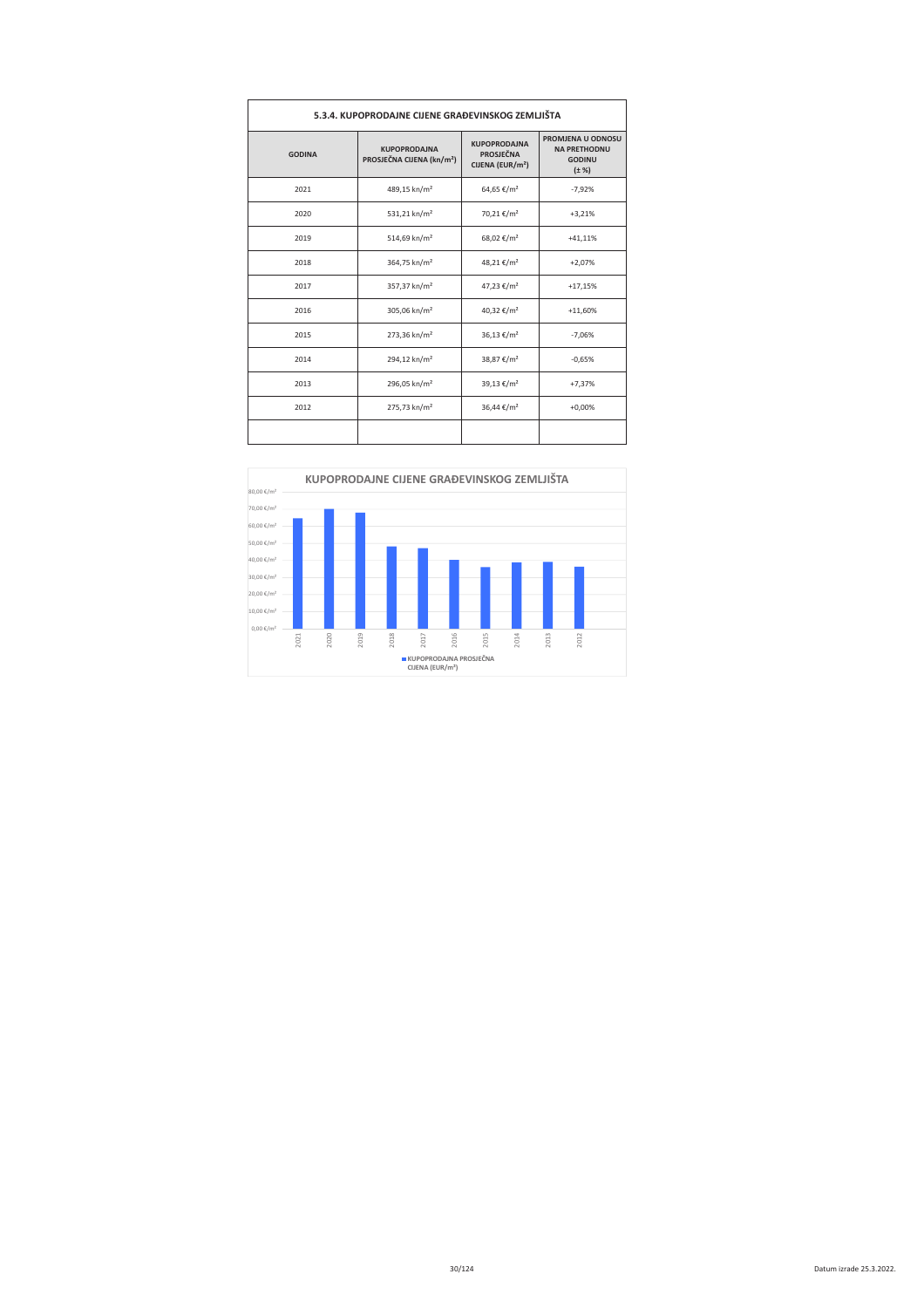| 5.3.4. KUPOPRODAJNE CIJENE GRAĐEVINSKOG ZEMLJIŠTA | | | |
|---|---|---|---|
| **GODINA** | **KUPOPRODAJNA PROSJEČNA CIJENA (kn/m²)** | **KUPOPRODAJNA PROSJEČNA CIJENA (EUR/m²)** | **PROMJENA U ODNOSU NA PRETHODNU GODINU (± %)** |
| 2021 | 489,15 kn/m² | 64,65 €/m² | -7,92% |
| 2020 | 531,21 kn/m² | 70,21 €/m² | +3,21% |
| 2019 | 514,69 kn/m² | 68,02 €/m² | +41,11% |
| 2018 | 364,75 kn/m² | 48,21 €/m² | +2,07% |
| 2017 | 357,37 kn/m² | 47,23 €/m² | +17,15% |
| 2016 | 305,06 kn/m² | 40,32 €/m² | +11,60% |
| 2015 | 273,36 kn/m² | 36,13 €/m² | -7,06% |
| 2014 | 294,12 kn/m² | 38,87 €/m² | -0,65% |
| 2013 | 296,05 kn/m² | 39,13 €/m² | +7,37% |
| 2012 | 275,73 kn/m² | 36,44 €/m² | +0,00% |
| | | | |

**KUPOPRODAJNE CIJENE GRAĐEVINSKOG ZEMLJIŠTA**

| Godina | KUPOPRODAJNA PROSJEČNA CIJENA (EUR/m²) |
|---|---|
| 2021 | 64,65 €/m² |
| 2020 | 70,21 €/m² |
| 2019 | 68,02 €/m² |
| 2018 | 48,21 €/m² |
| 2017 | 47,23 €/m² |
| 2016 | 40,32 €/m² |
| 2015 | 36,13 €/m² |
| 2014 | 38,87 €/m² |
| 2013 | 39,13 €/m² |
| 2012 | 36,44 €/m² |

Datum izrade 25.3.2022.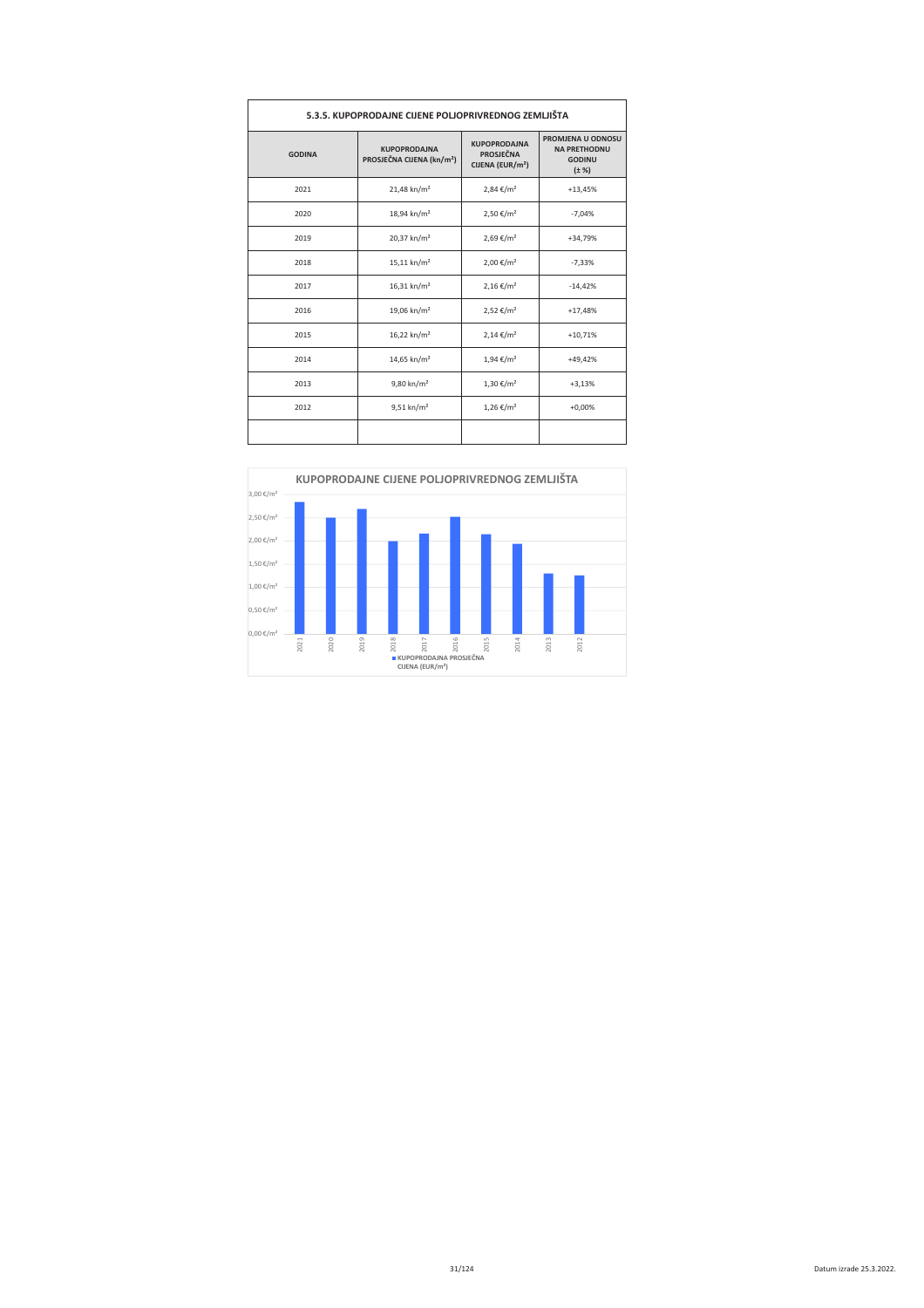| 5.3.5. KUPOPRODAJNE CIJENE POLJOPRIVREDNOG ZEMLJIŠTA | | | |
|---|---|---|---|
| **GODINA** | **KUPOPRODAJNA PROSJEČNA CIJENA (kn/m²)** | **KUPOPRODAJNA PROSJEČNA CIJENA (EUR/m²)** | **PROMJENA U ODNOSU NA PRETHODNU GODINU (± %)** |
| 2021 | 21,48 kn/m² | 2,84 €/m² | +13,45% |
| 2020 | 18,94 kn/m² | 2,50 €/m² | -7,04% |
| 2019 | 20,37 kn/m² | 2,69 €/m² | +34,79% |
| 2018 | 15,11 kn/m² | 2,00 €/m² | -7,33% |
| 2017 | 16,31 kn/m² | 2,16 €/m² | -14,42% |
| 2016 | 19,06 kn/m² | 2,52 €/m² | +17,48% |
| 2015 | 16,22 kn/m² | 2,14 €/m² | +10,71% |
| 2014 | 14,65 kn/m² | 1,94 €/m² | +49,42% |
| 2013 | 9,80 kn/m² | 1,30 €/m² | +3,13% |
| 2012 | 9,51 kn/m² | 1,26 €/m² | +0,00% |
| | | | |

**KUPOPRODAJNE CIJENE POLJOPRIVREDNOG ZEMLJIŠTA**

| Godina | KUPOPRODAJNA PROSJEČNA CIJENA (EUR/m²) |
|---|---|
| 2021 | 2,84 €/m² |
| 2020 | 2,50 €/m² |
| 2019 | 2,69 €/m² |
| 2018 | 2,00 €/m² |
| 2017 | 2,16 €/m² |
| 2016 | 2,52 €/m² |
| 2015 | 2,14 €/m² |
| 2014 | 1,94 €/m² |
| 2013 | 1,30 €/m² |
| 2012 | 1,26 €/m² |

Datum izrade 25.3.2022.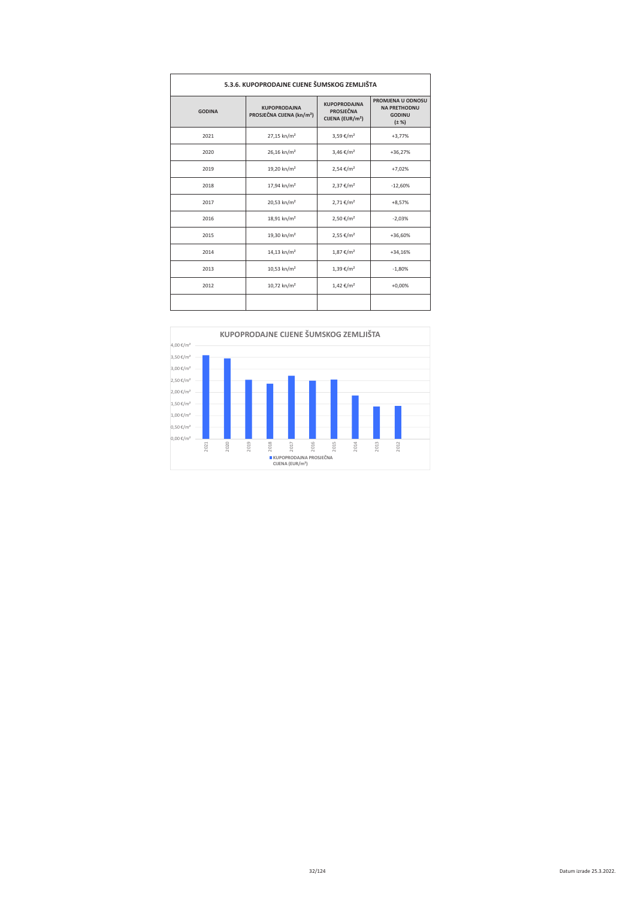### 5.3.6. KUPOPRODAJNE CIJENE ŠUMSKOG ZEMLJIŠTA

| GODINA | KUPOPRODAJNA PROSJEČNA CIJENA (kn/m²) | KUPOPRODAJNA PROSJEČNA CIJENA (EUR/m²) | PROMJENA U ODNOSU NA PRETHODNU GODINU (± %) |
|---|---|---|---|
| 2021 | 27,15 kn/m² | 3,59 €/m² | +3,77% |
| 2020 | 26,16 kn/m² | 3,46 €/m² | +36,27% |
| 2019 | 19,20 kn/m² | 2,54 €/m² | +7,02% |
| 2018 | 17,94 kn/m² | 2,37 €/m² | -12,60% |
| 2017 | 20,53 kn/m² | 2,71 €/m² | +8,57% |
| 2016 | 18,91 kn/m² | 2,50 €/m² | -2,03% |
| 2015 | 19,30 kn/m² | 2,55 €/m² | +36,60% |
| 2014 | 14,13 kn/m² | 1,87 €/m² | +34,16% |
| 2013 | 10,53 kn/m² | 1,39 €/m² | -1,80% |
| 2012 | 10,72 kn/m² | 1,42 €/m² | +0,00% |
| | | | |

**KUPOPRODAJNE CIJENE ŠUMSKOG ZEMLJIŠTA**

| Godina | KUPOPRODAJNA PROSJEČNA CIJENA (EUR/m²) |
|---|---|
| 2021 | 3,59 €/m² |
| 2020 | 3,46 €/m² |
| 2019 | 2,54 €/m² |
| 2018 | 2,37 €/m² |
| 2017 | 2,71 €/m² |
| 2016 | 2,50 €/m² |
| 2015 | 2,55 €/m² |
| 2014 | 1,87 €/m² |
| 2013 | 1,39 €/m² |
| 2012 | 1,42 €/m² |

Datum izrade 25.3.2022.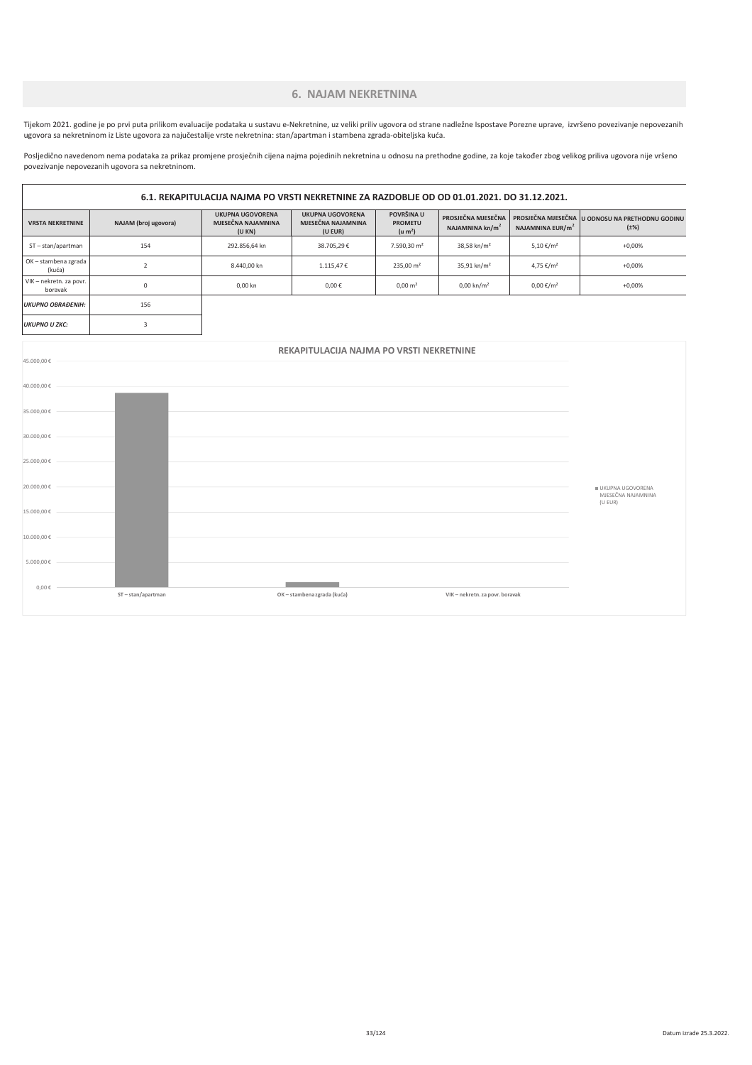# 6. NAJAM NEKRETNINA

Tijekom 2021. godine je po prvi puta prilikom evaluacije podataka u sustavu e-Nekretnine, uz veliki priliv ugovora od strane nadležne Ispostave Porezne uprave, izvršeno povezivanje nepovezanih ugovora sa nekretninom iz Liste ugovora za najučestalije vrste nekretnina: stan/apartman i stambena zgrada-obiteljska kuća.

Posljedično navedenom nema podataka za prikaz promjene prosječnih cijena najma pojedinih nekretnina u odnosu na prethodne godine, za koje također zbog velikog priliva ugovora nije vršeno povezivanje nepovezanih ugovora sa nekretninom.

## 6.1. REKAPITULACIJA NAJMA PO VRSTI NEKRETNINE ZA RAZDOBLJE OD OD 01.01.2021. DO 31.12.2021.

| VRSTA NEKRETNINE | NAJAM (broj ugovora) | UKUPNA UGOVORENA MJESEČNA NAJAMNINA (U KN) | UKUPNA UGOVORENA MJESEČNA NAJAMNINA (U EUR) | POVRŠINA U PROMETU (u m²) | PROSJEČNA MJESEČNA NAJAMNINA kn/m² | PROSJEČNA MJESEČNA NAJAMNINA EUR/m² | U ODNOSU NA PRETHODNU GODINU (±%) |
|---|---|---|---|---|---|---|---|
| ST – stan/apartman | 154 | 292.856,64 kn | 38.705,29 € | 7.590,30 m² | 38,58 kn/m² | 5,10 €/m² | +0,00% |
| OK – stambena zgrada (kuća) | 2 | 8.440,00 kn | 1.115,47 € | 235,00 m² | 35,91 kn/m² | 4,75 €/m² | +0,00% |
| VIK – nekretn. za povr. boravak | 0 | 0,00 kn | 0,00 € | 0,00 m² | 0,00 kn/m² | 0,00 €/m² | +0,00% |
| ***UKUPNO OBRAĐENIH:*** | 156 | | | | | | |
| ***UKUPNO U ZKC:*** | 3 | | | | | | |

**REKAPITULACIJA NAJMA PO VRSTI NEKRETNINE**

| Vrsta nekretnine | UKUPNA UGOVORENA MJESEČNA NAJAMNINA (U EUR) |
|---|---|
| ST – stan/apartman | 38.705,29 € |
| OK – stambena zgrada (kuća) | 1.115,47 € |
| VIK – nekretn. za povr. boravak | 0,00 € |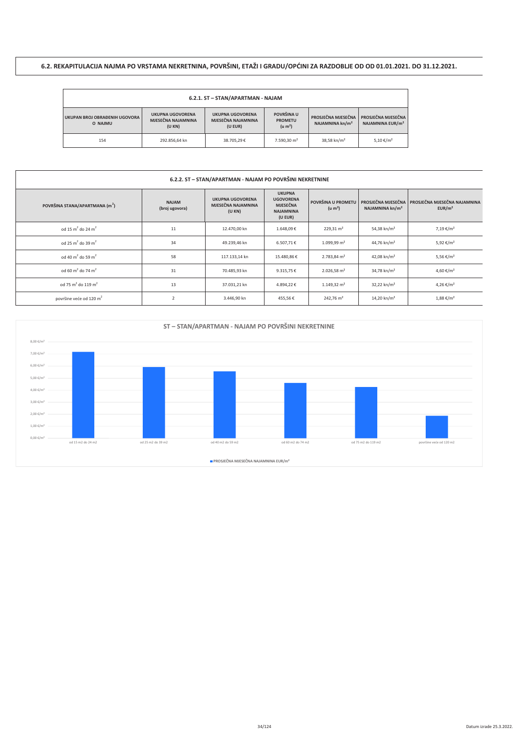# 6.2. REKAPITULACIJA NAJMA PO VRSTAMA NEKRETNINA, POVRŠINI, ETAŽI I GRADU/OPĆINI ZA RAZDOBLJE OD OD 01.01.2021. DO 31.12.2021.

## 6.2.1. ST – STAN/APARTMAN - NAJAM

| UKUPAN BROJ OBRAĐENIH UGOVORA O NAJMU | UKUPNA UGOVORENA MJESEČNA NAJAMNINA (U KN) | UKUPNA UGOVORENA MJESEČNA NAJAMNINA (U EUR) | POVRŠINA U PROMETU (u m²) | PROSJEČNA MJESEČNA NAJAMNINA kn/m² | PROSJEČNA MJESEČNA NAJAMNINA EUR/m² |
|---|---|---|---|---|---|
| 154 | 292.856,64 kn | 38.705,29 € | 7.590,30 m² | 38,58 kn/m² | 5,10 €/m² |

## 6.2.2. ST – STAN/APARTMAN - NAJAM PO POVRŠINI NEKRETNINE

| POVRŠINA STANA/APARTMANA (m²) | NAJAM (broj ugovora) | UKUPNA UGOVORENA MJESEČNA NAJAMNINA (U KN) | UKUPNA UGOVORENA MJESEČNA NAJAMNINA (U EUR) | POVRŠINA U PROMETU (u m²) | PROSJEČNA MJESEČNA NAJAMNINA kn/m² | PROSJEČNA MJESEČNA NAJAMNINA EUR/m² |
|---|---|---|---|---|---|---|
| od 15 m² do 24 m² | 11 | 12.470,00 kn | 1.648,09 € | 229,31 m² | 54,38 kn/m² | 7,19 €/m² |
| od 25 m² do 39 m² | 34 | 49.239,46 kn | 6.507,71 € | 1.099,99 m² | 44,76 kn/m² | 5,92 €/m² |
| od 40 m² do 59 m² | 58 | 117.133,14 kn | 15.480,86 € | 2.783,84 m² | 42,08 kn/m² | 5,56 €/m² |
| od 60 m² do 74 m² | 31 | 70.485,93 kn | 9.315,75 € | 2.026,58 m² | 34,78 kn/m² | 4,60 €/m² |
| od 75 m² do 119 m² | 13 | 37.031,21 kn | 4.894,22 € | 1.149,32 m² | 32,22 kn/m² | 4,26 €/m² |
| površine veće od 120 m² | 2 | 3.446,90 kn | 455,56 € | 242,76 m² | 14,20 kn/m² | 1,88 €/m² |

**ST – STAN/APARTMAN - NAJAM PO POVRŠINI NEKRETNINE**

| | PROSJEČNA MJESEČNA NAJAMNINA EUR/m² |
|---|---|
| od 15 m2 do 24 m2 | 7,19 €/m² |
| od 25 m2 do 39 m2 | 5,92 €/m² |
| od 40 m2 do 59 m2 | 5,56 €/m² |
| od 60 m2 do 74 m2 | 4,60 €/m² |
| od 75 m2 do 119 m2 | 4,26 €/m² |
| površine veće od 120 m2 | 1,88 €/m² |

Datum izrade 25.3.2022.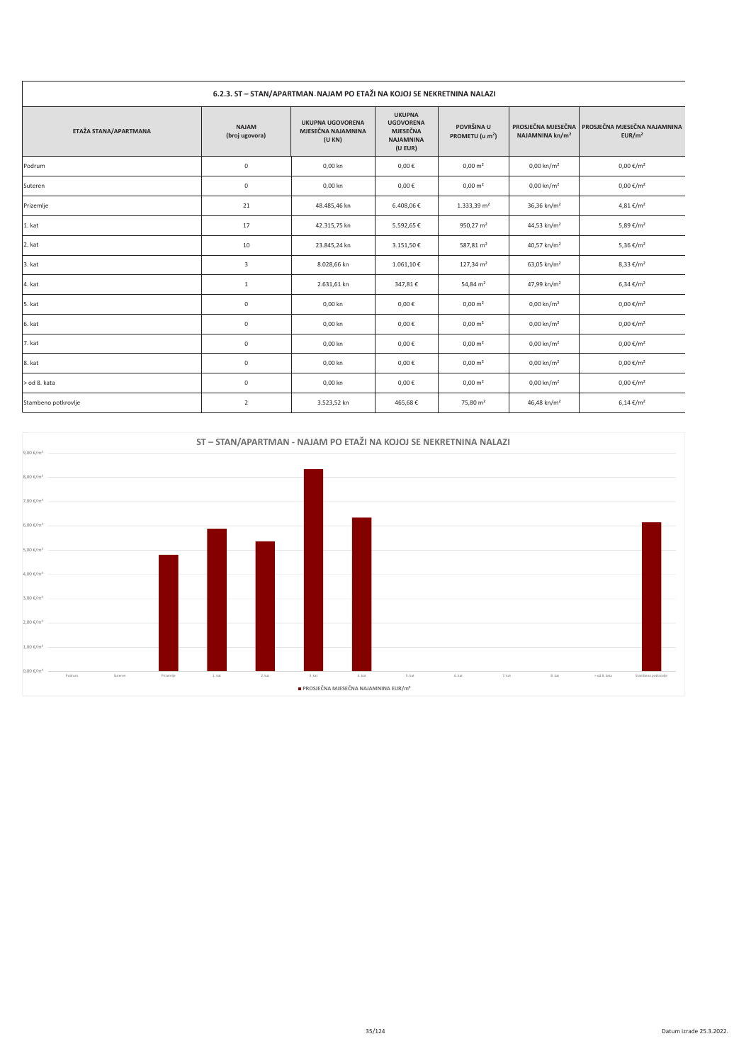| 6.2.3. ST – STAN/APARTMAN NAJAM PO ETAŽI NA KOJOJ SE NEKRETNINA NALAZI | | | | | | |
|---|---|---|---|---|---|---|
| ETAŽA STANA/APARTMANA | NAJAM (broj ugovora) | UKUPNA UGOVORENA MJESEČNA NAJAMNINA (U KN) | UKUPNA UGOVORENA MJESEČNA NAJAMNINA (U EUR) | POVRŠINA U PROMETU (u m²) | PROSJEČNA MJESEČNA NAJAMNINA kn/m² | PROSJEČNA MJESEČNA NAJAMNINA EUR/m² |
| Podrum | 0 | 0,00 kn | 0,00 € | 0,00 m² | 0,00 kn/m² | 0,00 €/m² |
| Suteren | 0 | 0,00 kn | 0,00 € | 0,00 m² | 0,00 kn/m² | 0,00 €/m² |
| Prizemlje | 21 | 48.485,46 kn | 6.408,06 € | 1.333,39 m² | 36,36 kn/m² | 4,81 €/m² |
| 1. kat | 17 | 42.315,75 kn | 5.592,65 € | 950,27 m² | 44,53 kn/m² | 5,89 €/m² |
| 2. kat | 10 | 23.845,24 kn | 3.151,50 € | 587,81 m² | 40,57 kn/m² | 5,36 €/m² |
| 3. kat | 3 | 8.028,66 kn | 1.061,10 € | 127,34 m² | 63,05 kn/m² | 8,33 €/m² |
| 4. kat | 1 | 2.631,61 kn | 347,81 € | 54,84 m² | 47,99 kn/m² | 6,34 €/m² |
| 5. kat | 0 | 0,00 kn | 0,00 € | 0,00 m² | 0,00 kn/m² | 0,00 €/m² |
| 6. kat | 0 | 0,00 kn | 0,00 € | 0,00 m² | 0,00 kn/m² | 0,00 €/m² |
| 7. kat | 0 | 0,00 kn | 0,00 € | 0,00 m² | 0,00 kn/m² | 0,00 €/m² |
| 8. kat | 0 | 0,00 kn | 0,00 € | 0,00 m² | 0,00 kn/m² | 0,00 €/m² |
| > od 8. kata | 0 | 0,00 kn | 0,00 € | 0,00 m² | 0,00 kn/m² | 0,00 €/m² |
| Stambeno potkrovlje | 2 | 3.523,52 kn | 465,68 € | 75,80 m² | 46,48 kn/m² | 6,14 €/m² |

**ST – STAN/APARTMAN - NAJAM PO ETAŽI NA KOJOJ SE NEKRETNINA NALAZI**

| Etaža | PROSJEČNA MJESEČNA NAJAMNINA EUR/m² |
|---|---|
| Podrum | 0,00 €/m² |
| Suteren | 0,00 €/m² |
| Prizemlje | 4,81 €/m² |
| 1. kat | 5,89 €/m² |
| 2. kat | 5,36 €/m² |
| 3. kat | 8,33 €/m² |
| 4. kat | 6,34 €/m² |
| 5. kat | 0,00 €/m² |
| 6. kat | 0,00 €/m² |
| 7. kat | 0,00 €/m² |
| 8. kat | 0,00 €/m² |
| > od 8. kata | 0,00 €/m² |
| Stambeno potkrovlje | 6,14 €/m² |

Datum izrade 25.3.2022.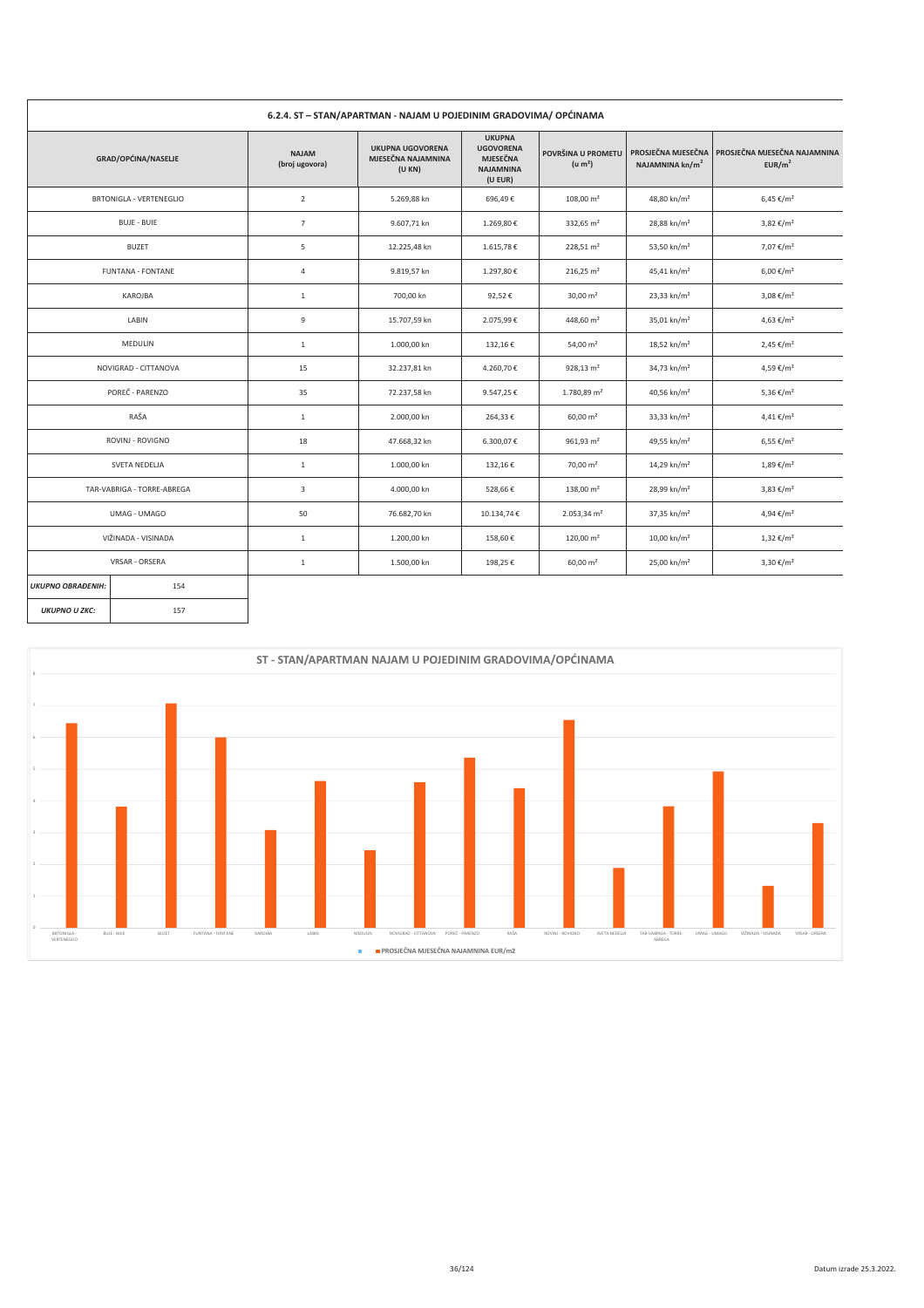### 6.2.4. ST – STAN/APARTMAN - NAJAM U POJEDINIM GRADOVIMA/ OPĆINAMA

| GRAD/OPĆINA/NASELJE | NAJAM (broj ugovora) | UKUPNA UGOVORENA MJESEČNA NAJAMNINA (U KN) | UKUPNA UGOVORENA MJESEČNA NAJAMNINA (U EUR) | POVRŠINA U PROMETU (u m²) | PROSJEČNA MJESEČNA NAJAMNINA kn/m² | PROSJEČNA MJESEČNA NAJAMNINA EUR/m² |
|---|---|---|---|---|---|---|
| BRTONIGLA - VERTENEGLIO | 2 | 5.269,88 kn | 696,49 € | 108,00 m² | 48,80 kn/m² | 6,45 €/m² |
| BUJE - BUIE | 7 | 9.607,71 kn | 1.269,80 € | 332,65 m² | 28,88 kn/m² | 3,82 €/m² |
| BUZET | 5 | 12.225,48 kn | 1.615,78 € | 228,51 m² | 53,50 kn/m² | 7,07 €/m² |
| FUNTANA - FONTANE | 4 | 9.819,57 kn | 1.297,80 € | 216,25 m² | 45,41 kn/m² | 6,00 €/m² |
| KAROJBA | 1 | 700,00 kn | 92,52 € | 30,00 m² | 23,33 kn/m² | 3,08 €/m² |
| LABIN | 9 | 15.707,59 kn | 2.075,99 € | 448,60 m² | 35,01 kn/m² | 4,63 €/m² |
| MEDULIN | 1 | 1.000,00 kn | 132,16 € | 54,00 m² | 18,52 kn/m² | 2,45 €/m² |
| NOVIGRAD - CITTANOVA | 15 | 32.237,81 kn | 4.260,70 € | 928,13 m² | 34,73 kn/m² | 4,59 €/m² |
| POREČ - PARENZO | 35 | 72.237,58 kn | 9.547,25 € | 1.780,89 m² | 40,56 kn/m² | 5,36 €/m² |
| RAŠA | 1 | 2.000,00 kn | 264,33 € | 60,00 m² | 33,33 kn/m² | 4,41 €/m² |
| ROVINJ - ROVIGNO | 18 | 47.668,32 kn | 6.300,07 € | 961,93 m² | 49,55 kn/m² | 6,55 €/m² |
| SVETA NEDELJA | 1 | 1.000,00 kn | 132,16 € | 70,00 m² | 14,29 kn/m² | 1,89 €/m² |
| TAR-VABRIGA - TORRE-ABREGA | 3 | 4.000,00 kn | 528,66 € | 138,00 m² | 28,99 kn/m² | 3,83 €/m² |
| UMAG - UMAGO | 50 | 76.682,70 kn | 10.134,74 € | 2.053,34 m² | 37,35 kn/m² | 4,94 €/m² |
| VIŽINADA - VISINADA | 1 | 1.200,00 kn | 158,60 € | 120,00 m² | 10,00 kn/m² | 1,32 €/m² |
| VRSAR - ORSERA | 1 | 1.500,00 kn | 198,25 € | 60,00 m² | 25,00 kn/m² | 3,30 €/m² |

| | |
|---|---|
| ***UKUPNO OBRAĐENIH:*** | 154 |
| ***UKUPNO U ZKC:*** | 157 |

**ST - STAN/APARTMAN NAJAM U POJEDINIM GRADOVIMA/OPĆINAMA**

■ PROSJEČNA MJESEČNA NAJAMNINA EUR/m2

Datum izrade 25.3.2022.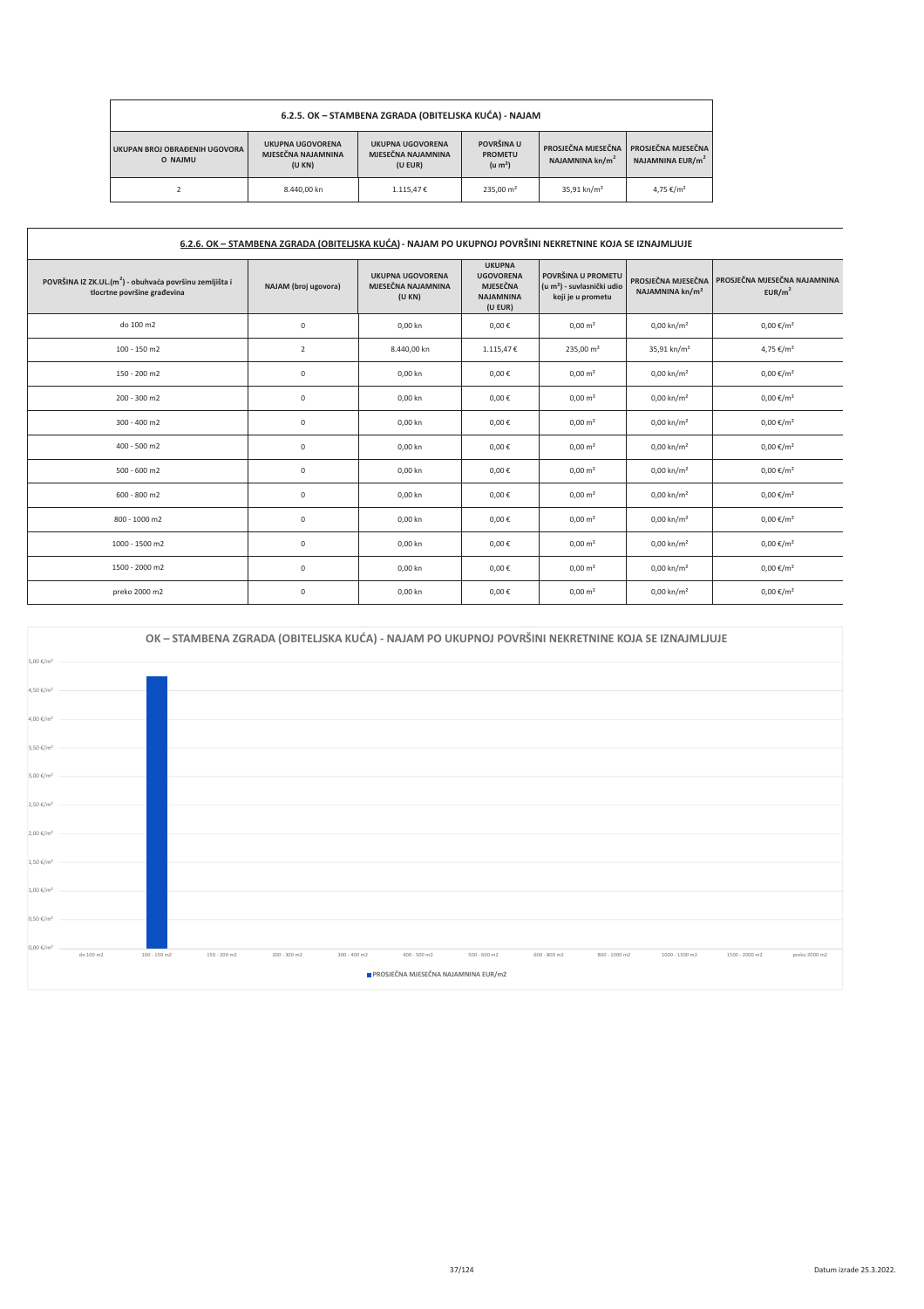| 6.2.5. OK – STAMBENA ZGRADA (OBITELJSKA KUĆA) - NAJAM | | | | | |
|---|---|---|---|---|---|
| UKUPAN BROJ OBRAĐENIH UGOVORA O NAJMU | UKUPNA UGOVORENA MJESEČNA NAJAMNINA (U KN) | UKUPNA UGOVORENA MJESEČNA NAJAMNINA (U EUR) | POVRŠINA U PROMETU (u m²) | PROSJEČNA MJESEČNA NAJAMNINA kn/m² | PROSJEČNA MJESEČNA NAJAMNINA EUR/m² |
| 2 | 8.440,00 kn | 1.115,47 € | 235,00 m² | 35,91 kn/m² | 4,75 €/m² |

| 6.2.6. OK – STAMBENA ZGRADA (OBITELJSKA KUĆA) - NAJAM PO UKUPNOJ POVRŠINI NEKRETNINE KOJA SE IZNAJMLJUJE | | | | | | |
|---|---|---|---|---|---|---|
| POVRŠINA IZ ZK.UL.(m²) - obuhvaća površinu zemljišta i tlocrtne površine građevina | NAJAM (broj ugovora) | UKUPNA UGOVORENA MJESEČNA NAJAMNINA (U KN) | UKUPNA UGOVORENA MJESEČNA NAJAMNINA (U EUR) | POVRŠINA U PROMETU (u m²) - suvlasnički udio koji je u prometu | PROSJEČNA MJESEČNA NAJAMNINA kn/m² | PROSJEČNA MJESEČNA NAJAMNINA EUR/m² |
| do 100 m2 | 0 | 0,00 kn | 0,00 € | 0,00 m² | 0,00 kn/m² | 0,00 €/m² |
| 100 - 150 m2 | 2 | 8.440,00 kn | 1.115,47 € | 235,00 m² | 35,91 kn/m² | 4,75 €/m² |
| 150 - 200 m2 | 0 | 0,00 kn | 0,00 € | 0,00 m² | 0,00 kn/m² | 0,00 €/m² |
| 200 - 300 m2 | 0 | 0,00 kn | 0,00 € | 0,00 m² | 0,00 kn/m² | 0,00 €/m² |
| 300 - 400 m2 | 0 | 0,00 kn | 0,00 € | 0,00 m² | 0,00 kn/m² | 0,00 €/m² |
| 400 - 500 m2 | 0 | 0,00 kn | 0,00 € | 0,00 m² | 0,00 kn/m² | 0,00 €/m² |
| 500 - 600 m2 | 0 | 0,00 kn | 0,00 € | 0,00 m² | 0,00 kn/m² | 0,00 €/m² |
| 600 - 800 m2 | 0 | 0,00 kn | 0,00 € | 0,00 m² | 0,00 kn/m² | 0,00 €/m² |
| 800 - 1000 m2 | 0 | 0,00 kn | 0,00 € | 0,00 m² | 0,00 kn/m² | 0,00 €/m² |
| 1000 - 1500 m2 | 0 | 0,00 kn | 0,00 € | 0,00 m² | 0,00 kn/m² | 0,00 €/m² |
| 1500 - 2000 m2 | 0 | 0,00 kn | 0,00 € | 0,00 m² | 0,00 kn/m² | 0,00 €/m² |
| preko 2000 m2 | 0 | 0,00 kn | 0,00 € | 0,00 m² | 0,00 kn/m² | 0,00 €/m² |

OK – STAMBENA ZGRADA (OBITELJSKA KUĆA) - NAJAM PO UKUPNOJ POVRŠINI NEKRETNINE KOJA SE IZNAJMLJUJE

■ PROSJEČNA MJESEČNA NAJAMNINA EUR/m2

Datum izrade 25.3.2022.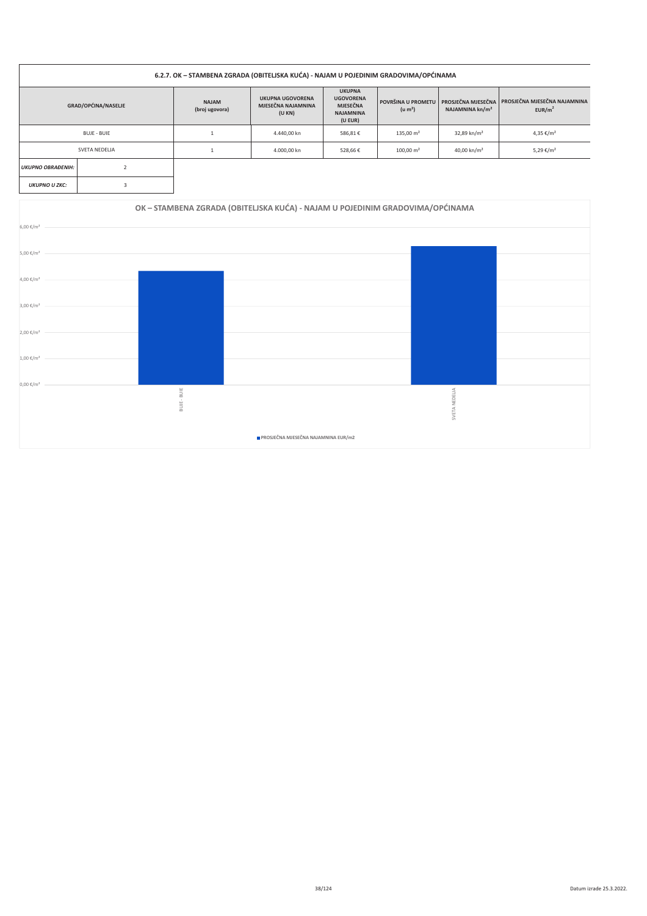### 6.2.7. OK – STAMBENA ZGRADA (OBITELJSKA KUĆA) - NAJAM U POJEDINIM GRADOVIMA/OPĆINAMA

| GRAD/OPĆINA/NASELJE | | NAJAM (broj ugovora) | UKUPNA UGOVORENA MJESEČNA NAJAMNINA (U KN) | UKUPNA UGOVORENA MJESEČNA NAJAMNINA (U EUR) | POVRŠINA U PROMETU (u m²) | PROSJEČNA MJESEČNA NAJAMNINA kn/m² | PROSJEČNA MJESEČNA NAJAMNINA EUR/m² |
|---|---|---|---|---|---|---|---|
| BUJE - BUIE | | 1 | 4.440,00 kn | 586,81 € | 135,00 m² | 32,89 kn/m² | 4,35 €/m² |
| SVETA NEDELJA | | 1 | 4.000,00 kn | 528,66 € | 100,00 m² | 40,00 kn/m² | 5,29 €/m² |
| *UKUPNO OBRAĐENIH:* | 2 | | | | | | |
| *UKUPNO U ZKC:* | 3 | | | | | | |

**OK – STAMBENA ZGRADA (OBITELJSKA KUĆA) - NAJAM U POJEDINIM GRADOVIMA/OPĆINAMA**

| Grad/općina | PROSJEČNA MJESEČNA NAJAMNINA EUR/m2 |
|---|---|
| BUJE - BUIE | 4,35 €/m² |
| SVETA NEDELJA | 5,29 €/m² |

Datum izrade 25.3.2022.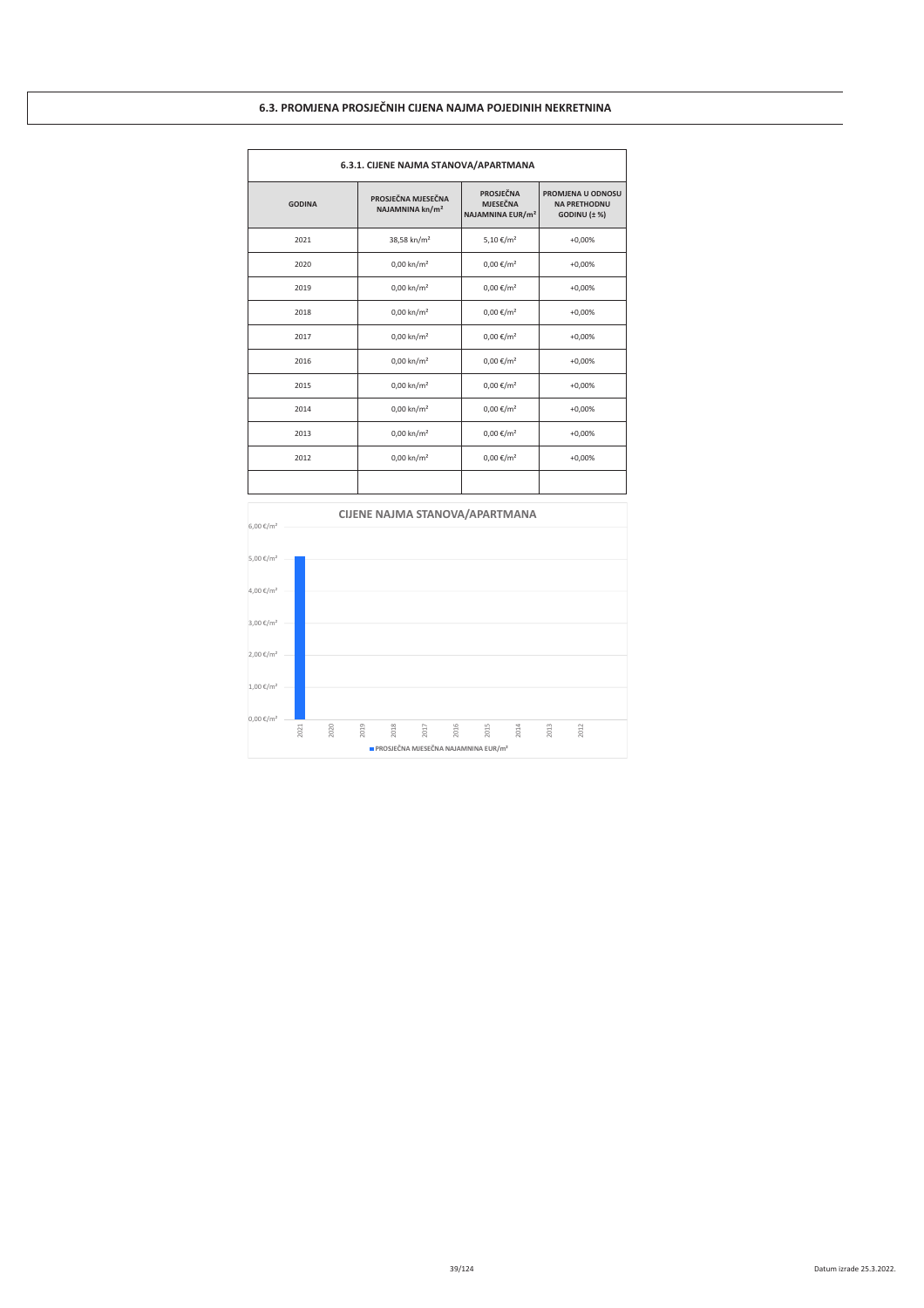## 6.3. PROMJENA PROSJEČNIH CIJENA NAJMA POJEDINIH NEKRETNINA

| 6.3.1. CIJENE NAJMA STANOVA/APARTMANA | | | |
|---|---|---|---|
| **GODINA** | **PROSJEČNA MJESEČNA NAJAMNINA kn/m²** | **PROSJEČNA MJESEČNA NAJAMNINA EUR/m²** | **PROMJENA U ODNOSU NA PRETHODNU GODINU (± %)** |
| 2021 | 38,58 kn/m² | 5,10 €/m² | +0,00% |
| 2020 | 0,00 kn/m² | 0,00 €/m² | +0,00% |
| 2019 | 0,00 kn/m² | 0,00 €/m² | +0,00% |
| 2018 | 0,00 kn/m² | 0,00 €/m² | +0,00% |
| 2017 | 0,00 kn/m² | 0,00 €/m² | +0,00% |
| 2016 | 0,00 kn/m² | 0,00 €/m² | +0,00% |
| 2015 | 0,00 kn/m² | 0,00 €/m² | +0,00% |
| 2014 | 0,00 kn/m² | 0,00 €/m² | +0,00% |
| 2013 | 0,00 kn/m² | 0,00 €/m² | +0,00% |
| 2012 | 0,00 kn/m² | 0,00 €/m² | +0,00% |
| | | | |

**CIJENE NAJMA STANOVA/APARTMANA**

| Godina | PROSJEČNA MJESEČNA NAJAMNINA EUR/m² |
|---|---|
| 2021 | 5,10 €/m² |
| 2020 | 0,00 €/m² |
| 2019 | 0,00 €/m² |
| 2018 | 0,00 €/m² |
| 2017 | 0,00 €/m² |
| 2016 | 0,00 €/m² |
| 2015 | 0,00 €/m² |
| 2014 | 0,00 €/m² |
| 2013 | 0,00 €/m² |
| 2012 | 0,00 €/m² |

Datum izrade 25.3.2022.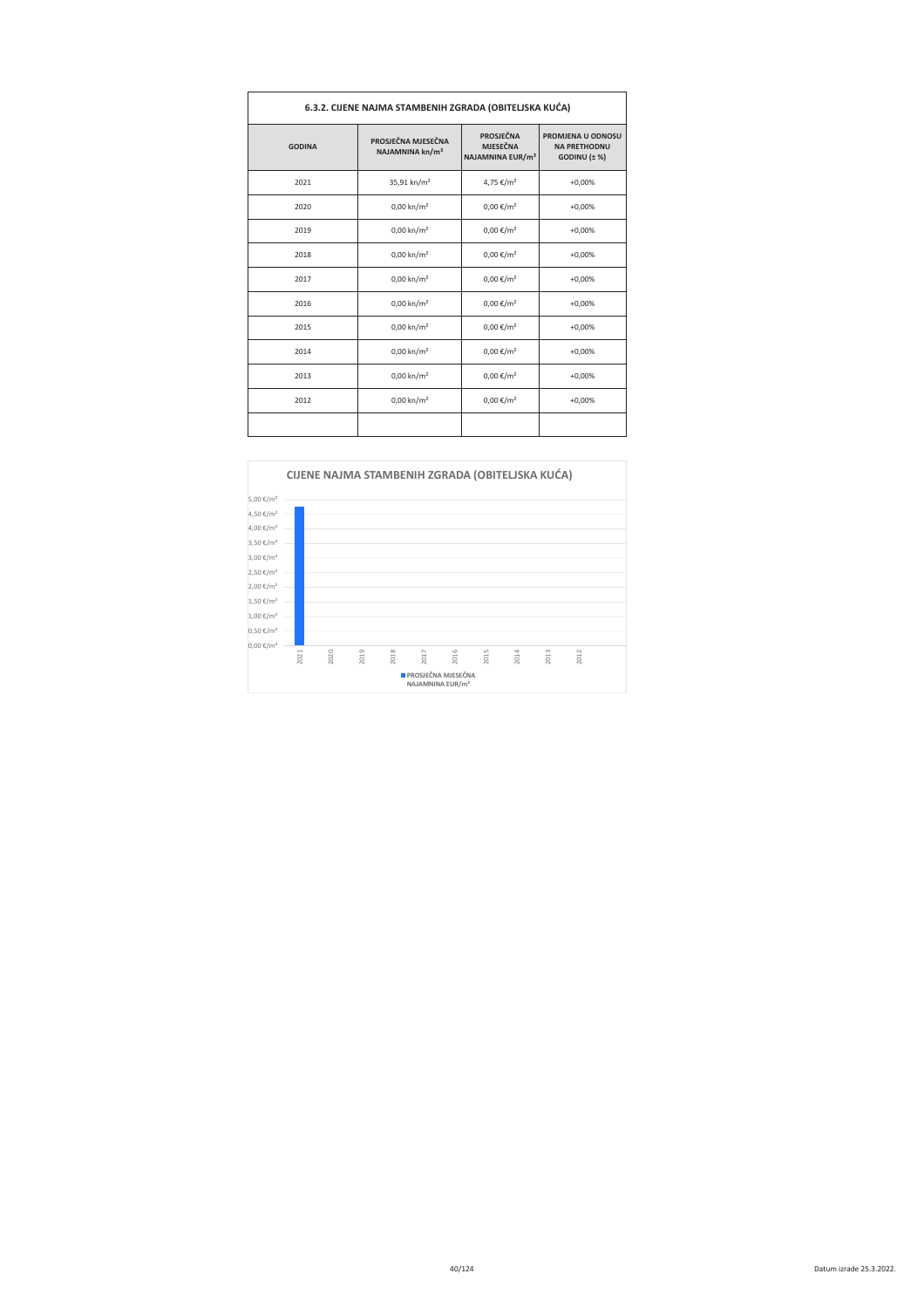| 6.3.2. CIJENE NAJMA STAMBENIH ZGRADA (OBITELJSKA KUĆA) | | | |
|---|---|---|---|
| GODINA | PROSJEČNA MJESEČNA NAJAMNINA kn/m² | PROSJEČNA MJESEČNA NAJAMNINA EUR/m² | PROMJENA U ODNOSU NA PRETHODNU GODINU (± %) |
| 2021 | 35,91 kn/m² | 4,75 €/m² | +0,00% |
| 2020 | 0,00 kn/m² | 0,00 €/m² | +0,00% |
| 2019 | 0,00 kn/m² | 0,00 €/m² | +0,00% |
| 2018 | 0,00 kn/m² | 0,00 €/m² | +0,00% |
| 2017 | 0,00 kn/m² | 0,00 €/m² | +0,00% |
| 2016 | 0,00 kn/m² | 0,00 €/m² | +0,00% |
| 2015 | 0,00 kn/m² | 0,00 €/m² | +0,00% |
| 2014 | 0,00 kn/m² | 0,00 €/m² | +0,00% |
| 2013 | 0,00 kn/m² | 0,00 €/m² | +0,00% |
| 2012 | 0,00 kn/m² | 0,00 €/m² | +0,00% |
| | | | |

**CIJENE NAJMA STAMBENIH ZGRADA (OBITELJSKA KUĆA)**

5,00 €/m²
4,50 €/m²
4,00 €/m²
3,50 €/m²
3,00 €/m²
2,50 €/m²
2,00 €/m²
1,50 €/m²
1,00 €/m²
0,50 €/m²
0,00 €/m²

2021 2020 2019 2018 2017 2016 2015 2014 2013 2012

PROSJEČNA MJESEČNA NAJAMNINA EUR/m²

Datum izrade 25.3.2022.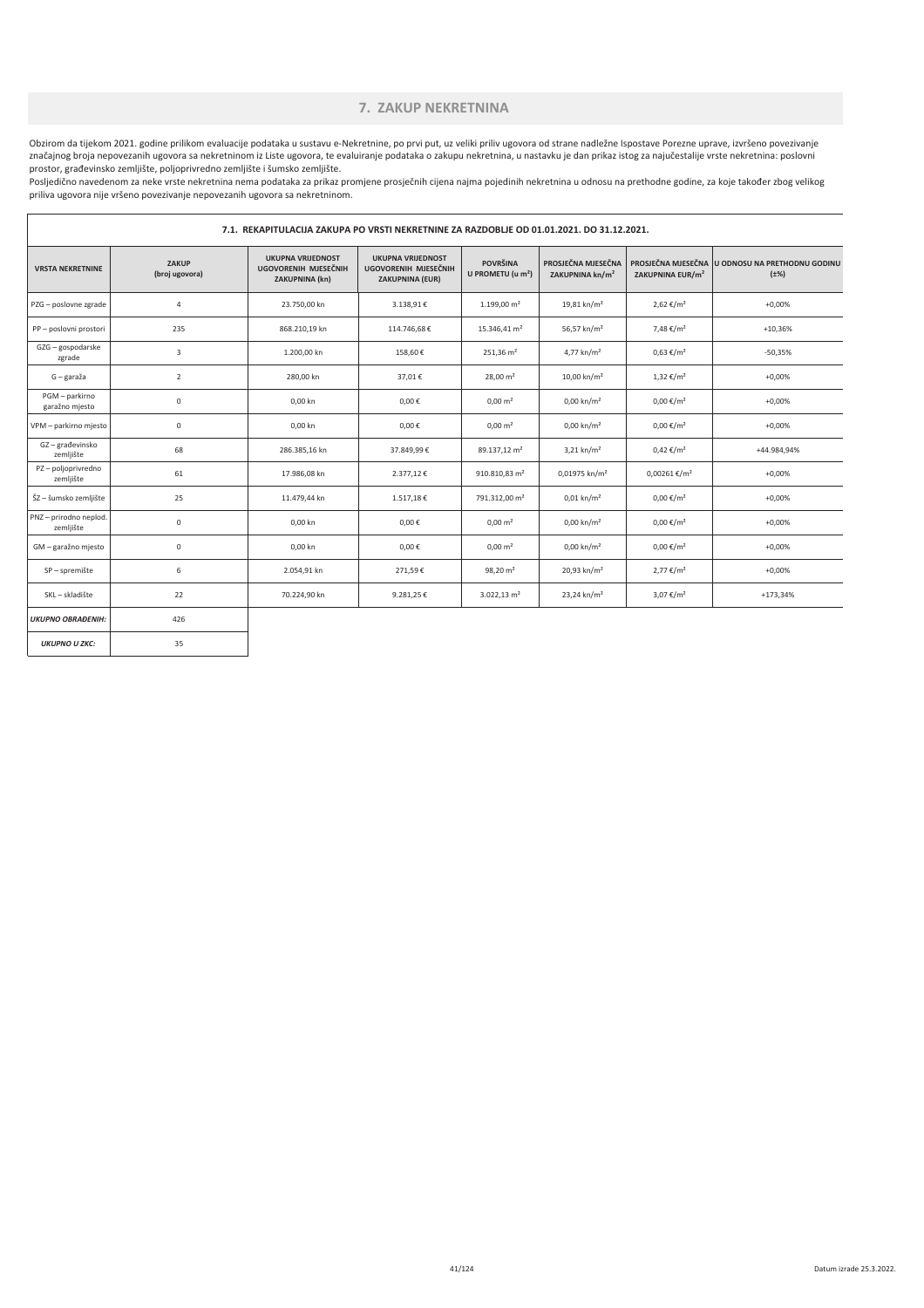# 7. ZAKUP NEKRETNINA

Obzirom da tijekom 2021. godine prilikom evaluacije podataka u sustavu e-Nekretnine, po prvi put, uz veliki priliv ugovora od strane nadležne Ispostave Porezne uprave, izvršeno povezivanje značajnog broja nepovezanih ugovora sa nekretninom iz Liste ugovora, te evaluiranje podataka o zakupu nekretnina, u nastavku je dan prikaz istog za najučestalije vrste nekretnina: poslovni prostor, građevinsko zemljište, poljoprivredno zemljište i šumsko zemljište.

Posljedično navedenom za neke vrste nekretnina nema podataka za prikaz promjene prosječnih cijena najma pojedinih nekretnina u odnosu na prethodne godine, za koje također zbog velikog priliva ugovora nije vršeno povezivanje nepovezanih ugovora sa nekretninom.

## 7.1. REKAPITULACIJA ZAKUPA PO VRSTI NEKRETNINE ZA RAZDOBLJE OD 01.01.2021. DO 31.12.2021.

| VRSTA NEKRETNINE | ZAKUP (broj ugovora) | UKUPNA VRIJEDNOST UGOVORENIH MJESEČNIH ZAKUPNINA (kn) | UKUPNA VRIJEDNOST UGOVORENIH MJESEČNIH ZAKUPNINA (EUR) | POVRŠINA U PROMETU (u m²) | PROSJEČNA MJESEČNA ZAKUPNINA kn/m² | PROSJEČNA MJESEČNA ZAKUPNINA EUR/m² | U ODNOSU NA PRETHODNU GODINU (±%) |
|---|---|---|---|---|---|---|---|
| PZG – poslovne zgrade | 4 | 23.750,00 kn | 3.138,91 € | 1.199,00 m² | 19,81 kn/m² | 2,62 €/m² | +0,00% |
| PP – poslovni prostori | 235 | 868.210,19 kn | 114.746,68 € | 15.346,41 m² | 56,57 kn/m² | 7,48 €/m² | +10,36% |
| GZG – gospodarske zgrade | 3 | 1.200,00 kn | 158,60 € | 251,36 m² | 4,77 kn/m² | 0,63 €/m² | -50,35% |
| G – garaža | 2 | 280,00 kn | 37,01 € | 28,00 m² | 10,00 kn/m² | 1,32 €/m² | +0,00% |
| PGM – parkirno garažno mjesto | 0 | 0,00 kn | 0,00 € | 0,00 m² | 0,00 kn/m² | 0,00 €/m² | +0,00% |
| VPM – parkirno mjesto | 0 | 0,00 kn | 0,00 € | 0,00 m² | 0,00 kn/m² | 0,00 €/m² | +0,00% |
| GZ – građevinsko zemljište | 68 | 286.385,16 kn | 37.849,99 € | 89.137,12 m² | 3,21 kn/m² | 0,42 €/m² | +44.984,94% |
| PZ – poljoprivredno zemljište | 61 | 17.986,08 kn | 2.377,12 € | 910.810,83 m² | 0,01975 kn/m² | 0,00261 €/m² | +0,00% |
| ŠZ – šumsko zemljište | 25 | 11.479,44 kn | 1.517,18 € | 791.312,00 m² | 0,01 kn/m² | 0,00 €/m² | +0,00% |
| PNZ – prirodno neplod. zemljište | 0 | 0,00 kn | 0,00 € | 0,00 m² | 0,00 kn/m² | 0,00 €/m² | +0,00% |
| GM – garažno mjesto | 0 | 0,00 kn | 0,00 € | 0,00 m² | 0,00 kn/m² | 0,00 €/m² | +0,00% |
| SP – spremište | 6 | 2.054,91 kn | 271,59 € | 98,20 m² | 20,93 kn/m² | 2,77 €/m² | +0,00% |
| SKL – skladište | 22 | 70.224,90 kn | 9.281,25 € | 3.022,13 m² | 23,24 kn/m² | 3,07 €/m² | +173,34% |
| *UKUPNO OBRAĐENIH:* | 426 | | | | | | |
| *UKUPNO U ZKC:* | 35 | | | | | | |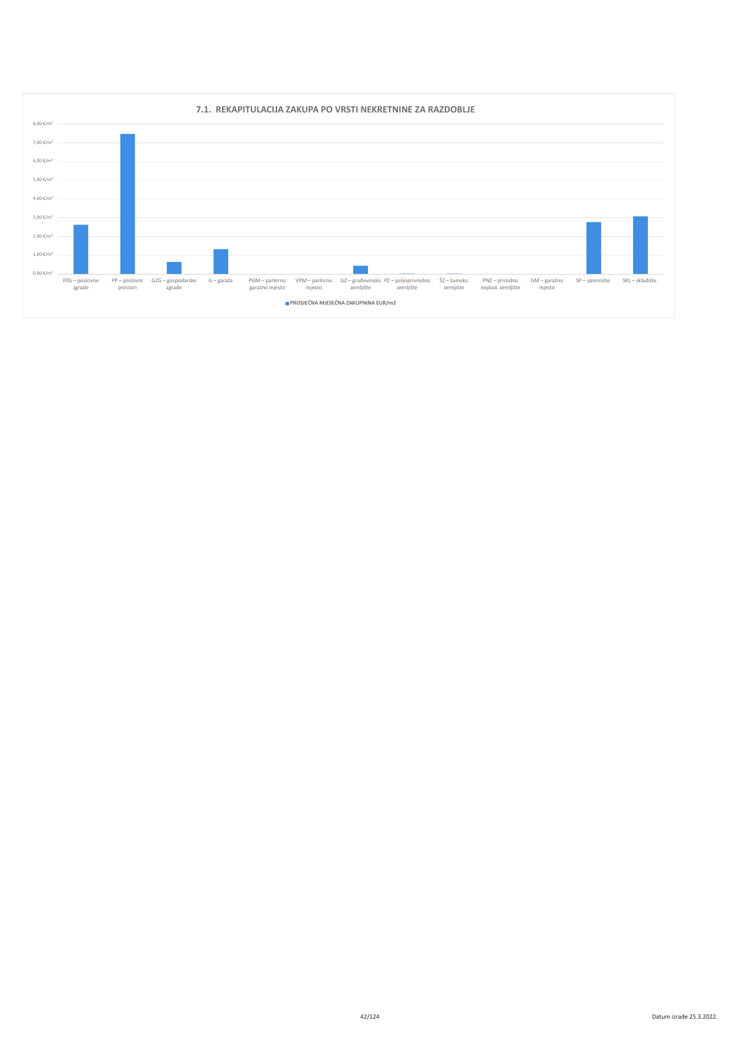## 7.1. REKAPITULACIJA ZAKUPA PO VRSTI NEKRETNINE ZA RAZDOBLJE

8,00 €/m²
7,00 €/m²
6,00 €/m²
5,00 €/m²
4,00 €/m²
3,00 €/m²
2,00 €/m²
1,00 €/m²
0,00 €/m²

PZG – poslovne zgrade | PP – poslovni prostori | GZG – gospodarske zgrade | G – garaža | PGM – parkirno garažno mjesto | VPM – parkirno mjesto | GZ – građevinsko zemljište | PZ – poljoprivredno zemljište | ŠZ – šumsko zemljište | PNZ – prirodno neplod. zemljište | GM – garažno mjesto | SP – spremište | SKL – skladište

PROSJEČNA MJESEČNA ZAKUPNINA EUR/m2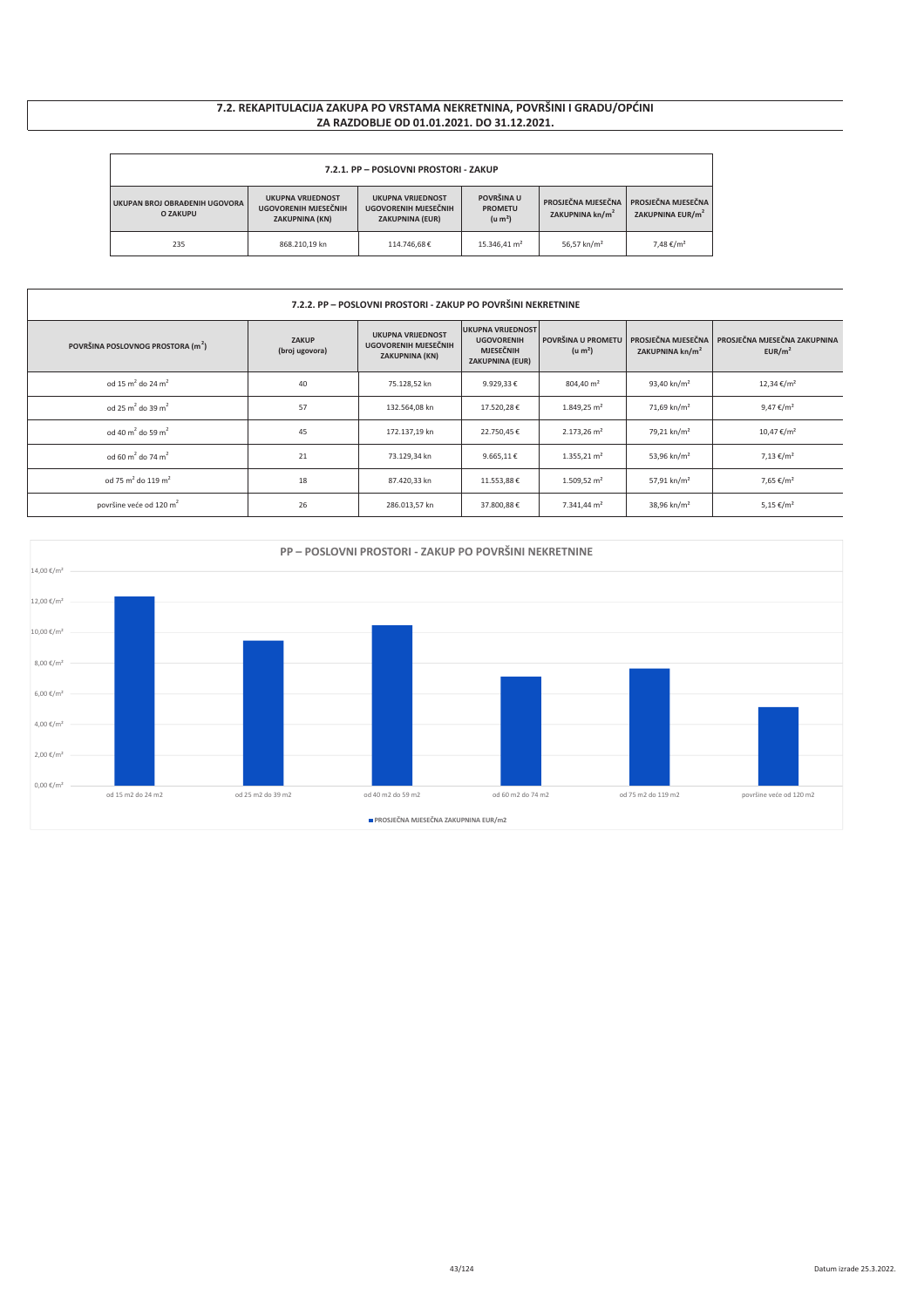## 7.2. REKAPITULACIJA ZAKUPA PO VRSTAMA NEKRETNINA, POVRŠINI I GRADU/OPĆINI ZA RAZDOBLJE OD 01.01.2021. DO 31.12.2021.

### 7.2.1. PP – POSLOVNI PROSTORI - ZAKUP

| UKUPAN BROJ OBRAĐENIH UGOVORA O ZAKUPU | UKUPNA VRIJEDNOST UGOVORENIH MJESEČNIH ZAKUPNINA (KN) | UKUPNA VRIJEDNOST UGOVORENIH MJESEČNIH ZAKUPNINA (EUR) | POVRŠINA U PROMETU (u m²) | PROSJEČNA MJESEČNA ZAKUPNINA kn/m² | PROSJEČNA MJESEČNA ZAKUPNINA EUR/m² |
|---|---|---|---|---|---|
| 235 | 868.210,19 kn | 114.746,68 € | 15.346,41 m² | 56,57 kn/m² | 7,48 €/m² |

### 7.2.2. PP – POSLOVNI PROSTORI - ZAKUP PO POVRŠINI NEKRETNINE

| POVRŠINA POSLOVNOG PROSTORA (m²) | ZAKUP (broj ugovora) | UKUPNA VRIJEDNOST UGOVORENIH MJESEČNIH ZAKUPNINA (KN) | UKUPNA VRIJEDNOST UGOVORENIH MJESEČNIH ZAKUPNINA (EUR) | POVRŠINA U PROMETU (u m²) | PROSJEČNA MJESEČNA ZAKUPNINA kn/m² | PROSJEČNA MJESEČNA ZAKUPNINA EUR/m² |
|---|---|---|---|---|---|---|
| od 15 m² do 24 m² | 40 | 75.128,52 kn | 9.929,33 € | 804,40 m² | 93,40 kn/m² | 12,34 €/m² |
| od 25 m² do 39 m² | 57 | 132.564,08 kn | 17.520,28 € | 1.849,25 m² | 71,69 kn/m² | 9,47 €/m² |
| od 40 m² do 59 m² | 45 | 172.137,19 kn | 22.750,45 € | 2.173,26 m² | 79,21 kn/m² | 10,47 €/m² |
| od 60 m² do 74 m² | 21 | 73.129,34 kn | 9.665,11 € | 1.355,21 m² | 53,96 kn/m² | 7,13 €/m² |
| od 75 m² do 119 m² | 18 | 87.420,33 kn | 11.553,88 € | 1.509,52 m² | 57,91 kn/m² | 7,65 €/m² |
| površine veće od 120 m² | 26 | 286.013,57 kn | 37.800,88 € | 7.341,44 m² | 38,96 kn/m² | 5,15 €/m² |

**PP – POSLOVNI PROSTORI - ZAKUP PO POVRŠINI NEKRETNINE**

| | PROSJEČNA MJESEČNA ZAKUPNINA EUR/m2 |
|---|---|
| od 15 m2 do 24 m2 | 12,34 €/m² |
| od 25 m2 do 39 m2 | 9,47 €/m² |
| od 40 m2 do 59 m2 | 10,47 €/m² |
| od 60 m2 do 74 m2 | 7,13 €/m² |
| od 75 m2 do 119 m2 | 7,65 €/m² |
| površine veće od 120 m2 | 5,15 €/m² |

Datum izrade 25.3.2022.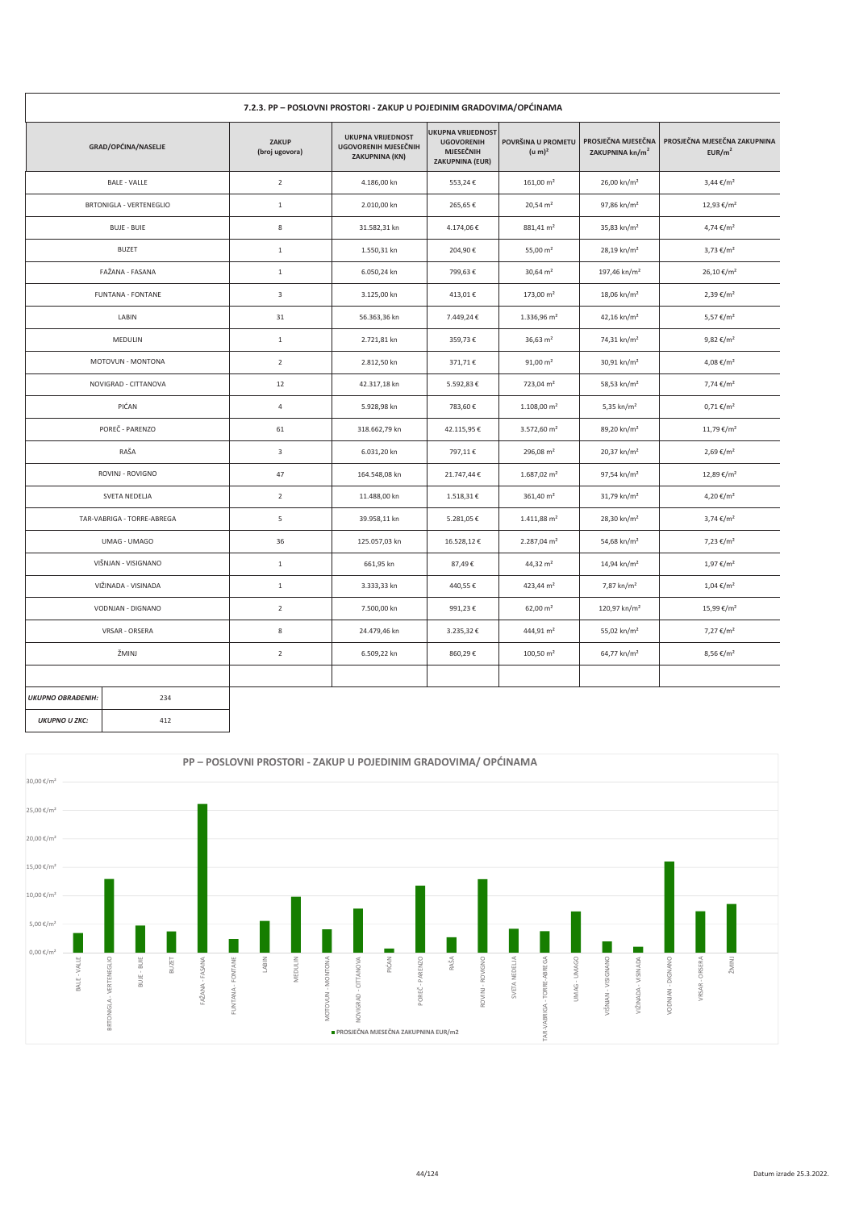### 7.2.3. PP – POSLOVNI PROSTORI - ZAKUP U POJEDINIM GRADOVIMA/OPĆINAMA

| GRAD/OPĆINA/NASELJE | ZAKUP (broj ugovora) | UKUPNA VRIJEDNOST UGOVORENIH MJESEČNIH ZAKUPNINA (KN) | UKUPNA VRIJEDNOST UGOVORENIH MJESEČNIH ZAKUPNINA (EUR) | POVRŠINA U PROMETU (u m)² | PROSJEČNA MJESEČNA ZAKUPNINA kn/m² | PROSJEČNA MJESEČNA ZAKUPNINA EUR/m² |
|---|---|---|---|---|---|---|
| BALE - VALLE | 2 | 4.186,00 kn | 553,24 € | 161,00 m² | 26,00 kn/m² | 3,44 €/m² |
| BRTONIGLA - VERTENEGLIO | 1 | 2.010,00 kn | 265,65 € | 20,54 m² | 97,86 kn/m² | 12,93 €/m² |
| BUJE - BUIE | 8 | 31.582,31 kn | 4.174,06 € | 881,41 m² | 35,83 kn/m² | 4,74 €/m² |
| BUZET | 1 | 1.550,31 kn | 204,90 € | 55,00 m² | 28,19 kn/m² | 3,73 €/m² |
| FAŽANA - FASANA | 1 | 6.050,24 kn | 799,63 € | 30,64 m² | 197,46 kn/m² | 26,10 €/m² |
| FUNTANA - FONTANE | 3 | 3.125,00 kn | 413,01 € | 173,00 m² | 18,06 kn/m² | 2,39 €/m² |
| LABIN | 31 | 56.363,36 kn | 7.449,24 € | 1.336,96 m² | 42,16 kn/m² | 5,57 €/m² |
| MEDULIN | 1 | 2.721,81 kn | 359,73 € | 36,63 m² | 74,31 kn/m² | 9,82 €/m² |
| MOTOVUN - MONTONA | 2 | 2.812,50 kn | 371,71 € | 91,00 m² | 30,91 kn/m² | 4,08 €/m² |
| NOVIGRAD - CITTANOVA | 12 | 42.317,18 kn | 5.592,83 € | 723,04 m² | 58,53 kn/m² | 7,74 €/m² |
| PIĆAN | 4 | 5.928,98 kn | 783,60 € | 1.108,00 m² | 5,35 kn/m² | 0,71 €/m² |
| POREČ - PARENZO | 61 | 318.662,79 kn | 42.115,95 € | 3.572,60 m² | 89,20 kn/m² | 11,79 €/m² |
| RAŠA | 3 | 6.031,20 kn | 797,11 € | 296,08 m² | 20,37 kn/m² | 2,69 €/m² |
| ROVINJ - ROVIGNO | 47 | 164.548,08 kn | 21.747,44 € | 1.687,02 m² | 97,54 kn/m² | 12,89 €/m² |
| SVETA NEDELJA | 2 | 11.488,00 kn | 1.518,31 € | 361,40 m² | 31,79 kn/m² | 4,20 €/m² |
| TAR-VABRIGA - TORRE-ABREGA | 5 | 39.958,11 kn | 5.281,05 € | 1.411,88 m² | 28,30 kn/m² | 3,74 €/m² |
| UMAG - UMAGO | 36 | 125.057,03 kn | 16.528,12 € | 2.287,04 m² | 54,68 kn/m² | 7,23 €/m² |
| VIŠNJAN - VISIGNANO | 1 | 661,95 kn | 87,49 € | 44,32 m² | 14,94 kn/m² | 1,97 €/m² |
| VIŽINADA - VISINADA | 1 | 3.333,33 kn | 440,55 € | 423,44 m² | 7,87 kn/m² | 1,04 €/m² |
| VODNJAN - DIGNANO | 2 | 7.500,00 kn | 991,23 € | 62,00 m² | 120,97 kn/m² | 15,99 €/m² |
| VRSAR - ORSERA | 8 | 24.479,46 kn | 3.235,32 € | 444,91 m² | 55,02 kn/m² | 7,27 €/m² |
| ŽMINJ | 2 | 6.509,22 kn | 860,29 € | 100,50 m² | 64,77 kn/m² | 8,56 €/m² |

| | |
|---|---|
| *UKUPNO OBRAĐENIH:* | 234 |
| *UKUPNO U ZKC:* | 412 |

PP – POSLOVNI PROSTORI - ZAKUP U POJEDINIM GRADOVIMA/ OPĆINAMA

■ PROSJEČNA MJESEČNA ZAKUPNINA EUR/m2

Datum izrade 25.3.2022.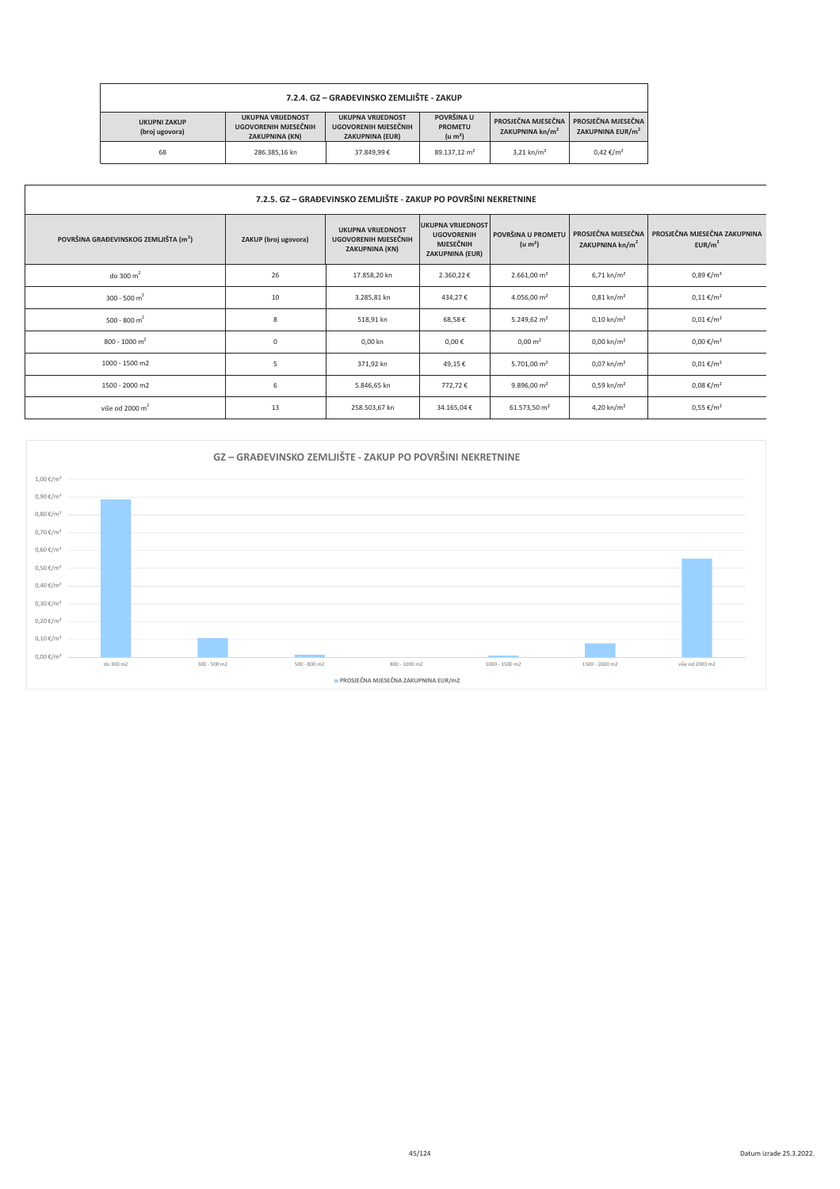| 7.2.4. GZ – GRAĐEVINSKO ZEMLJIŠTE - ZAKUP | | | | | |
|---|---|---|---|---|---|
| **UKUPNI ZAKUP (broj ugovora)** | **UKUPNA VRIJEDNOST UGOVORENIH MJESEČNIH ZAKUPNINA (KN)** | **UKUPNA VRIJEDNOST UGOVORENIH MJESEČNIH ZAKUPNINA (EUR)** | **POVRŠINA U PROMETU (u m²)** | **PROSJEČNA MJESEČNA ZAKUPNINA kn/m²** | **PROSJEČNA MJESEČNA ZAKUPNINA EUR/m²** |
| 68 | 286.385,16 kn | 37.849,99 € | 89.137,12 m² | 3,21 kn/m² | 0,42 €/m² |

| 7.2.5. GZ – GRAĐEVINSKO ZEMLJIŠTE - ZAKUP PO POVRŠINI NEKRETNINE | | | | | | |
|---|---|---|---|---|---|---|
| **POVRŠINA GRAĐEVINSKOG ZEMLJIŠTA (m²)** | **ZAKUP (broj ugovora)** | **UKUPNA VRIJEDNOST UGOVORENIH MJESEČNIH ZAKUPNINA (KN)** | **UKUPNA VRIJEDNOST UGOVORENIH MJESEČNIH ZAKUPNINA (EUR)** | **POVRŠINA U PROMETU (u m²)** | **PROSJEČNA MJESEČNA ZAKUPNINA kn/m²** | **PROSJEČNA MJESEČNA ZAKUPNINA EUR/m²** |
| do 300 m² | 26 | 17.858,20 kn | 2.360,22 € | 2.661,00 m² | 6,71 kn/m² | 0,89 €/m² |
| 300 - 500 m² | 10 | 3.285,81 kn | 434,27 € | 4.056,00 m² | 0,81 kn/m² | 0,11 €/m² |
| 500 - 800 m² | 8 | 518,91 kn | 68,58 € | 5.249,62 m² | 0,10 kn/m² | 0,01 €/m² |
| 800 - 1000 m² | 0 | 0,00 kn | 0,00 € | 0,00 m² | 0,00 kn/m² | 0,00 €/m² |
| 1000 - 1500 m2 | 5 | 371,92 kn | 49,15 € | 5.701,00 m² | 0,07 kn/m² | 0,01 €/m² |
| 1500 - 2000 m2 | 6 | 5.846,65 kn | 772,72 € | 9.896,00 m² | 0,59 kn/m² | 0,08 €/m² |
| više od 2000 m² | 13 | 258.503,67 kn | 34.165,04 € | 61.573,50 m² | 4,20 kn/m² | 0,55 €/m² |

**GZ – GRAĐEVINSKO ZEMLJIŠTE - ZAKUP PO POVRŠINI NEKRETNINE**

PROSJEČNA MJESEČNA ZAKUPNINA EUR/m2

Datum izrade 25.3.2022.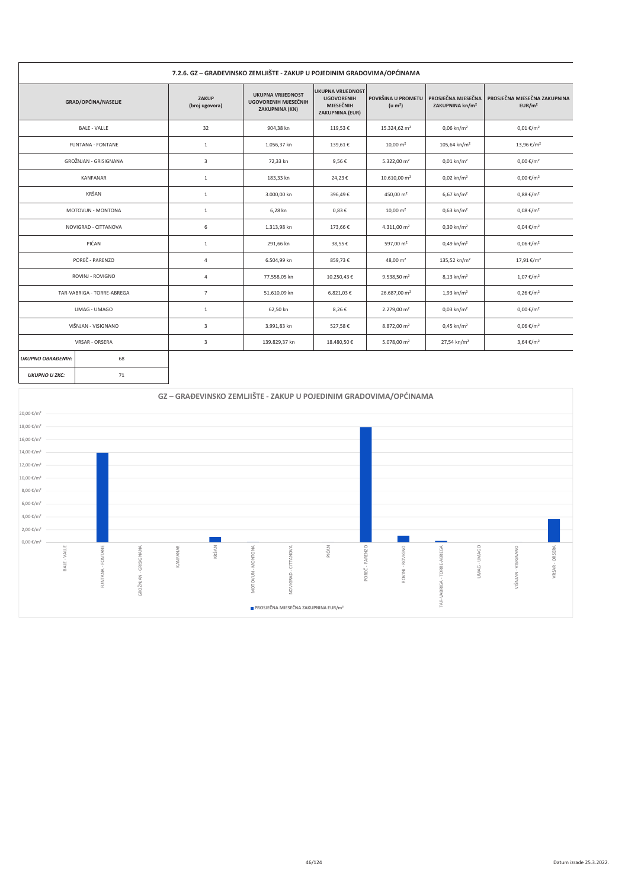## 7.2.6. GZ – GRAĐEVINSKO ZEMLJIŠTE - ZAKUP U POJEDINIM GRADOVIMA/OPĆINAMA

| GRAD/OPĆINA/NASELJE | ZAKUP (broj ugovora) | UKUPNA VRIJEDNOST UGOVORENIH MJESEČNIH ZAKUPNINA (KN) | UKUPNA VRIJEDNOST UGOVORENIH MJESEČNIH ZAKUPNINA (EUR) | POVRŠINA U PROMETU (u m²) | PROSJEČNA MJESEČNA ZAKUPNINA kn/m² | PROSJEČNA MJESEČNA ZAKUPNINA EUR/m² |
|---|---|---|---|---|---|---|
| BALE - VALLE | 32 | 904,38 kn | 119,53 € | 15.324,62 m² | 0,06 kn/m² | 0,01 €/m² |
| FUNTANA - FONTANE | 1 | 1.056,37 kn | 139,61 € | 10,00 m² | 105,64 kn/m² | 13,96 €/m² |
| GROŽNJAN - GRISIGNANA | 3 | 72,33 kn | 9,56 € | 5.322,00 m² | 0,01 kn/m² | 0,00 €/m² |
| KANFANAR | 1 | 183,33 kn | 24,23 € | 10.610,00 m² | 0,02 kn/m² | 0,00 €/m² |
| KRŠAN | 1 | 3.000,00 kn | 396,49 € | 450,00 m² | 6,67 kn/m² | 0,88 €/m² |
| MOTOVUN - MONTONA | 1 | 6,28 kn | 0,83 € | 10,00 m² | 0,63 kn/m² | 0,08 €/m² |
| NOVIGRAD - CITTANOVA | 6 | 1.313,98 kn | 173,66 € | 4.311,00 m² | 0,30 kn/m² | 0,04 €/m² |
| PIĆAN | 1 | 291,66 kn | 38,55 € | 597,00 m² | 0,49 kn/m² | 0,06 €/m² |
| POREČ - PARENZO | 4 | 6.504,99 kn | 859,73 € | 48,00 m² | 135,52 kn/m² | 17,91 €/m² |
| ROVINJ - ROVIGNO | 4 | 77.558,05 kn | 10.250,43 € | 9.538,50 m² | 8,13 kn/m² | 1,07 €/m² |
| TAR-VABRIGA - TORRE-ABREGA | 7 | 51.610,09 kn | 6.821,03 € | 26.687,00 m² | 1,93 kn/m² | 0,26 €/m² |
| UMAG - UMAGO | 1 | 62,50 kn | 8,26 € | 2.279,00 m² | 0,03 kn/m² | 0,00 €/m² |
| VIŠNJAN - VISIGNANO | 3 | 3.991,83 kn | 527,58 € | 8.872,00 m² | 0,45 kn/m² | 0,06 €/m² |
| VRSAR - ORSERA | 3 | 139.829,37 kn | 18.480,50 € | 5.078,00 m² | 27,54 kn/m² | 3,64 €/m² |

| | |
|---|---|
| *UKUPNO OBRAĐENIH:* | 68 |
| *UKUPNO U ZKC:* | 71 |

### GZ – GRAĐEVINSKO ZEMLJIŠTE - ZAKUP U POJEDINIM GRADOVIMA/OPĆINAMA

■ PROSJEČNA MJESEČNA ZAKUPNINA EUR/m²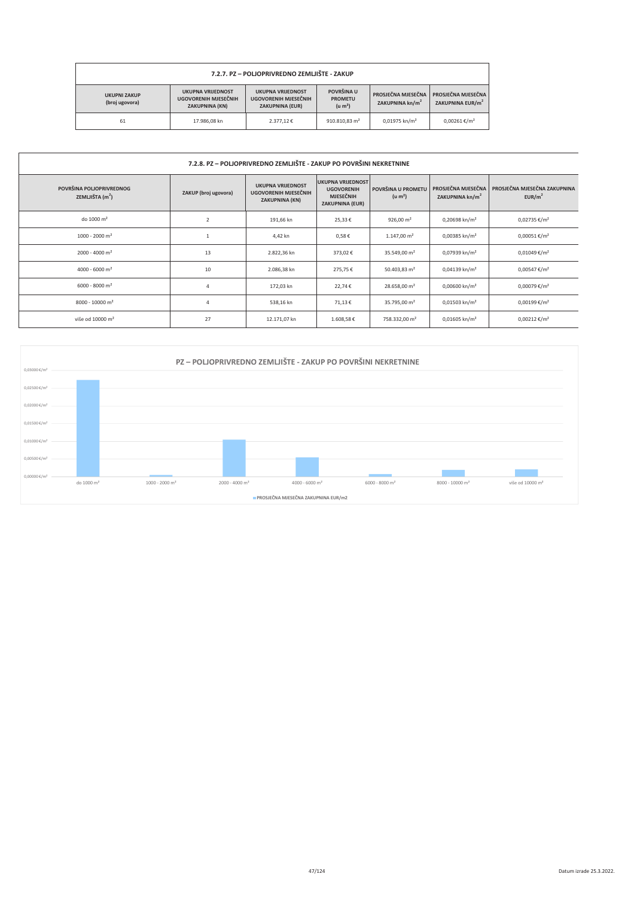| 7.2.7. PZ – POLJOPRIVREDNO ZEMLJIŠTE - ZAKUP | | | | | |
|---|---|---|---|---|---|
| UKUPNI ZAKUP (broj ugovora) | UKUPNA VRIJEDNOST UGOVORENIH MJESEČNIH ZAKUPNINA (KN) | UKUPNA VRIJEDNOST UGOVORENIH MJESEČNIH ZAKUPNINA (EUR) | POVRŠINA U PROMETU (u m²) | PROSJEČNA MJESEČNA ZAKUPNINA kn/m² | PROSJEČNA MJESEČNA ZAKUPNINA EUR/m² |
| 61 | 17.986,08 kn | 2.377,12 € | 910.810,83 m² | 0,01975 kn/m² | 0,00261 €/m² |

| 7.2.8. PZ – POLJOPRIVREDNO ZEMLJIŠTE - ZAKUP PO POVRŠINI NEKRETNINE | | | | | | |
|---|---|---|---|---|---|---|
| POVRŠINA POLJOPRIVREDNOG ZEMLJIŠTA (m²) | ZAKUP (broj ugovora) | UKUPNA VRIJEDNOST UGOVORENIH MJESEČNIH ZAKUPNINA (KN) | UKUPNA VRIJEDNOST UGOVORENIH MJESEČNIH ZAKUPNINA (EUR) | POVRŠINA U PROMETU (u m²) | PROSJEČNA MJESEČNA ZAKUPNINA kn/m² | PROSJEČNA MJESEČNA ZAKUPNINA EUR/m² |
| do 1000 m² | 2 | 191,66 kn | 25,33 € | 926,00 m² | 0,20698 kn/m² | 0,02735 €/m² |
| 1000 - 2000 m² | 1 | 4,42 kn | 0,58 € | 1.147,00 m² | 0,00385 kn/m² | 0,00051 €/m² |
| 2000 - 4000 m² | 13 | 2.822,36 kn | 373,02 € | 35.549,00 m² | 0,07939 kn/m² | 0,01049 €/m² |
| 4000 - 6000 m² | 10 | 2.086,38 kn | 275,75 € | 50.403,83 m² | 0,04139 kn/m² | 0,00547 €/m² |
| 6000 - 8000 m² | 4 | 172,03 kn | 22,74 € | 28.658,00 m² | 0,00600 kn/m² | 0,00079 €/m² |
| 8000 - 10000 m² | 4 | 538,16 kn | 71,13 € | 35.795,00 m² | 0,01503 kn/m² | 0,00199 €/m² |
| više od 10000 m² | 27 | 12.171,07 kn | 1.608,58 € | 758.332,00 m² | 0,01605 kn/m² | 0,00212 €/m² |

## PZ – POLJOPRIVREDNO ZEMLJIŠTE - ZAKUP PO POVRŠINI NEKRETNINE

| Površina | PROSJEČNA MJESEČNA ZAKUPNINA EUR/m2 |
|---|---|
| do 1000 m² | 0,02735 €/m² |
| 1000 - 2000 m² | 0,00051 €/m² |
| 2000 - 4000 m² | 0,01049 €/m² |
| 4000 - 6000 m² | 0,00547 €/m² |
| 6000 - 8000 m² | 0,00079 €/m² |
| 8000 - 10000 m² | 0,00199 €/m² |
| više od 10000 m² | 0,00212 €/m² |

Datum izrade 25.3.2022.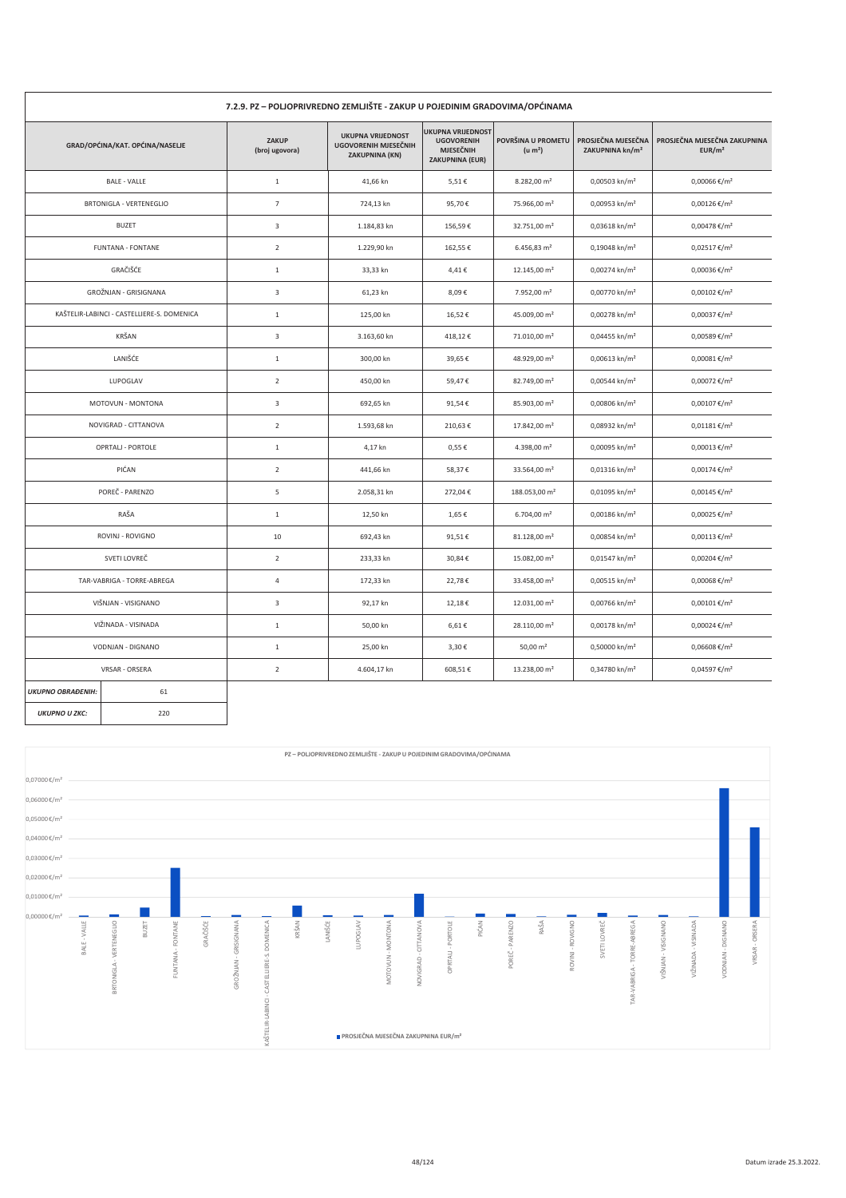## 7.2.9. PZ – POLJOPRIVREDNO ZEMLJIŠTE - ZAKUP U POJEDINIM GRADOVIMA/OPĆINAMA

| GRAD/OPĆINA/KAT. OPĆINA/NASELJE | ZAKUP (broj ugovora) | UKUPNA VRIJEDNOST UGOVORENIH MJESEČNIH ZAKUPNINA (KN) | UKUPNA VRIJEDNOST UGOVORENIH MJESEČNIH ZAKUPNINA (EUR) | POVRŠINA U PROMETU (u m²) | PROSJEČNA MJESEČNA ZAKUPNINA kn/m² | PROSJEČNA MJESEČNA ZAKUPNINA EUR/m² |
|---|---|---|---|---|---|---|
| BALE - VALLE | 1 | 41,66 kn | 5,51 € | 8.282,00 m² | 0,00503 kn/m² | 0,00066 €/m² |
| BRTONIGLA - VERTENEGLIO | 7 | 724,13 kn | 95,70 € | 75.966,00 m² | 0,00953 kn/m² | 0,00126 €/m² |
| BUZET | 3 | 1.184,83 kn | 156,59 € | 32.751,00 m² | 0,03618 kn/m² | 0,00478 €/m² |
| FUNTANA - FONTANE | 2 | 1.229,90 kn | 162,55 € | 6.456,83 m² | 0,19048 kn/m² | 0,02517 €/m² |
| GRAČIŠĆE | 1 | 33,33 kn | 4,41 € | 12.145,00 m² | 0,00274 kn/m² | 0,00036 €/m² |
| GROŽNJAN - GRISIGNANA | 3 | 61,23 kn | 8,09 € | 7.952,00 m² | 0,00770 kn/m² | 0,00102 €/m² |
| KAŠTELIR-LABINCI - CASTELLIERE-S. DOMENICA | 1 | 125,00 kn | 16,52 € | 45.009,00 m² | 0,00278 kn/m² | 0,00037 €/m² |
| KRŠAN | 3 | 3.163,60 kn | 418,12 € | 71.010,00 m² | 0,04455 kn/m² | 0,00589 €/m² |
| LANIŠĆE | 1 | 300,00 kn | 39,65 € | 48.929,00 m² | 0,00613 kn/m² | 0,00081 €/m² |
| LUPOGLAV | 2 | 450,00 kn | 59,47 € | 82.749,00 m² | 0,00544 kn/m² | 0,00072 €/m² |
| MOTOVUN - MONTONA | 3 | 692,65 kn | 91,54 € | 85.903,00 m² | 0,00806 kn/m² | 0,00107 €/m² |
| NOVIGRAD - CITTANOVA | 2 | 1.593,68 kn | 210,63 € | 17.842,00 m² | 0,08932 kn/m² | 0,01181 €/m² |
| OPRTALJ - PORTOLE | 1 | 4,17 kn | 0,55 € | 4.398,00 m² | 0,00095 kn/m² | 0,00013 €/m² |
| PIĆAN | 2 | 441,66 kn | 58,37 € | 33.564,00 m² | 0,01316 kn/m² | 0,00174 €/m² |
| POREČ - PARENZO | 5 | 2.058,31 kn | 272,04 € | 188.053,00 m² | 0,01095 kn/m² | 0,00145 €/m² |
| RAŠA | 1 | 12,50 kn | 1,65 € | 6.704,00 m² | 0,00186 kn/m² | 0,00025 €/m² |
| ROVINJ - ROVIGNO | 10 | 692,43 kn | 91,51 € | 81.128,00 m² | 0,00854 kn/m² | 0,00113 €/m² |
| SVETI LOVREČ | 2 | 233,33 kn | 30,84 € | 15.082,00 m² | 0,01547 kn/m² | 0,00204 €/m² |
| TAR-VABRIGA - TORRE-ABREGA | 4 | 172,33 kn | 22,78 € | 33.458,00 m² | 0,00515 kn/m² | 0,00068 €/m² |
| VIŠNJAN - VISIGNANO | 3 | 92,17 kn | 12,18 € | 12.031,00 m² | 0,00766 kn/m² | 0,00101 €/m² |
| VIŽINADA - VISINADA | 1 | 50,00 kn | 6,61 € | 28.110,00 m² | 0,00178 kn/m² | 0,00024 €/m² |
| VODNJAN - DIGNANO | 1 | 25,00 kn | 3,30 € | 50,00 m² | 0,50000 kn/m² | 0,06608 €/m² |
| VRSAR - ORSERA | 2 | 4.604,17 kn | 608,51 € | 13.238,00 m² | 0,34780 kn/m² | 0,04597 €/m² |

| | |
|---|---|
| *UKUPNO OBRAĐENIH:* | 61 |
| *UKUPNO U ZKC:* | 220 |

PZ – POLJOPRIVREDNO ZEMLJIŠTE - ZAKUP U POJEDINIM GRADOVIMA/OPĆINAMA

PROSJEČNA MJESEČNA ZAKUPNINA EUR/m²

Datum izrade 25.3.2022.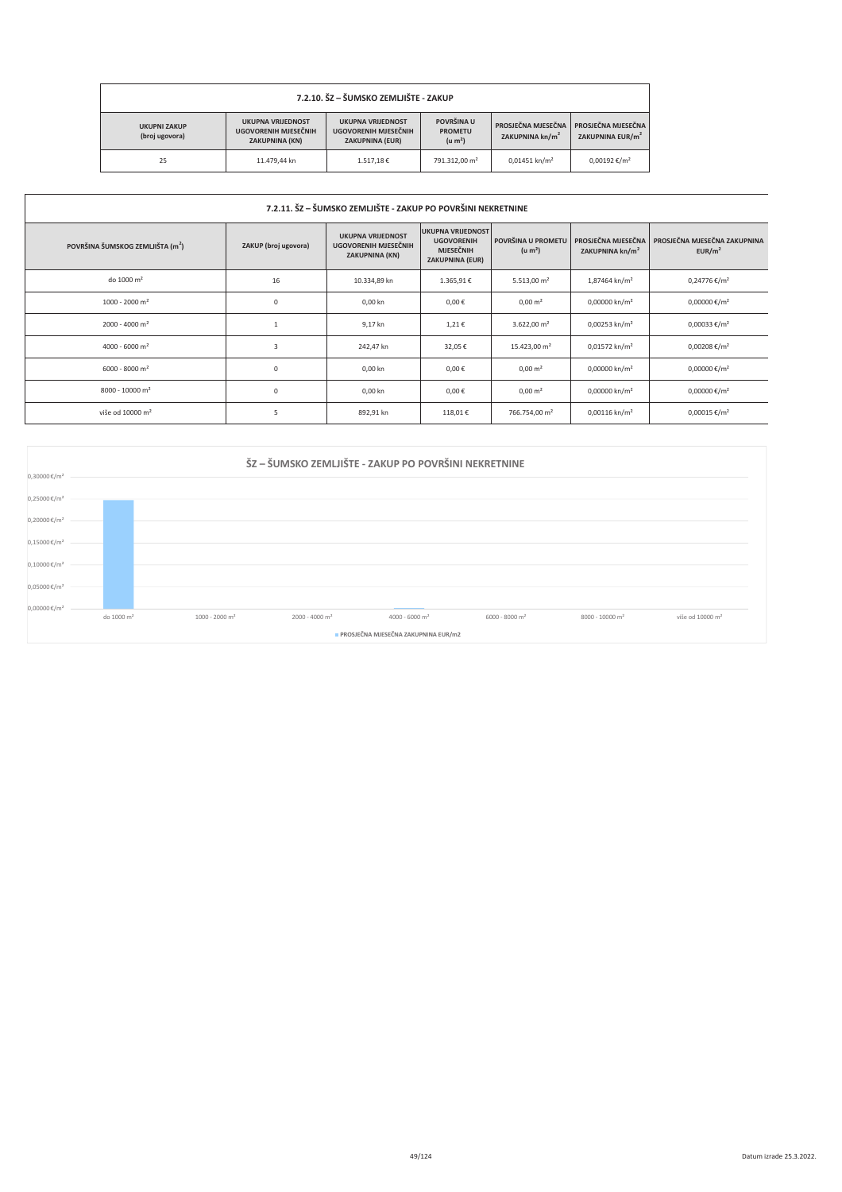| 7.2.10. ŠZ – ŠUMSKO ZEMLJIŠTE - ZAKUP | | | | | |
|---|---|---|---|---|---|
| UKUPNI ZAKUP (broj ugovora) | UKUPNA VRIJEDNOST UGOVORENIH MJESEČNIH ZAKUPNINA (KN) | UKUPNA VRIJEDNOST UGOVORENIH MJESEČNIH ZAKUPNINA (EUR) | POVRŠINA U PROMETU (u m²) | PROSJEČNA MJESEČNA ZAKUPNINA kn/m² | PROSJEČNA MJESEČNA ZAKUPNINA EUR/m² |
| 25 | 11.479,44 kn | 1.517,18 € | 791.312,00 m² | 0,01451 kn/m² | 0,00192 €/m² |

| 7.2.11. ŠZ – ŠUMSKO ZEMLJIŠTE - ZAKUP PO POVRŠINI NEKRETNINE | | | | | | |
|---|---|---|---|---|---|---|
| POVRŠINA ŠUMSKOG ZEMLJIŠTA (m²) | ZAKUP (broj ugovora) | UKUPNA VRIJEDNOST UGOVORENIH MJESEČNIH ZAKUPNINA (KN) | UKUPNA VRIJEDNOST UGOVORENIH MJESEČNIH ZAKUPNINA (EUR) | POVRŠINA U PROMETU (u m²) | PROSJEČNA MJESEČNA ZAKUPNINA kn/m² | PROSJEČNA MJESEČNA ZAKUPNINA EUR/m² |
| do 1000 m² | 16 | 10.334,89 kn | 1.365,91 € | 5.513,00 m² | 1,87464 kn/m² | 0,24776 €/m² |
| 1000 - 2000 m² | 0 | 0,00 kn | 0,00 € | 0,00 m² | 0,00000 kn/m² | 0,00000 €/m² |
| 2000 - 4000 m² | 1 | 9,17 kn | 1,21 € | 3.622,00 m² | 0,00253 kn/m² | 0,00033 €/m² |
| 4000 - 6000 m² | 3 | 242,47 kn | 32,05 € | 15.423,00 m² | 0,01572 kn/m² | 0,00208 €/m² |
| 6000 - 8000 m² | 0 | 0,00 kn | 0,00 € | 0,00 m² | 0,00000 kn/m² | 0,00000 €/m² |
| 8000 - 10000 m² | 0 | 0,00 kn | 0,00 € | 0,00 m² | 0,00000 kn/m² | 0,00000 €/m² |
| više od 10000 m² | 5 | 892,91 kn | 118,01 € | 766.754,00 m² | 0,00116 kn/m² | 0,00015 €/m² |

## ŠZ – ŠUMSKO ZEMLJIŠTE - ZAKUP PO POVRŠINI NEKRETNINE

| Površina | PROSJEČNA MJESEČNA ZAKUPNINA EUR/m2 |
|---|---|
| do 1000 m² | 0,24776 €/m² |
| 1000 - 2000 m² | 0,00000 €/m² |
| 2000 - 4000 m² | 0,00033 €/m² |
| 4000 - 6000 m² | 0,00208 €/m² |
| 6000 - 8000 m² | 0,00000 €/m² |
| 8000 - 10000 m² | 0,00000 €/m² |
| više od 10000 m² | 0,00015 €/m² |

Datum izrade 25.3.2022.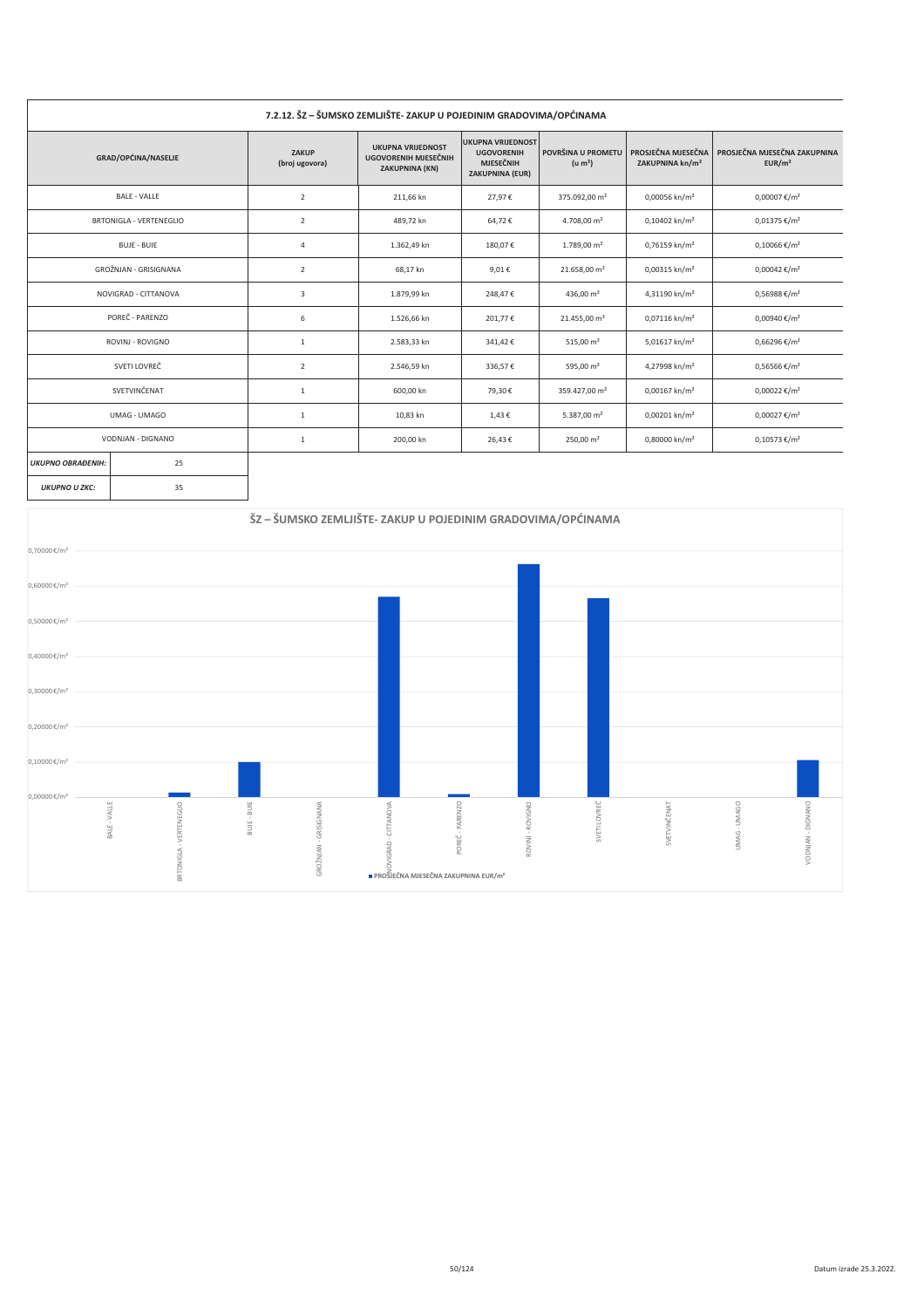### 7.2.12. ŠZ – ŠUMSKO ZEMLJIŠTE- ZAKUP U POJEDINIM GRADOVIMA/OPĆINAMA

| GRAD/OPĆINA/NASELJE | ZAKUP (broj ugovora) | UKUPNA VRIJEDNOST UGOVORENIH MJESEČNIH ZAKUPNINA (KN) | UKUPNA VRIJEDNOST UGOVORENIH MJESEČNIH ZAKUPNINA (EUR) | POVRŠINA U PROMETU (u m²) | PROSJEČNA MJESEČNA ZAKUPNINA kn/m² | PROSJEČNA MJESEČNA ZAKUPNINA EUR/m² |
|---|---|---|---|---|---|---|
| BALE - VALLE | 2 | 211,66 kn | 27,97 € | 375.092,00 m² | 0,00056 kn/m² | 0,00007 €/m² |
| BRTONIGLA - VERTENEGLIO | 2 | 489,72 kn | 64,72 € | 4.708,00 m² | 0,10402 kn/m² | 0,01375 €/m² |
| BUJE - BUIE | 4 | 1.362,49 kn | 180,07 € | 1.789,00 m² | 0,76159 kn/m² | 0,10066 €/m² |
| GROŽNJAN - GRISIGNANA | 2 | 68,17 kn | 9,01 € | 21.658,00 m² | 0,00315 kn/m² | 0,00042 €/m² |
| NOVIGRAD - CITTANOVA | 3 | 1.879,99 kn | 248,47 € | 436,00 m² | 4,31190 kn/m² | 0,56988 €/m² |
| POREČ - PARENZO | 6 | 1.526,66 kn | 201,77 € | 21.455,00 m² | 0,07116 kn/m² | 0,00940 €/m² |
| ROVINJ - ROVIGNO | 1 | 2.583,33 kn | 341,42 € | 515,00 m² | 5,01617 kn/m² | 0,66296 €/m² |
| SVETI LOVREČ | 2 | 2.546,59 kn | 336,57 € | 595,00 m² | 4,27998 kn/m² | 0,56566 €/m² |
| SVETVINČENAT | 1 | 600,00 kn | 79,30 € | 359.427,00 m² | 0,00167 kn/m² | 0,00022 €/m² |
| UMAG - UMAGO | 1 | 10,83 kn | 1,43 € | 5.387,00 m² | 0,00201 kn/m² | 0,00027 €/m² |
| VODNJAN - DIGNANO | 1 | 200,00 kn | 26,43 € | 250,00 m² | 0,80000 kn/m² | 0,10573 €/m² |

| | |
|---|---|
| *UKUPNO OBRAĐENIH:* | 25 |
| *UKUPNO U ZKC:* | 35 |

**ŠZ – ŠUMSKO ZEMLJIŠTE- ZAKUP U POJEDINIM GRADOVIMA/OPĆINAMA**

■ PROSJEČNA MJESEČNA ZAKUPNINA EUR/m²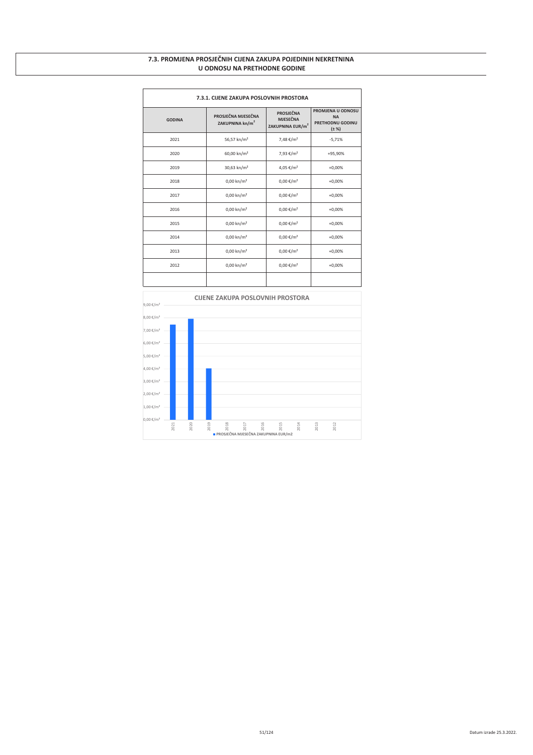# 7.3. PROMJENA PROSJEČNIH CIJENA ZAKUPA POJEDINIH NEKRETNINA U ODNOSU NA PRETHODNE GODINE

| 7.3.1. CIJENE ZAKUPA POSLOVNIH PROSTORA | | | |
|---|---|---|---|
| GODINA | PROSJEČNA MJESEČNA ZAKUPNINA kn/m² | PROSJEČNA MJESEČNA ZAKUPNINA EUR/m² | PROMJENA U ODNOSU NA PRETHODNU GODINU (± %) |
| 2021 | 56,57 kn/m² | 7,48 €/m² | -5,71% |
| 2020 | 60,00 kn/m² | 7,93 €/m² | +95,90% |
| 2019 | 30,63 kn/m² | 4,05 €/m² | +0,00% |
| 2018 | 0,00 kn/m² | 0,00 €/m² | +0,00% |
| 2017 | 0,00 kn/m² | 0,00 €/m² | +0,00% |
| 2016 | 0,00 kn/m² | 0,00 €/m² | +0,00% |
| 2015 | 0,00 kn/m² | 0,00 €/m² | +0,00% |
| 2014 | 0,00 kn/m² | 0,00 €/m² | +0,00% |
| 2013 | 0,00 kn/m² | 0,00 €/m² | +0,00% |
| 2012 | 0,00 kn/m² | 0,00 €/m² | +0,00% |
| | | | |

**CIJENE ZAKUPA POSLOVNIH PROSTORA**

■ PROSJEČNA MJESEČNA ZAKUPNINA EUR/m2

Datum izrade 25.3.2022.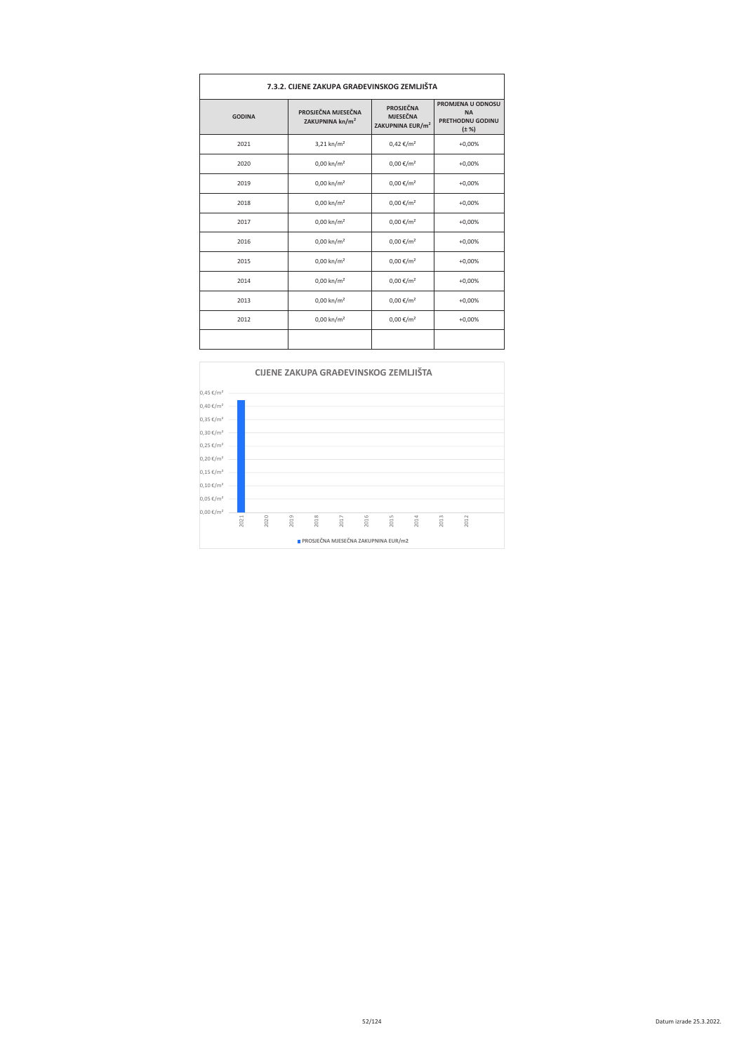### 7.3.2. CIJENE ZAKUPA GRAĐEVINSKOG ZEMLJIŠTA

| GODINA | PROSJEČNA MJESEČNA ZAKUPNINA kn/m² | PROSJEČNA MJESEČNA ZAKUPNINA EUR/m² | PROMJENA U ODNOSU NA PRETHODNU GODINU (± %) |
|---|---|---|---|
| 2021 | 3,21 kn/m² | 0,42 €/m² | +0,00% |
| 2020 | 0,00 kn/m² | 0,00 €/m² | +0,00% |
| 2019 | 0,00 kn/m² | 0,00 €/m² | +0,00% |
| 2018 | 0,00 kn/m² | 0,00 €/m² | +0,00% |
| 2017 | 0,00 kn/m² | 0,00 €/m² | +0,00% |
| 2016 | 0,00 kn/m² | 0,00 €/m² | +0,00% |
| 2015 | 0,00 kn/m² | 0,00 €/m² | +0,00% |
| 2014 | 0,00 kn/m² | 0,00 €/m² | +0,00% |
| 2013 | 0,00 kn/m² | 0,00 €/m² | +0,00% |
| 2012 | 0,00 kn/m² | 0,00 €/m² | +0,00% |
| | | | |

**CIJENE ZAKUPA GRAĐEVINSKOG ZEMLJIŠTA**

| Godina | PROSJEČNA MJESEČNA ZAKUPNINA EUR/m2 |
|---|---|
| 2021 | 0,42 €/m² |
| 2020 | 0,00 €/m² |
| 2019 | 0,00 €/m² |
| 2018 | 0,00 €/m² |
| 2017 | 0,00 €/m² |
| 2016 | 0,00 €/m² |
| 2015 | 0,00 €/m² |
| 2014 | 0,00 €/m² |
| 2013 | 0,00 €/m² |
| 2012 | 0,00 €/m² |

Datum izrade 25.3.2022.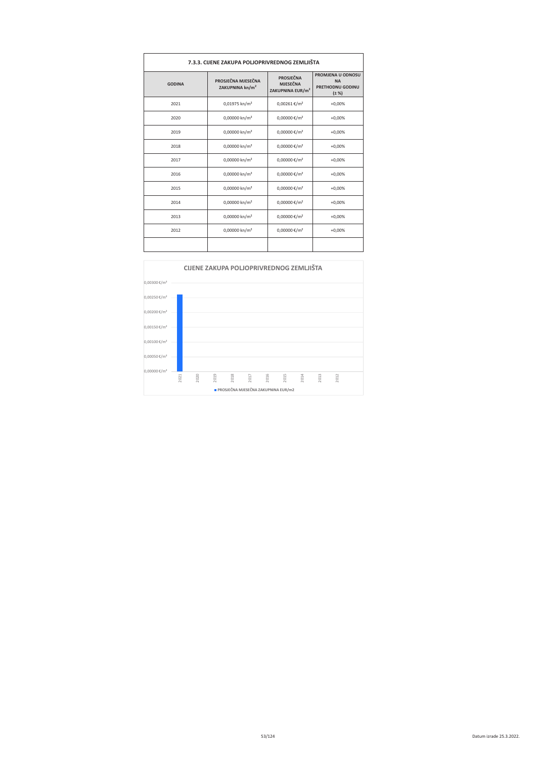### 7.3.3. CIJENE ZAKUPA POLJOPRIVREDNOG ZEMLJIŠTA

| GODINA | PROSJEČNA MJESEČNA ZAKUPNINA kn/m² | PROSJEČNA MJESEČNA ZAKUPNINA EUR/m² | PROMJENA U ODNOSU NA PRETHODNU GODINU (± %) |
|---|---|---|---|
| 2021 | 0,01975 kn/m² | 0,00261 €/m² | +0,00% |
| 2020 | 0,00000 kn/m² | 0,00000 €/m² | +0,00% |
| 2019 | 0,00000 kn/m² | 0,00000 €/m² | +0,00% |
| 2018 | 0,00000 kn/m² | 0,00000 €/m² | +0,00% |
| 2017 | 0,00000 kn/m² | 0,00000 €/m² | +0,00% |
| 2016 | 0,00000 kn/m² | 0,00000 €/m² | +0,00% |
| 2015 | 0,00000 kn/m² | 0,00000 €/m² | +0,00% |
| 2014 | 0,00000 kn/m² | 0,00000 €/m² | +0,00% |
| 2013 | 0,00000 kn/m² | 0,00000 €/m² | +0,00% |
| 2012 | 0,00000 kn/m² | 0,00000 €/m² | +0,00% |
| | | | |

**CIJENE ZAKUPA POLJOPRIVREDNOG ZEMLJIŠTA**

| Godina | PROSJEČNA MJESEČNA ZAKUPNINA EUR/m2 |
|---|---|
| 2021 | 0,00261 €/m² |
| 2020 | 0,00000 €/m² |
| 2019 | 0,00000 €/m² |
| 2018 | 0,00000 €/m² |
| 2017 | 0,00000 €/m² |
| 2016 | 0,00000 €/m² |
| 2015 | 0,00000 €/m² |
| 2014 | 0,00000 €/m² |
| 2013 | 0,00000 €/m² |
| 2012 | 0,00000 €/m² |

Datum izrade 25.3.2022.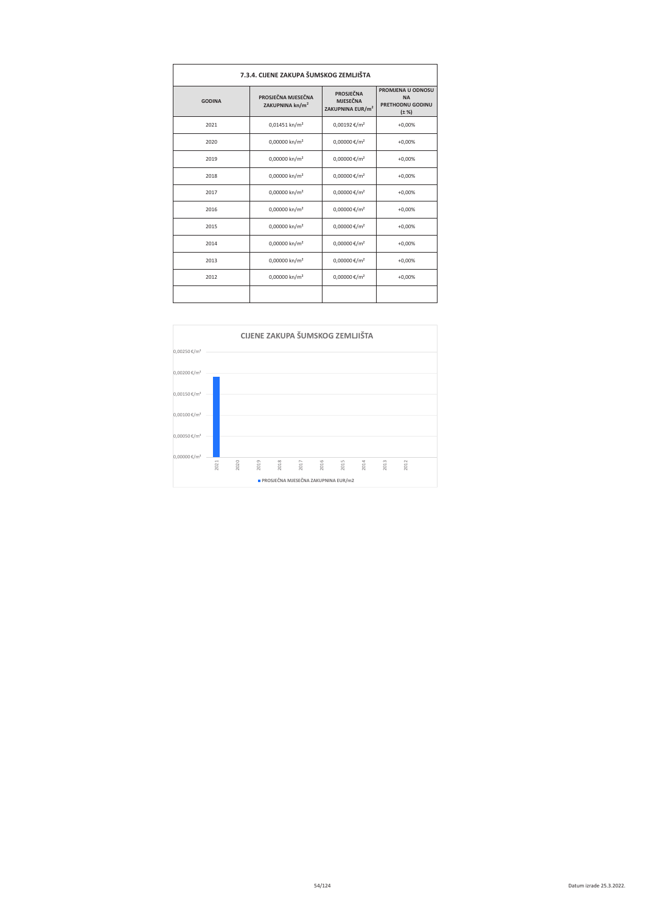| 7.3.4. CIJENE ZAKUPA ŠUMSKOG ZEMLJIŠTA | | | |
|---|---|---|---|
| GODINA | PROSJEČNA MJESEČNA ZAKUPNINA kn/m² | PROSJEČNA MJESEČNA ZAKUPNINA EUR/m² | PROMJENA U ODNOSU NA PRETHODNU GODINU (± %) |
| 2021 | 0,01451 kn/m² | 0,00192 €/m² | +0,00% |
| 2020 | 0,00000 kn/m² | 0,00000 €/m² | +0,00% |
| 2019 | 0,00000 kn/m² | 0,00000 €/m² | +0,00% |
| 2018 | 0,00000 kn/m² | 0,00000 €/m² | +0,00% |
| 2017 | 0,00000 kn/m² | 0,00000 €/m² | +0,00% |
| 2016 | 0,00000 kn/m² | 0,00000 €/m² | +0,00% |
| 2015 | 0,00000 kn/m² | 0,00000 €/m² | +0,00% |
| 2014 | 0,00000 kn/m² | 0,00000 €/m² | +0,00% |
| 2013 | 0,00000 kn/m² | 0,00000 €/m² | +0,00% |
| 2012 | 0,00000 kn/m² | 0,00000 €/m² | +0,00% |
| | | | |

**CIJENE ZAKUPA ŠUMSKOG ZEMLJIŠTA**

| GODINA | PROSJEČNA MJESEČNA ZAKUPNINA EUR/m2 |
|---|---|
| 2021 | 0,00192 €/m² |
| 2020 | 0,00000 €/m² |
| 2019 | 0,00000 €/m² |
| 2018 | 0,00000 €/m² |
| 2017 | 0,00000 €/m² |
| 2016 | 0,00000 €/m² |
| 2015 | 0,00000 €/m² |
| 2014 | 0,00000 €/m² |
| 2013 | 0,00000 €/m² |
| 2012 | 0,00000 €/m² |

Datum izrade 25.3.2022.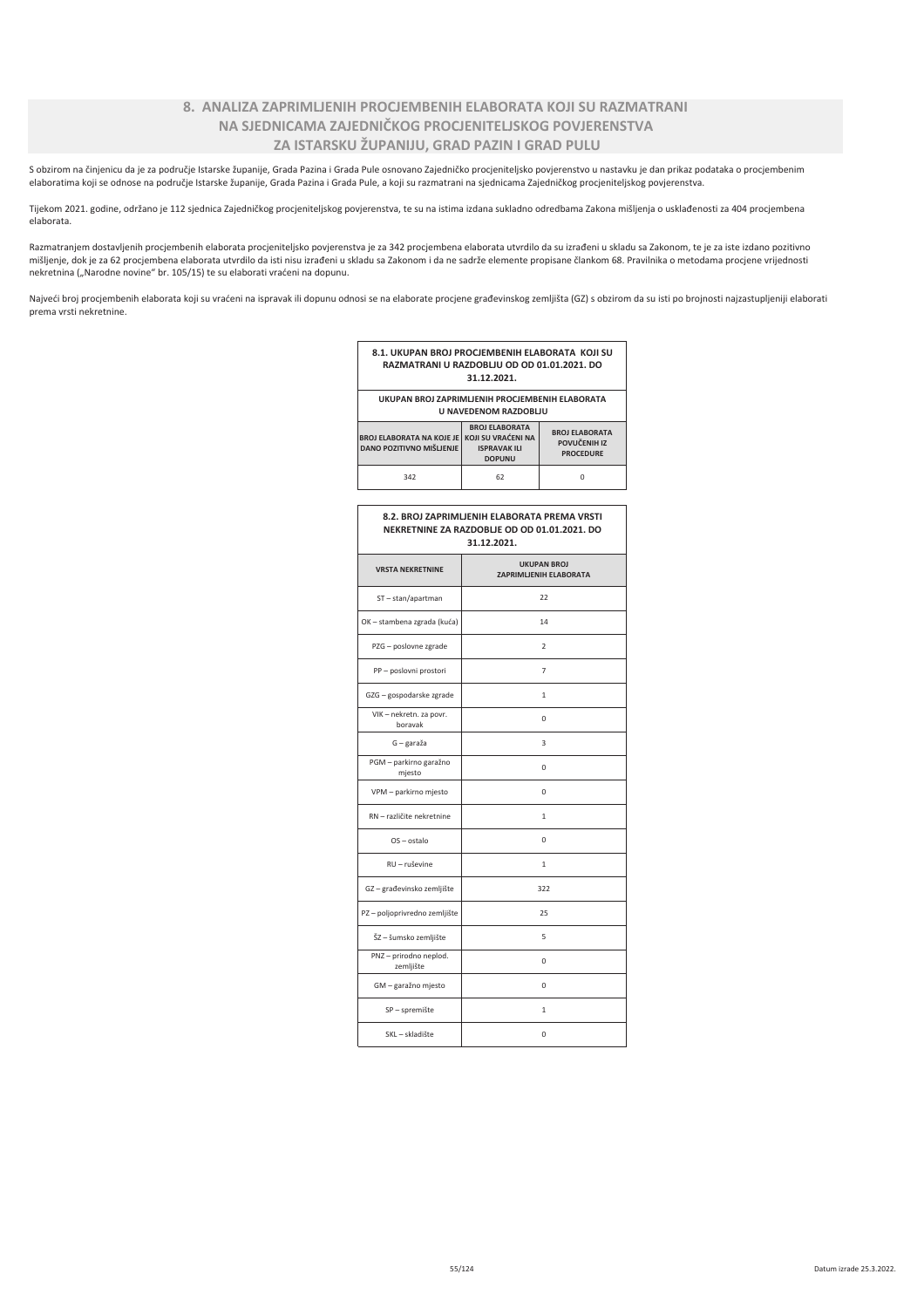## 8. ANALIZA ZAPRIMLJENIH PROCJEMBENIH ELABORATA KOJI SU RAZMATRANI NA SJEDNICAMA ZAJEDNIČKOG PROCJENITELJSKOG POVJERENSTVA ZA ISTARSKU ŽUPANIJU, GRAD PAZIN I GRAD PULU

S obzirom na činjenicu da je za područje Istarske županije, Grada Pazina i Grada Pule osnovano Zajedničko procjeniteljsko povjerenstvo u nastavku je dan prikaz podataka o procjembenim elaboratima koji se odnose na područje Istarske županije, Grada Pazina i Grada Pule, a koji su razmatrani na sjednicama Zajedničkog procjeniteljskog povjerenstva.

Tijekom 2021. godine, održano je 112 sjednica Zajedničkog procjeniteljskog povjerenstva, te su na istima izdana sukladno odredbama Zakona mišljenja o usklađenosti za 404 procjembena elaborata.

Razmatranjem dostavljenih procjembenih elaborata procjeniteljsko povjerenstva je za 342 procjembena elaborata utvrdilo da su izrađeni u skladu sa Zakonom, te je za iste izdano pozitivno mišljenje, dok je za 62 procjembena elaborata utvrdilo da isti nisu izrađeni u skladu sa Zakonom i da ne sadrže elemente propisane člankom 68. Pravilnika o metodama procjene vrijednosti nekretnina („Narodne novine“ br. 105/15) te su elaborati vraćeni na dopunu.

Najveći broj procjembenih elaborata koji su vraćeni na ispravak ili dopunu odnosi se na elaborate procjene građevinskog zemljišta (GZ) s obzirom da su isti po brojnosti najzastupljeniji elaborati prema vrsti nekretnine.

| 8.1. UKUPAN BROJ PROCJEMBENIH ELABORATA KOJI SU RAZMATRANI U RAZDOBLJU OD OD 01.01.2021. DO 31.12.2021. | | |
|---|---|---|
| UKUPAN BROJ ZAPRIMLJENIH PROCJEMBENIH ELABORATA U NAVEDENOM RAZDOBLJU | | |
| BROJ ELABORATA NA KOJE JE DANO POZITIVNO MIŠLJENJE | BROJ ELABORATA KOJI SU VRAĆENI NA ISPRAVAK ILI DOPUNU | BROJ ELABORATA POVUČENIH IZ PROCEDURE |
| 342 | 62 | 0 |

| 8.2. BROJ ZAPRIMLJENIH ELABORATA PREMA VRSTI NEKRETNINE ZA RAZDOBLJE OD OD 01.01.2021. DO 31.12.2021. | |
|---|---|
| VRSTA NEKRETNINE | UKUPAN BROJ ZAPRIMLJENIH ELABORATA |
| ST – stan/apartman | 22 |
| OK – stambena zgrada (kuća) | 14 |
| PZG – poslovne zgrade | 2 |
| PP – poslovni prostori | 7 |
| GZG – gospodarske zgrade | 1 |
| VIK – nekretn. za povr. boravak | 0 |
| G – garaža | 3 |
| PGM – parkirno garažno mjesto | 0 |
| VPM – parkirno mjesto | 0 |
| RN – različite nekretnine | 1 |
| OS – ostalo | 0 |
| RU – ruševine | 1 |
| GZ – građevinsko zemljište | 322 |
| PZ – poljoprivredno zemljište | 25 |
| ŠZ – šumsko zemljište | 5 |
| PNZ – prirodno neplod. zemljište | 0 |
| GM – garažno mjesto | 0 |
| SP – spremište | 1 |
| SKL – skladište | 0 |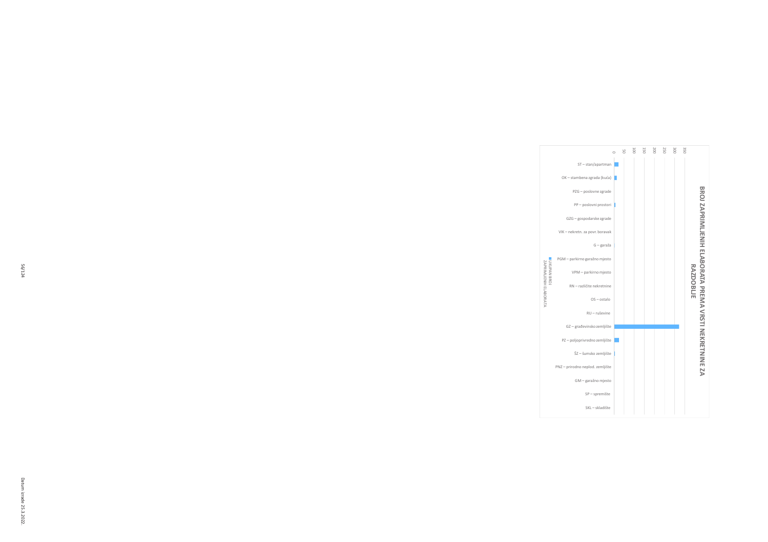**BROJ ZAPRIMLJENIH ELABORATA PREMA VRSTI NEKRETNINE ZA RAZDOBLJE**

- ST – stan/apartman
- OK – stambena zgrada (kuća)
- PZG – poslovne zgrade
- PP – poslovni prostori
- GZG – gospodarske zgrade
- VIK – nekretn. za povr. boravak
- G – garaža
- PGM – parkirno garažno mjesto
- VPM – parkirno mjesto
- RN – različite nekretnine
- OS – ostalo
- RU – ruševine
- GZ – građevinsko zemljište
- PZ – poljoprivredno zemljište
- ŠZ – šumsko zemljište
- PNZ – prirodno neplod. zemljište
- GM – garažno mjesto
- SP – spremište
- SKL – skladište

0 50 100 150 200 250 300 350

UKUPAN BROJ ZAPRIMLJENIH ELABORATA

Datum izrade 25.3.2022.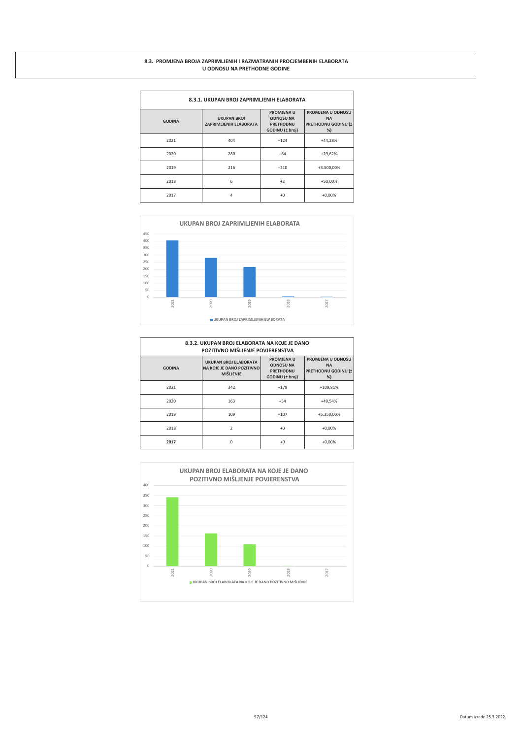## 8.3. PROMJENA BROJA ZAPRIMLJENIH I RAZMATRANIH PROCJEMBENIH ELABORATA U ODNOSU NA PRETHODNE GODINE

### 8.3.1. UKUPAN BROJ ZAPRIMLJENIH ELABORATA

| GODINA | UKUPAN BROJ ZAPRIMLJENIH ELABORATA | PROMJENA U ODNOSU NA PRETHODNU GODINU (± broj) | PROMJENA U ODNOSU NA PRETHODNU GODINU (± %) |
|---|---|---|---|
| 2021 | 404 | +124 | +44,28% |
| 2020 | 280 | +64 | +29,62% |
| 2019 | 216 | +210 | +3.500,00% |
| 2018 | 6 | +2 | +50,00% |
| 2017 | 4 | +0 | +0,00% |

**UKUPAN BROJ ZAPRIMLJENIH ELABORATA**

UKUPAN BROJ ZAPRIMLJENIH ELABORATA

### 8.3.2. UKUPAN BROJ ELABORATA NA KOJE JE DANO POZITIVNO MIŠLJENJE POVJERENSTVA

| GODINA | UKUPAN BROJ ELABORATA NA KOJE JE DANO POZITIVNO MIŠLJENJE | PROMJENA U ODNOSU NA PRETHODNU GODINU (± broj) | PROMJENA U ODNOSU NA PRETHODNU GODINU (± %) |
|---|---|---|---|
| 2021 | 342 | +179 | +109,81% |
| 2020 | 163 | +54 | +49,54% |
| 2019 | 109 | +107 | +5.350,00% |
| 2018 | 2 | +0 | +0,00% |
| **2017** | 0 | +0 | +0,00% |

**UKUPAN BROJ ELABORATA NA KOJE JE DANO POZITIVNO MIŠLJENJE POVJERENSTVA**

UKUPAN BROJ ELABORATA NA KOJE JE DANO POZITIVNO MIŠLJENJE

Datum izrade 25.3.2022.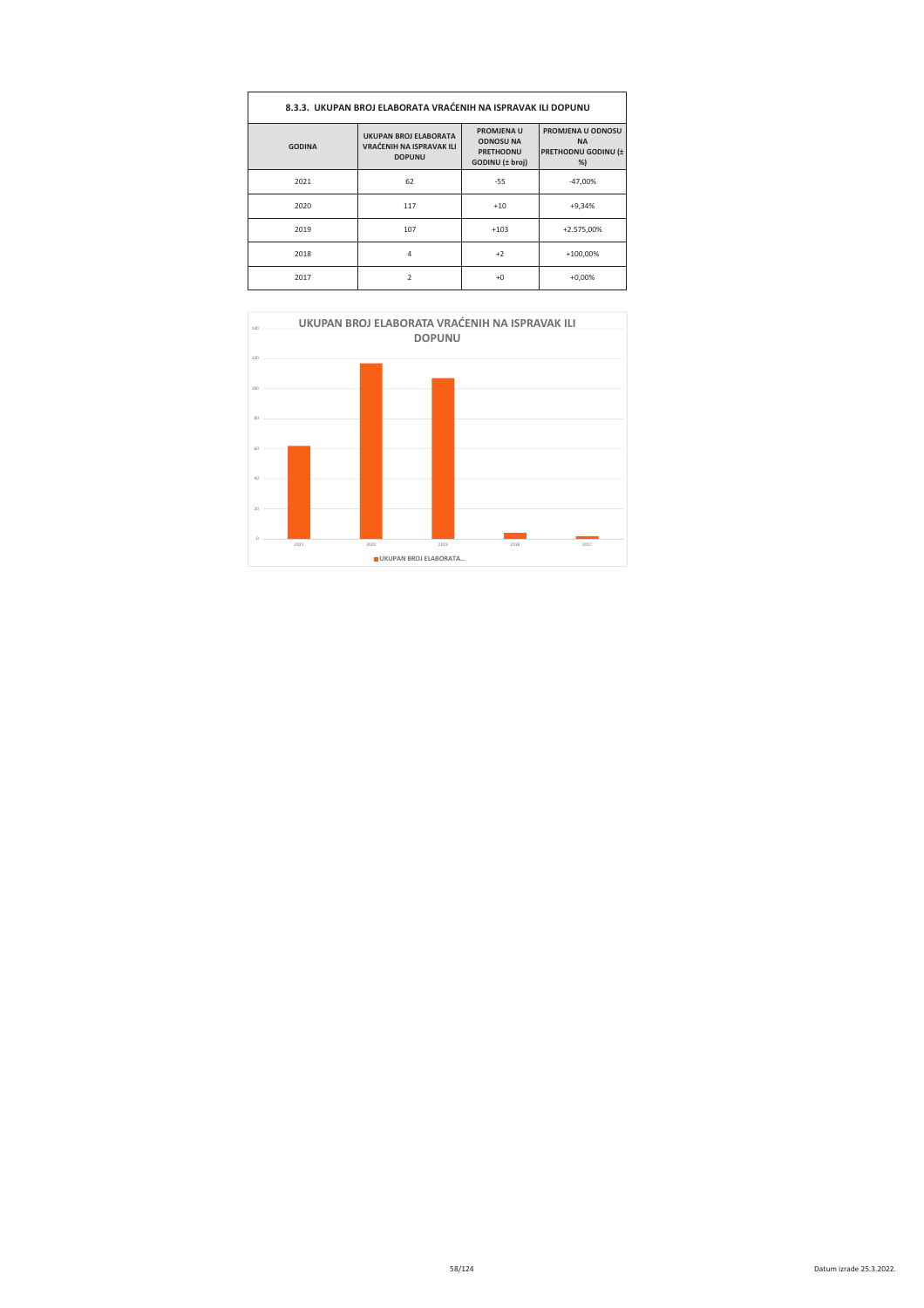### 8.3.3. UKUPAN BROJ ELABORATA VRAĆENIH NA ISPRAVAK ILI DOPUNU

| GODINA | UKUPAN BROJ ELABORATA VRAĆENIH NA ISPRAVAK ILI DOPUNU | PROMJENA U ODNOSU NA PRETHODNU GODINU (± broj) | PROMJENA U ODNOSU NA PRETHODNU GODINU (± %) |
|---|---|---|---|
| 2021 | 62 | -55 | -47,00% |
| 2020 | 117 | +10 | +9,34% |
| 2019 | 107 | +103 | +2.575,00% |
| 2018 | 4 | +2 | +100,00% |
| 2017 | 2 | +0 | +0,00% |

**UKUPAN BROJ ELABORATA VRAĆENIH NA ISPRAVAK ILI DOPUNU**

| Godina | UKUPAN BROJ ELABORATA... |
|---|---|
| 2021 | 62 |
| 2020 | 117 |
| 2019 | 107 |
| 2018 | 4 |
| 2017 | 2 |

Datum izrade 25.3.2022.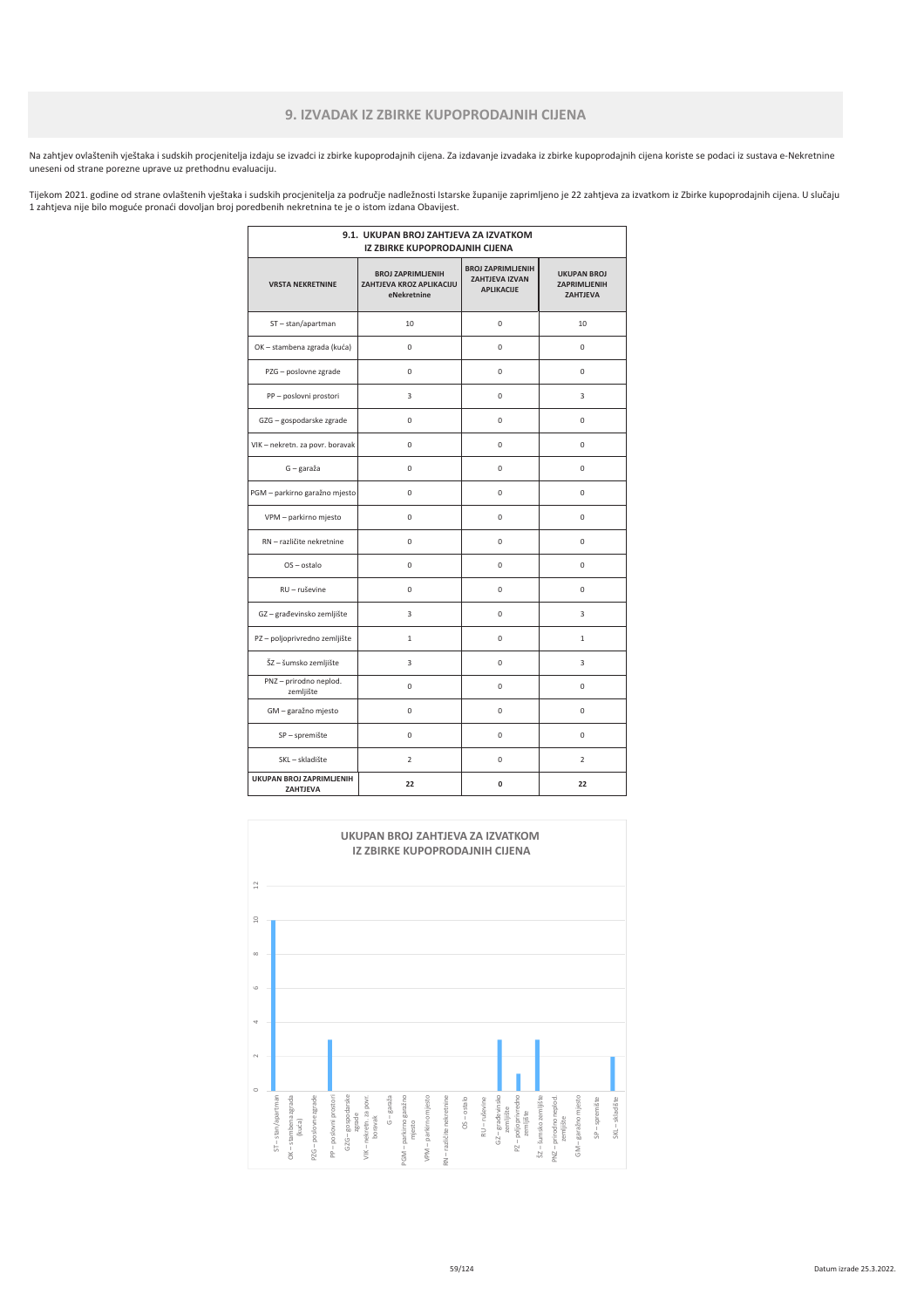# 9. IZVADAK IZ ZBIRKE KUPOPRODAJNIH CIJENA

Na zahtjev ovlaštenih vještaka i sudskih procjenitelja izdaju se izvadci iz zbirke kupoprodajnih cijena. Za izdavanje izvadaka iz zbirke kupoprodajnih cijena koriste se podaci iz sustava e-Nekretnine uneseni od strane porezne uprave uz prethodnu evaluaciju.

Tijekom 2021. godine od strane ovlaštenih vještaka i sudskih procjenitelja za područje nadležnosti Istarske županije zaprimljeno je 22 zahtjeva za izvatkom iz Zbirke kupoprodajnih cijena. U slučaju 1 zahtjeva nije bilo moguće pronaći dovoljan broj poredbenih nekretnina te je o istom izdana Obavijest.

**9.1. UKUPAN BROJ ZAHTJEVA ZA IZVATKOM IZ ZBIRKE KUPOPRODAJNIH CIJENA**

| VRSTA NEKRETNINE | BROJ ZAPRIMLJENIH ZAHTJEVA KROZ APLIKACIJU eNekretnine | BROJ ZAPRIMLJENIH ZAHTJEVA IZVAN APLIKACIJE | UKUPAN BROJ ZAPRIMLJENIH ZAHTJEVA |
|---|---|---|---|
| ST – stan/apartman | 10 | 0 | 10 |
| OK – stambena zgrada (kuća) | 0 | 0 | 0 |
| PZG – poslovne zgrade | 0 | 0 | 0 |
| PP – poslovni prostori | 3 | 0 | 3 |
| GZG – gospodarske zgrade | 0 | 0 | 0 |
| VIK – nekretn. za povr. boravak | 0 | 0 | 0 |
| G – garaža | 0 | 0 | 0 |
| PGM – parkirno garažno mjesto | 0 | 0 | 0 |
| VPM – parkirno mjesto | 0 | 0 | 0 |
| RN – različite nekretnine | 0 | 0 | 0 |
| OS – ostalo | 0 | 0 | 0 |
| RU – ruševine | 0 | 0 | 0 |
| GZ – građevinsko zemljište | 3 | 0 | 3 |
| PZ – poljoprivredno zemljište | 1 | 0 | 1 |
| ŠZ – šumsko zemljište | 3 | 0 | 3 |
| PNZ – prirodno neplod. zemljište | 0 | 0 | 0 |
| GM – garažno mjesto | 0 | 0 | 0 |
| SP – spremište | 0 | 0 | 0 |
| SKL – skladište | 2 | 0 | 2 |
| **UKUPAN BROJ ZAPRIMLJENIH ZAHTJEVA** | **22** | **0** | **22** |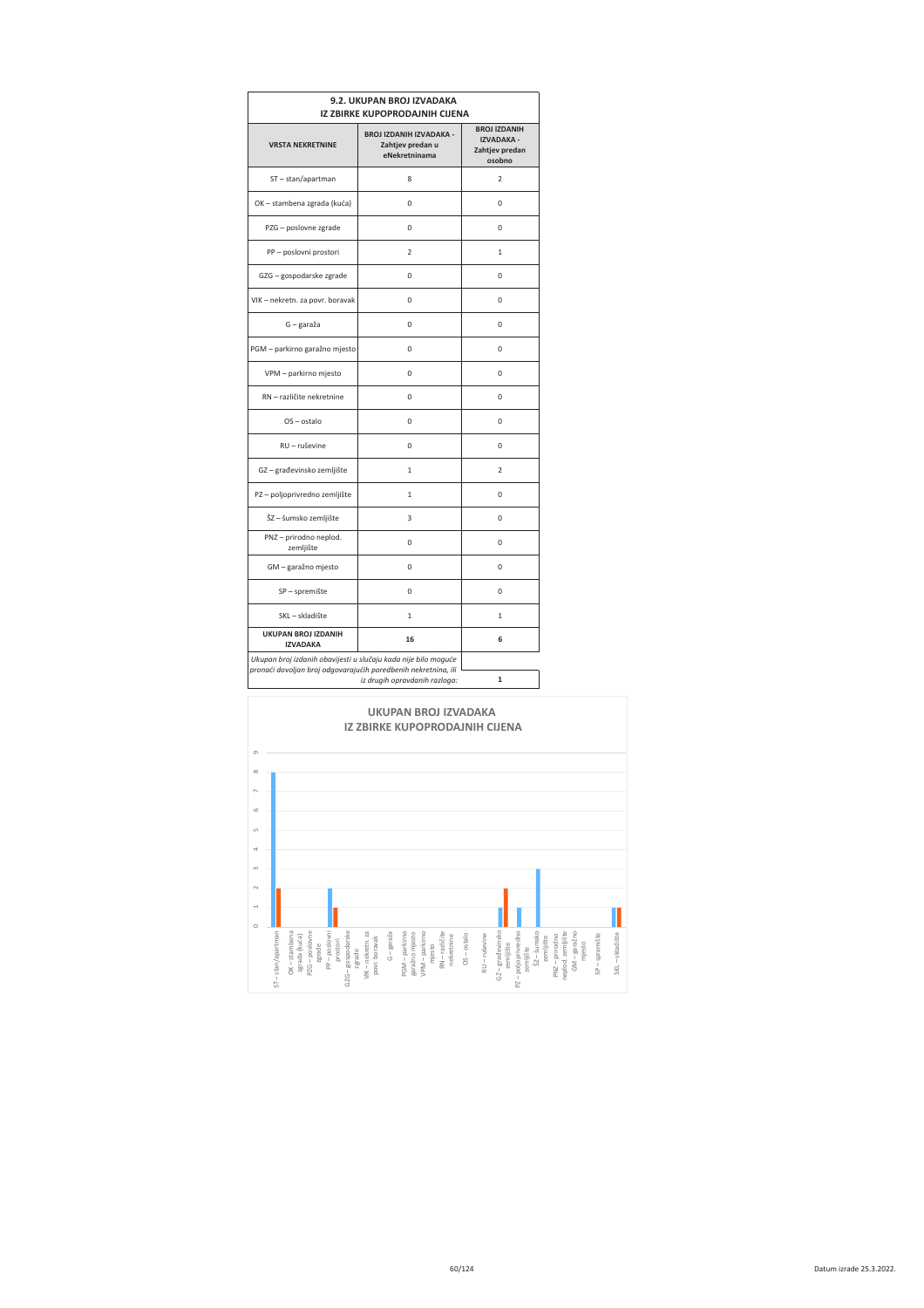## 9.2. UKUPAN BROJ IZVADAKA IZ ZBIRKE KUPOPRODAJNIH CIJENA

| VRSTA NEKRETNINE | BROJ IZDANIH IZVADAKA - Zahtjev predan u eNekretninama | BROJ IZDANIH IZVADAKA - Zahtjev predan osobno |
|---|---|---|
| ST – stan/apartman | 8 | 2 |
| OK – stambena zgrada (kuća) | 0 | 0 |
| PZG – poslovne zgrade | 0 | 0 |
| PP – poslovni prostori | 2 | 1 |
| GZG – gospodarske zgrade | 0 | 0 |
| VIK – nekretn. za povr. boravak | 0 | 0 |
| G – garaža | 0 | 0 |
| PGM – parkirno garažno mjesto | 0 | 0 |
| VPM – parkirno mjesto | 0 | 0 |
| RN – različite nekretnine | 0 | 0 |
| OS – ostalo | 0 | 0 |
| RU – ruševine | 0 | 0 |
| GZ – građevinsko zemljište | 1 | 2 |
| PZ – poljoprivredno zemljište | 1 | 0 |
| ŠZ – šumsko zemljište | 3 | 0 |
| PNZ – prirodno neplod. zemljište | 0 | 0 |
| GM – garažno mjesto | 0 | 0 |
| SP – spremište | 0 | 0 |
| SKL – skladište | 1 | 1 |
| **UKUPAN BROJ IZDANIH IZVADAKA** | **16** | **6** |
| *Ukupan broj izdanih obavijesti u slučaju kada nije bilo moguće pronaći dovoljan broj odgovarajućih poredbenih nekretnina, ili iz drugih opravdanih razloga:* | | **1** |

### UKUPAN BROJ IZVADAKA IZ ZBIRKE KUPOPRODAJNIH CIJENA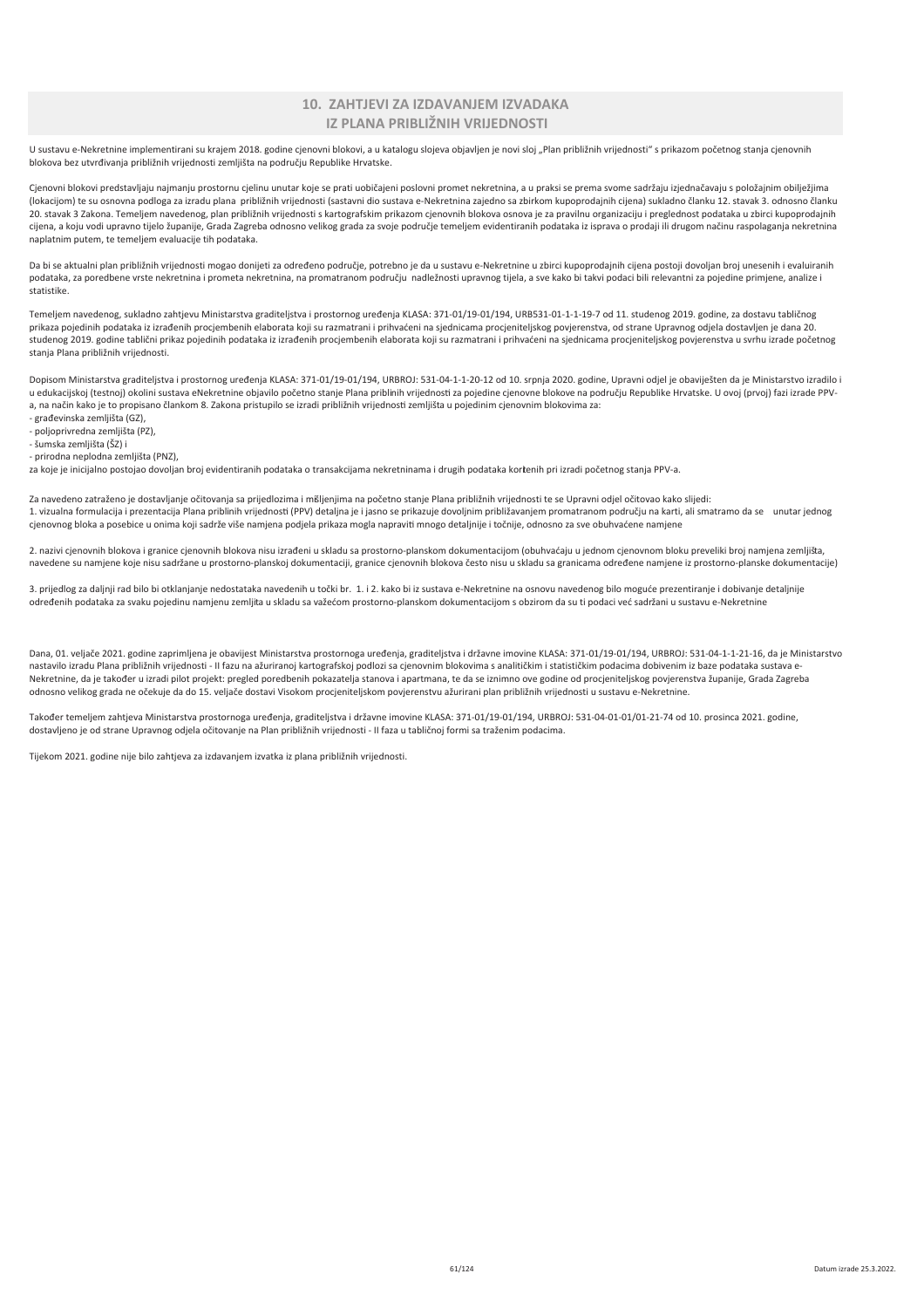## 10. ZAHTJEVI ZA IZDAVANJEM IZVADAKA IZ PLANA PRIBLIŽNIH VRIJEDNOSTI

U sustavu e-Nekretnine implementirani su krajem 2018. godine cjenovni blokovi, a u katalogu slojeva objavljen je novi sloj „Plan približnih vrijednosti" s prikazom početnog stanja cjenovnih blokova bez utvrđivanja približnih vrijednosti zemljišta na području Republike Hrvatske.

Cjenovni blokovi predstavljaju najmanju prostornu cjelinu unutar koje se prati uobičajeni poslovni promet nekretnina, a u praksi se prema svome sadržaju izjednačavaju s položajnim obilježjima (lokacijom) te su osnovna podloga za izradu plana približnih vrijednosti (sastavni dio sustava e-Nekretnina zajedno sa zbirkom kupoprodajnih cijena) sukladno članku 12. stavak 3. odnosno članku 20. stavak 3 Zakona. Temeljem navedenog, plan približnih vrijednosti s kartografskim prikazom cjenovnih blokova osnova je za pravilnu organizaciju i preglednost podataka u zbirci kupoprodajnih cijena, a koju vodi upravno tijelo županije, Grada Zagreba odnosno velikog grada za svoje područje temeljem evidentiranih podataka iz isprava o prodaji ili drugom načinu raspolaganja nekretnina naplatnim putem, te temeljem evaluacije tih podataka.

Da bi se aktualni plan približnih vrijednosti mogao donijeti za određeno područje, potrebno je da u sustavu e-Nekretnine u zbirci kupoprodajnih cijena postoji dovoljan broj unesenih i evaluiranih podataka, za poredbene vrste nekretnina i prometa nekretnina, na promatranom području nadležnosti upravnog tijela, a sve kako bi takvi podaci bili relevantni za pojedine primjene, analize i statistike.

Temeljem navedenog, sukladno zahtjevu Ministarstva graditeljstva i prostornog uređenja KLASA: 371-01/19-01/194, URB531-01-1-1-19-7 od 11. studenog 2019. godine, za dostavu tabličnog prikaza pojedinih podataka iz izrađenih procjembenih elaborata koji su razmatrani i prihvaćeni na sjednicama procjeniteljskog povjerenstva, od strane Upravnog odjela dostavljen je dana 20. studenog 2019. godine tablični prikaz pojedinih podataka iz izrađenih procjembenih elaborata koji su razmatrani i prihvaćeni na sjednicama procjeniteljskog povjerenstva u svrhu izrade početnog stanja Plana približnih vrijednosti.

Dopisom Ministarstva graditeljstva i prostornog uređenja KLASA: 371-01/19-01/194, URBROJ: 531-04-1-1-20-12 od 10. srpnja 2020. godine, Upravni odjel je obaviješten da je Ministarstvo izradilo i u edukacijskoj (testnoj) okolini sustava eNekretnine objavilo početno stanje Plana priblinih vrijednosti za pojedine cjenovne blokove na području Republike Hrvatske. U ovoj (prvoj) fazi izrade PPV-a, na način kako je to propisano člankom 8. Zakona pristupilo se izradi približnih vrijednosti zemljišta u pojedinim cjenovnim blokovima za:

- građevinska zemljišta (GZ),
- poljoprivredna zemljišta (PZ),
- šumska zemljišta (ŠZ) i
- prirodna neplodna zemljišta (PNZ),

za koje je inicijalno postojao dovoljan broj evidentiranih podataka o transakcijama nekretninama i drugih podataka korienih pri izradi početnog stanja PPV-a.

Za navedeno zatraženo je dostavljanje očitovanja sa prijedlozima i mišljenjima na početno stanje Plana približnih vrijednosti te se Upravni odjel očitovao kako slijedi:
1. vizualna formulacija i prezentacija Plana priblinih vrijednosti (PPV) detaljna je i jasno se prikazuje dovoljnim približavanjem promatranom području na karti, ali smatramo da se unutar jednog cjenovnog bloka a posebice u onima koji sadrže više namjena podjela prikaza mogla napraviti mnogo detaljnije i točnije, odnosno za sve obuhvaćene namjene

2. nazivi cjenovnih blokova i granice cjenovnih blokova nisu izrađeni u skladu sa prostorno-planskom dokumentacijom (obuhvaćaju u jednom cjenovnom bloku preveliki broj namjena zemljišta, navedene su namjene koje nisu sadržane u prostorno-planskoj dokumentaciji, granice cjenovnih blokova često nisu u skladu sa granicama određene namjene iz prostorno-planske dokumentacije)

3. prijedlog za daljnji rad bilo bi otklanjanje nedostataka navedenih u točki br. 1. i 2. kako bi iz sustava e-Nekretnine na osnovu navedenog bilo moguće prezentiranje i dobivanje detaljnije određenih podataka za svaku pojedinu namjenu zemljita u skladu sa važećom prostorno-planskom dokumentacijom s obzirom da su ti podaci već sadržani u sustavu e-Nekretnine

Dana, 01. veljače 2021. godine zaprimljena je obavijest Ministarstva prostornoga uređenja, graditeljstva i državne imovine KLASA: 371-01/19-01/194, URBROJ: 531-04-1-1-21-16, da je Ministarstvo nastavilo izradu Plana približnih vrijednosti - II fazu na ažuriranoj kartografskoj podlozi sa cjenovnim blokovima s analitičkim i statističkim podacima dobivenim iz baze podataka sustava e-Nekretnine, da je također u izradi pilot projekt: pregled poredbenih pokazatelja stanova i apartmana, te da se iznimno ove godine od procjeniteljskog povjerenstva županije, Grada Zagreba odnosno velikog grada ne očekuje da do 15. veljače dostavi Visokom procjeniteljskom povjerenstvu ažurirani plan približnih vrijednosti u sustavu e-Nekretnine.

Također temeljem zahtjeva Ministarstva prostornoga uređenja, graditeljstva i državne imovine KLASA: 371-01/19-01/194, URBROJ: 531-04-01-01/01-21-74 od 10. prosinca 2021. godine, dostavljeno je od strane Upravnog odjela očitovanje na Plan približnih vrijednosti - II faza u tabličnoj formi sa traženim podacima.

Tijekom 2021. godine nije bilo zahtjeva za izdavanjem izvatka iz plana približnih vrijednosti.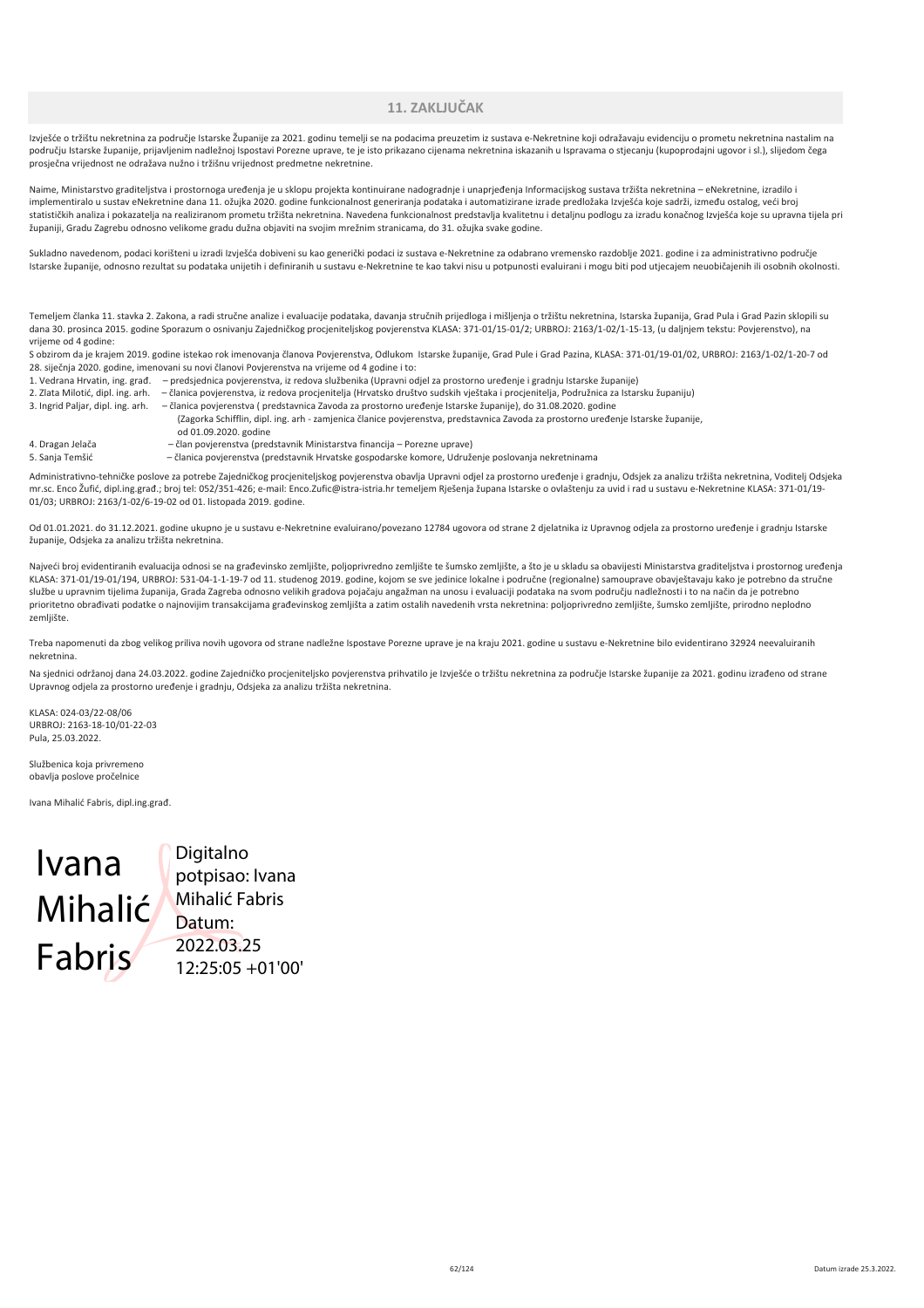## 11. ZAKLJUČAK

Izvješće o tržištu nekretnina za područje Istarske Županije za 2021. godinu temelji se na podacima preuzetim iz sustava e-Nekretnine koji odražavaju evidenciju o prometu nekretnina nastalim na području Istarske županije, prijavljenim nadležnoj Ispostavi Porezne uprave, te je isto prikazano cijenama nekretnina iskazanih u Ispravama o stjecanju (kupoprodajni ugovor i sl.), slijedom čega prosječna vrijednost ne odražava nužno i tržišnu vrijednost predmetne nekretnine.

Naime, Ministarstvo graditeljstva i prostornoga uređenja je u sklopu projekta kontinuirane nadogradnje i unaprjeđenja Informacijskog sustava tržišta nekretnina – eNekretnine, izradilo i implementiralo u sustav eNekretnine dana 11. ožujka 2020. godine funkcionalnost generiranja podataka i automatizirane izrade predložaka Izvješća koje sadrži, između ostalog, veći broj statističkih analiza i pokazatelja na realiziranom prometu tržišta nekretnina. Navedena funkcionalnost predstavlja kvalitetnu i detaljnu podlogu za izradu konačnog Izvješća koje su upravna tijela pri županiji, Gradu Zagrebu odnosno velikome gradu dužna objaviti na svojim mrežnim stranicama, do 31. ožujka svake godine.

Sukladno navedenom, podaci korišteni u izradi Izvješća dobiveni su kao generički podaci iz sustava e-Nekretnine za odabrano vremensko razdoblje 2021. godine i za administrativno područje Istarske županije, odnosno rezultat su podataka unijetih i definiranih u sustavu e-Nekretnine te kao takvi nisu u potpunosti evaluirani i mogu biti pod utjecajem neuobičajenih ili osobnih okolnosti.

Temeljem članka 11. stavka 2. Zakona, a radi stručne analize i evaluacije podataka, davanja stručnih prijedloga i mišljenja o tržištu nekretnina, Istarska županija, Grad Pula i Grad Pazin sklopili su dana 30. prosinca 2015. godine Sporazum o osnivanju Zajedničkog procjeniteljskog povjerenstva KLASA: 371-01/15-01/2; URBROJ: 2163/1-02/1-15-13, (u daljnjem tekstu: Povjerenstvo), na vrijeme od 4 godine:

S obzirom da je krajem 2019. godine istekao rok imenovanja članova Povjerenstva, Odlukom Istarske županije, Grad Pule i Grad Pazina, KLASA: 371-01/19-01/02, URBROJ: 2163/1-02/1-20-7 od 28. siječnja 2020. godine, imenovani su novi članovi Povjerenstva na vrijeme od 4 godine i to:

1. Vedrana Hrvatin, ing. građ. – predsjednica povjerenstva, iz redova službenika (Upravni odjel za prostorno uređenje i gradnju Istarske županije)
2. Zlata Milotić, dipl. ing. arh. – članica povjerenstva, iz redova procjenitelja (Hrvatsko društvo sudskih vještaka i procjenitelja, Podružnica za Istarsku županiju)
3. Ingrid Paljar, dipl. ing. arh. – članica povjerenstva ( predstavnica Zavoda za prostorno uređenje Istarske županije), do 31.08.2020. godine
   (Zagorka Schifflin, dipl. ing. arh - zamjenica članice povjerenstva, predstavnica Zavoda za prostorno uređenje Istarske županije, od 01.09.2020. godine
4. Dragan Jelača – član povjerenstva (predstavnik Ministarstva financija – Porezne uprave)
5. Sanja Temšić – članica povjerenstva (predstavnik Hrvatske gospodarske komore, Udruženje poslovanja nekretninama

Administrativno-tehničke poslove za potrebe Zajedničkog procjeniteljskog povjerenstva obavlja Upravni odjel za prostorno uređenje i gradnju, Odsjek za analizu tržišta nekretnina, Voditelj Odsjeka mr.sc. Enco Žufić, dipl.ing.građ.; broj tel: 052/351-426; e-mail: Enco.Zufic@istra-istria.hr temeljem Rješenja župana Istarske o ovlaštenju za uvid i rad u sustavu e-Nekretnine KLASA: 371-01/19-01/03; URBROJ: 2163/1-02/6-19-02 od 01. listopada 2019. godine.

Od 01.01.2021. do 31.12.2021. godine ukupno je u sustavu e-Nekretnine evaluirano/povezano 12784 ugovora od strane 2 djelatnika iz Upravnog odjela za prostorno uređenje i gradnju Istarske županije, Odsjeka za analizu tržišta nekretnina.

Najveći broj evidentiranih evaluacija odnosi se na građevinsko zemljište, poljoprivredno zemljište te šumsko zemljište, a što je u skladu sa obavijesti Ministarstva graditeljstva i prostornog uređenja KLASA: 371-01/19-01/194, URBROJ: 531-04-1-1-19-7 od 11. studenog 2019. godine, kojom se sve jedinice lokalne i područne (regionalne) samouprave obavještavaju kako je potrebno da stručne službe u upravnim tijelima županija, Grada Zagreba odnosno velikih gradova pojačaju angažman na unosu i evaluaciji podataka na svom području nadležnosti i to na način da je potrebno prioritetno obrađivati podatke o najnovijim transakcijama građevinskog zemljišta a zatim ostalih navedenih vrsta nekretnina: poljoprivredno zemljište, šumsko zemljište, prirodno neplodno zemljište.

Treba napomenuti da zbog velikog priliva novih ugovora od strane nadležne Ispostave Porezne uprave je na kraju 2021. godine u sustavu e-Nekretnine bilo evidentirano 32924 neevaluiranih nekretnina.

Na sjednici održanoj dana 24.03.2022. godine Zajedničko procjeniteljsko povjerenstva prihvatilo je Izvješće o tržištu nekretnina za područje Istarske županije za 2021. godinu izrađeno od strane Upravnog odjela za prostorno uređenje i gradnju, Odsjeka za analizu tržišta nekretnina.

KLASA: 024-03/22-08/06
URBROJ: 2163-18-10/01-22-03
Pula, 25.03.2022.

Službenica koja privremeno
obavlja poslove pročelnice

Ivana Mihalić Fabris, dipl.ing.građ.

Ivana Mihalić Fabris

Digitalno potpisao: Ivana Mihalić Fabris
Datum: 2022.03.25 12:25:05 +01'00'